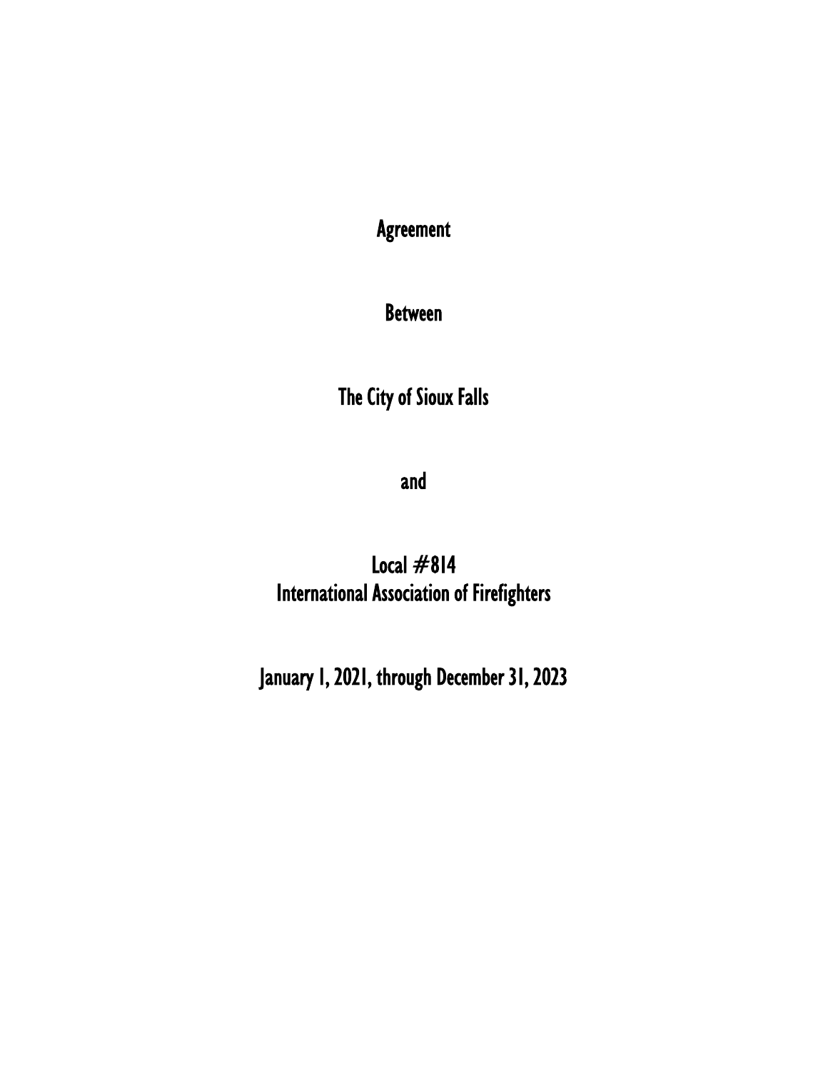# Agreement

# Between

# The City of Sioux Falls

# and

# Local #814
# International Association of Firefighters

# January 1, 2021, through December 31, 2023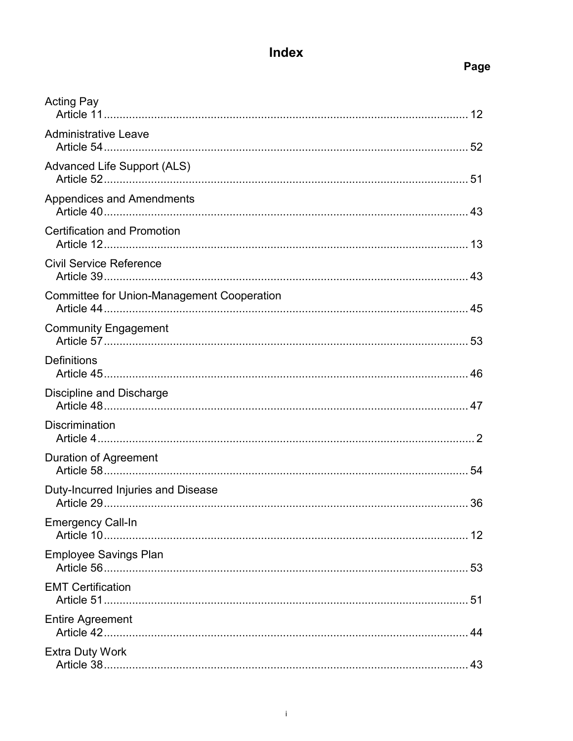# Index

| | Page |
|---|---|
| **Acting Pay** | |
| Article 11 | 12 |
| **Administrative Leave** | |
| Article 54 | 52 |
| **Advanced Life Support (ALS)** | |
| Article 52 | 51 |
| **Appendices and Amendments** | |
| Article 40 | 43 |
| **Certification and Promotion** | |
| Article 12 | 13 |
| **Civil Service Reference** | |
| Article 39 | 43 |
| **Committee for Union-Management Cooperation** | |
| Article 44 | 45 |
| **Community Engagement** | |
| Article 57 | 53 |
| **Definitions** | |
| Article 45 | 46 |
| **Discipline and Discharge** | |
| Article 48 | 47 |
| **Discrimination** | |
| Article 4 | 2 |
| **Duration of Agreement** | |
| Article 58 | 54 |
| **Duty-Incurred Injuries and Disease** | |
| Article 29 | 36 |
| **Emergency Call-In** | |
| Article 10 | 12 |
| **Employee Savings Plan** | |
| Article 56 | 53 |
| **EMT Certification** | |
| Article 51 | 51 |
| **Entire Agreement** | |
| Article 42 | 44 |
| **Extra Duty Work** | |
| Article 38 | 43 |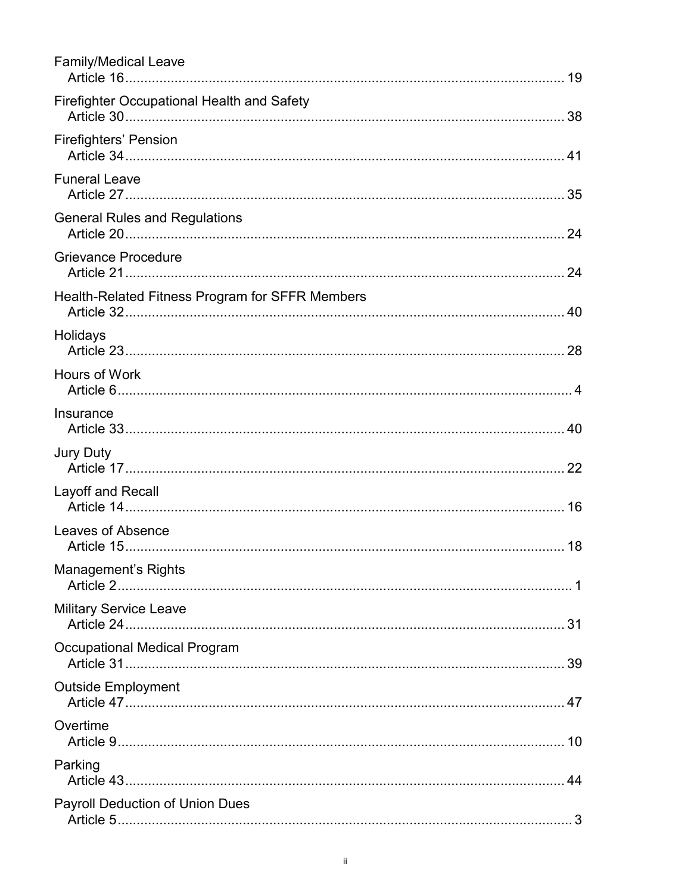Family/Medical Leave
Article 16 .................................................................................................................... 19

Firefighter Occupational Health and Safety
Article 30 .................................................................................................................... 38

Firefighters' Pension
Article 34 .................................................................................................................... 41

Funeral Leave
Article 27 .................................................................................................................... 35

General Rules and Regulations
Article 20 .................................................................................................................... 24

Grievance Procedure
Article 21 .................................................................................................................... 24

Health-Related Fitness Program for SFFR Members
Article 32 .................................................................................................................... 40

Holidays
Article 23 .................................................................................................................... 28

Hours of Work
Article 6 ...................................................................................................................... 4

Insurance
Article 33 .................................................................................................................... 40

Jury Duty
Article 17 .................................................................................................................... 22

Layoff and Recall
Article 14 .................................................................................................................... 16

Leaves of Absence
Article 15 .................................................................................................................... 18

Management's Rights
Article 2 ...................................................................................................................... 1

Military Service Leave
Article 24 .................................................................................................................... 31

Occupational Medical Program
Article 31 .................................................................................................................... 39

Outside Employment
Article 47 .................................................................................................................... 47

Overtime
Article 9 ...................................................................................................................... 10

Parking
Article 43 .................................................................................................................... 44

Payroll Deduction of Union Dues
Article 5 ...................................................................................................................... 3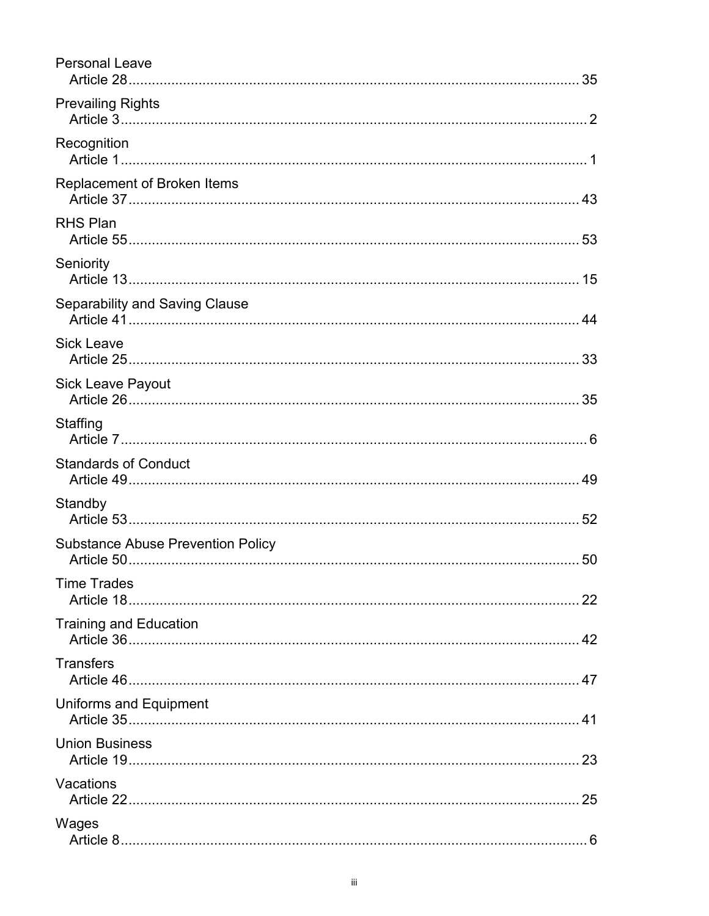Personal Leave
  Article 28 .......................................................................................................... 35

Prevailing Rights
  Article 3 .............................................................................................................. 2

Recognition
  Article 1 .............................................................................................................. 1

Replacement of Broken Items
  Article 37 .......................................................................................................... 43

RHS Plan
  Article 55 .......................................................................................................... 53

Seniority
  Article 13 .......................................................................................................... 15

Separability and Saving Clause
  Article 41 .......................................................................................................... 44

Sick Leave
  Article 25 .......................................................................................................... 33

Sick Leave Payout
  Article 26 .......................................................................................................... 35

Staffing
  Article 7 .............................................................................................................. 6

Standards of Conduct
  Article 49 .......................................................................................................... 49

Standby
  Article 53 .......................................................................................................... 52

Substance Abuse Prevention Policy
  Article 50 .......................................................................................................... 50

Time Trades
  Article 18 .......................................................................................................... 22

Training and Education
  Article 36 .......................................................................................................... 42

Transfers
  Article 46 .......................................................................................................... 47

Uniforms and Equipment
  Article 35 .......................................................................................................... 41

Union Business
  Article 19 .......................................................................................................... 23

Vacations
  Article 22 .......................................................................................................... 25

Wages
  Article 8 .............................................................................................................. 6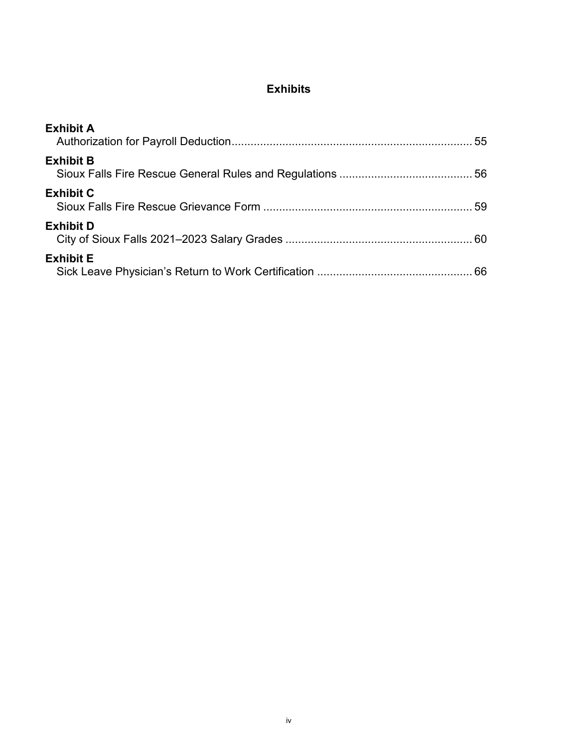# Exhibits

**Exhibit A**
Authorization for Payroll Deduction ... 55

**Exhibit B**
Sioux Falls Fire Rescue General Rules and Regulations ... 56

**Exhibit C**
Sioux Falls Fire Rescue Grievance Form ... 59

**Exhibit D**
City of Sioux Falls 2021–2023 Salary Grades ... 60

**Exhibit E**
Sick Leave Physician's Return to Work Certification ... 66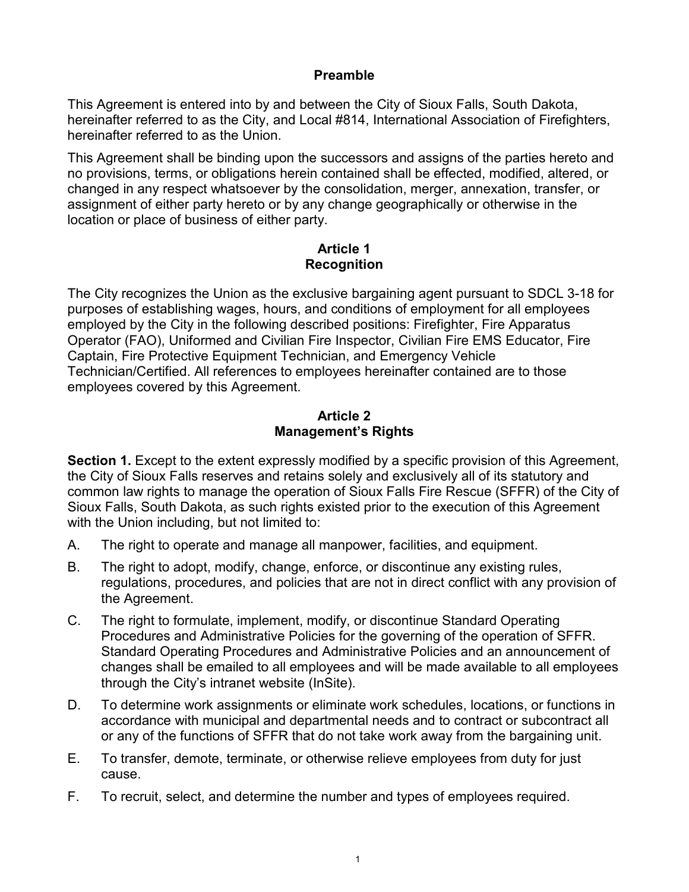## Preamble

This Agreement is entered into by and between the City of Sioux Falls, South Dakota, hereinafter referred to as the City, and Local #814, International Association of Firefighters, hereinafter referred to as the Union.

This Agreement shall be binding upon the successors and assigns of the parties hereto and no provisions, terms, or obligations herein contained shall be effected, modified, altered, or changed in any respect whatsoever by the consolidation, merger, annexation, transfer, or assignment of either party hereto or by any change geographically or otherwise in the location or place of business of either party.

## Article 1
## Recognition

The City recognizes the Union as the exclusive bargaining agent pursuant to SDCL 3-18 for purposes of establishing wages, hours, and conditions of employment for all employees employed by the City in the following described positions: Firefighter, Fire Apparatus Operator (FAO), Uniformed and Civilian Fire Inspector, Civilian Fire EMS Educator, Fire Captain, Fire Protective Equipment Technician, and Emergency Vehicle Technician/Certified. All references to employees hereinafter contained are to those employees covered by this Agreement.

## Article 2
## Management's Rights

**Section 1.** Except to the extent expressly modified by a specific provision of this Agreement, the City of Sioux Falls reserves and retains solely and exclusively all of its statutory and common law rights to manage the operation of Sioux Falls Fire Rescue (SFFR) of the City of Sioux Falls, South Dakota, as such rights existed prior to the execution of this Agreement with the Union including, but not limited to:

A. The right to operate and manage all manpower, facilities, and equipment.

B. The right to adopt, modify, change, enforce, or discontinue any existing rules, regulations, procedures, and policies that are not in direct conflict with any provision of the Agreement.

C. The right to formulate, implement, modify, or discontinue Standard Operating Procedures and Administrative Policies for the governing of the operation of SFFR. Standard Operating Procedures and Administrative Policies and an announcement of changes shall be emailed to all employees and will be made available to all employees through the City's intranet website (InSite).

D. To determine work assignments or eliminate work schedules, locations, or functions in accordance with municipal and departmental needs and to contract or subcontract all or any of the functions of SFFR that do not take work away from the bargaining unit.

E. To transfer, demote, terminate, or otherwise relieve employees from duty for just cause.

F. To recruit, select, and determine the number and types of employees required.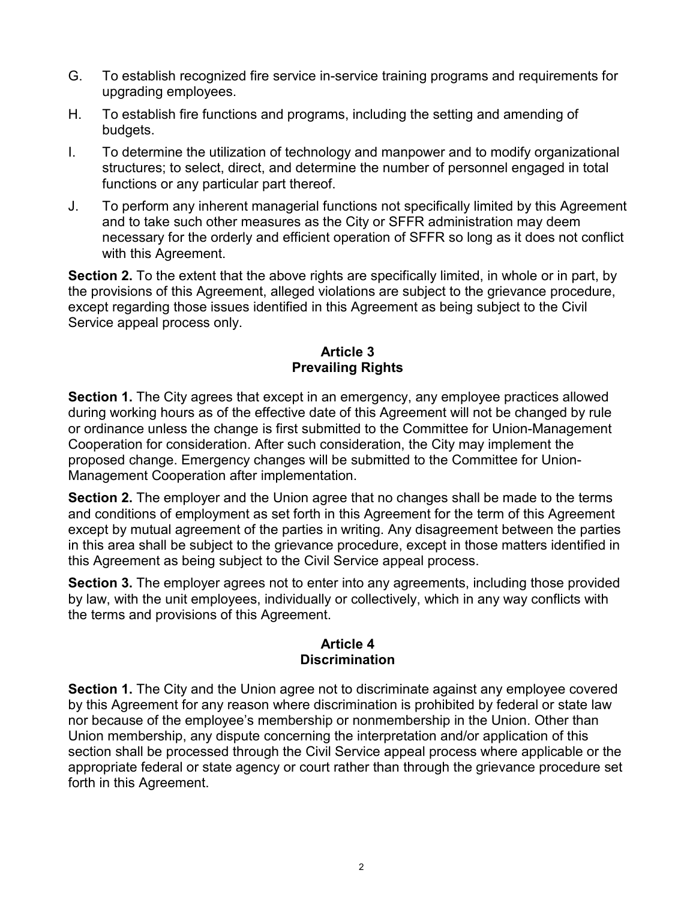G. To establish recognized fire service in-service training programs and requirements for upgrading employees.

H. To establish fire functions and programs, including the setting and amending of budgets.

I. To determine the utilization of technology and manpower and to modify organizational structures; to select, direct, and determine the number of personnel engaged in total functions or any particular part thereof.

J. To perform any inherent managerial functions not specifically limited by this Agreement and to take such other measures as the City or SFFR administration may deem necessary for the orderly and efficient operation of SFFR so long as it does not conflict with this Agreement.

**Section 2.** To the extent that the above rights are specifically limited, in whole or in part, by the provisions of this Agreement, alleged violations are subject to the grievance procedure, except regarding those issues identified in this Agreement as being subject to the Civil Service appeal process only.

## Article 3
## Prevailing Rights

**Section 1.** The City agrees that except in an emergency, any employee practices allowed during working hours as of the effective date of this Agreement will not be changed by rule or ordinance unless the change is first submitted to the Committee for Union-Management Cooperation for consideration. After such consideration, the City may implement the proposed change. Emergency changes will be submitted to the Committee for Union-Management Cooperation after implementation.

**Section 2.** The employer and the Union agree that no changes shall be made to the terms and conditions of employment as set forth in this Agreement for the term of this Agreement except by mutual agreement of the parties in writing. Any disagreement between the parties in this area shall be subject to the grievance procedure, except in those matters identified in this Agreement as being subject to the Civil Service appeal process.

**Section 3.** The employer agrees not to enter into any agreements, including those provided by law, with the unit employees, individually or collectively, which in any way conflicts with the terms and provisions of this Agreement.

## Article 4
## Discrimination

**Section 1.** The City and the Union agree not to discriminate against any employee covered by this Agreement for any reason where discrimination is prohibited by federal or state law nor because of the employee's membership or nonmembership in the Union. Other than Union membership, any dispute concerning the interpretation and/or application of this section shall be processed through the Civil Service appeal process where applicable or the appropriate federal or state agency or court rather than through the grievance procedure set forth in this Agreement.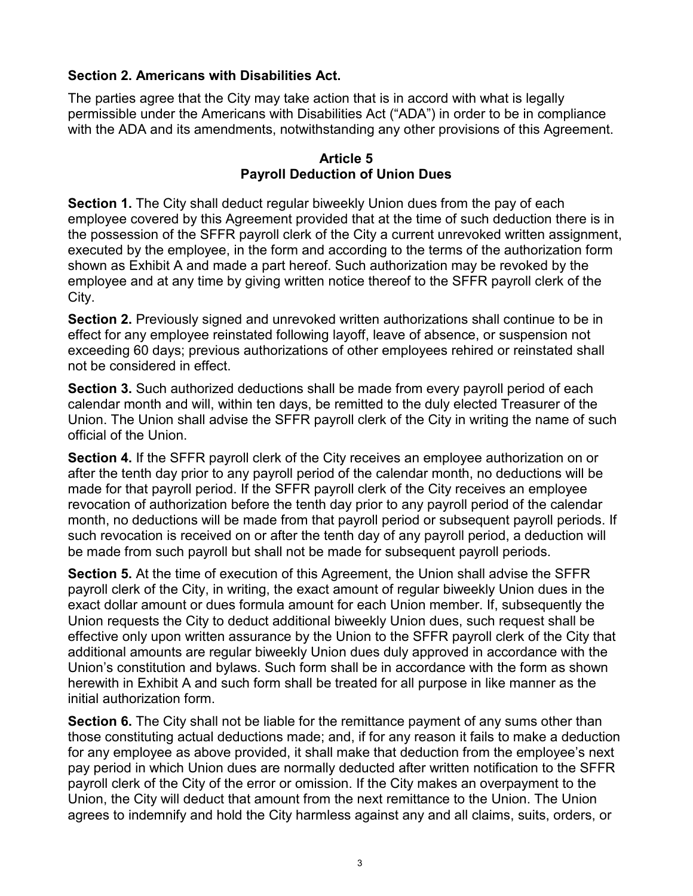**Section 2. Americans with Disabilities Act.**

The parties agree that the City may take action that is in accord with what is legally permissible under the Americans with Disabilities Act ("ADA") in order to be in compliance with the ADA and its amendments, notwithstanding any other provisions of this Agreement.

## Article 5
## Payroll Deduction of Union Dues

**Section 1.** The City shall deduct regular biweekly Union dues from the pay of each employee covered by this Agreement provided that at the time of such deduction there is in the possession of the SFFR payroll clerk of the City a current unrevoked written assignment, executed by the employee, in the form and according to the terms of the authorization form shown as Exhibit A and made a part hereof. Such authorization may be revoked by the employee and at any time by giving written notice thereof to the SFFR payroll clerk of the City.

**Section 2.** Previously signed and unrevoked written authorizations shall continue to be in effect for any employee reinstated following layoff, leave of absence, or suspension not exceeding 60 days; previous authorizations of other employees rehired or reinstated shall not be considered in effect.

**Section 3.** Such authorized deductions shall be made from every payroll period of each calendar month and will, within ten days, be remitted to the duly elected Treasurer of the Union. The Union shall advise the SFFR payroll clerk of the City in writing the name of such official of the Union.

**Section 4.** If the SFFR payroll clerk of the City receives an employee authorization on or after the tenth day prior to any payroll period of the calendar month, no deductions will be made for that payroll period. If the SFFR payroll clerk of the City receives an employee revocation of authorization before the tenth day prior to any payroll period of the calendar month, no deductions will be made from that payroll period or subsequent payroll periods. If such revocation is received on or after the tenth day of any payroll period, a deduction will be made from such payroll but shall not be made for subsequent payroll periods.

**Section 5.** At the time of execution of this Agreement, the Union shall advise the SFFR payroll clerk of the City, in writing, the exact amount of regular biweekly Union dues in the exact dollar amount or dues formula amount for each Union member. If, subsequently the Union requests the City to deduct additional biweekly Union dues, such request shall be effective only upon written assurance by the Union to the SFFR payroll clerk of the City that additional amounts are regular biweekly Union dues duly approved in accordance with the Union's constitution and bylaws. Such form shall be in accordance with the form as shown herewith in Exhibit A and such form shall be treated for all purpose in like manner as the initial authorization form.

**Section 6.** The City shall not be liable for the remittance payment of any sums other than those constituting actual deductions made; and, if for any reason it fails to make a deduction for any employee as above provided, it shall make that deduction from the employee's next pay period in which Union dues are normally deducted after written notification to the SFFR payroll clerk of the City of the error or omission. If the City makes an overpayment to the Union, the City will deduct that amount from the next remittance to the Union. The Union agrees to indemnify and hold the City harmless against any and all claims, suits, orders, or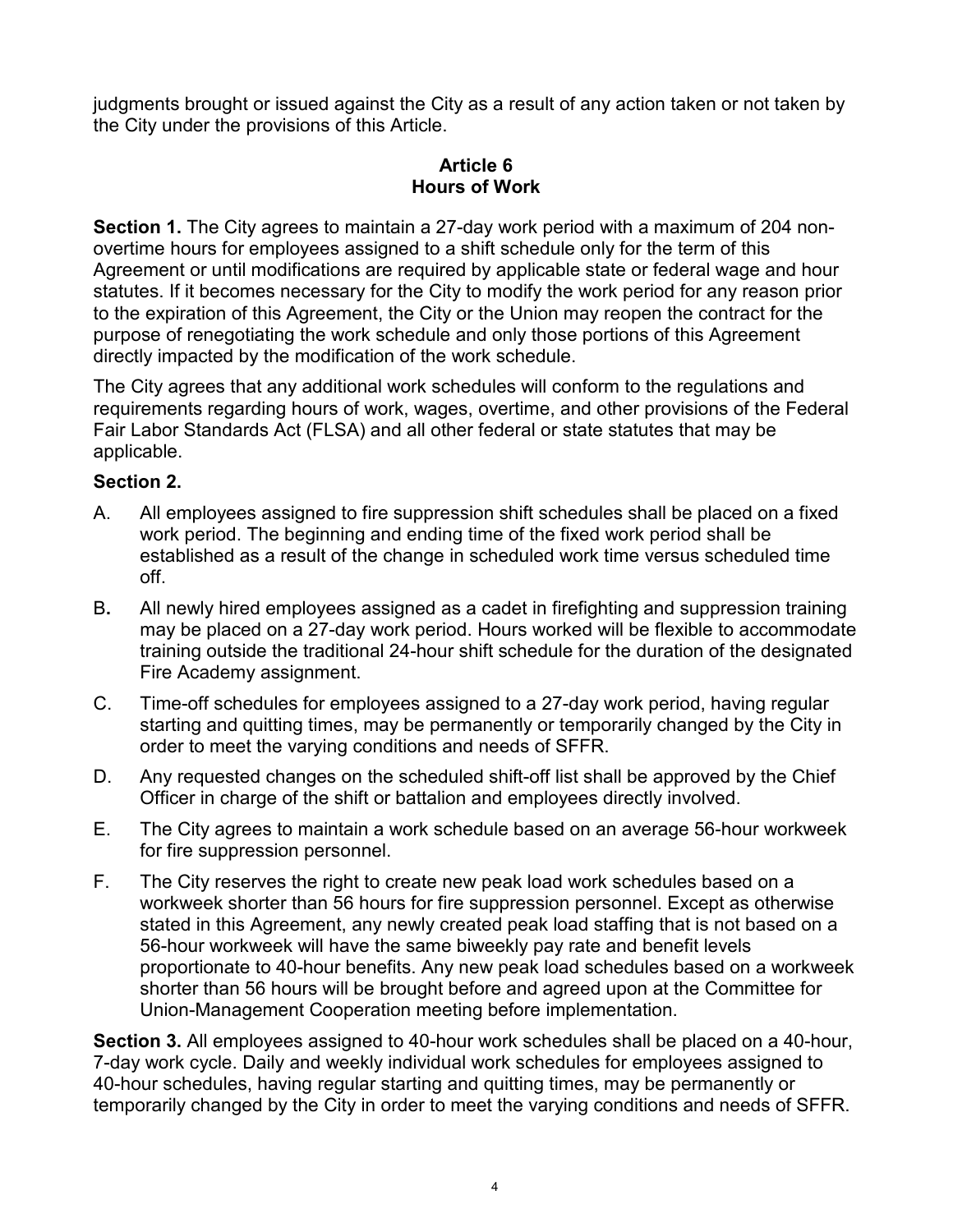judgments brought or issued against the City as a result of any action taken or not taken by the City under the provisions of this Article.

## Article 6
## Hours of Work

**Section 1.** The City agrees to maintain a 27-day work period with a maximum of 204 non-overtime hours for employees assigned to a shift schedule only for the term of this Agreement or until modifications are required by applicable state or federal wage and hour statutes. If it becomes necessary for the City to modify the work period for any reason prior to the expiration of this Agreement, the City or the Union may reopen the contract for the purpose of renegotiating the work schedule and only those portions of this Agreement directly impacted by the modification of the work schedule.

The City agrees that any additional work schedules will conform to the regulations and requirements regarding hours of work, wages, overtime, and other provisions of the Federal Fair Labor Standards Act (FLSA) and all other federal or state statutes that may be applicable.

**Section 2.**

A. All employees assigned to fire suppression shift schedules shall be placed on a fixed work period. The beginning and ending time of the fixed work period shall be established as a result of the change in scheduled work time versus scheduled time off.

B. All newly hired employees assigned as a cadet in firefighting and suppression training may be placed on a 27-day work period. Hours worked will be flexible to accommodate training outside the traditional 24-hour shift schedule for the duration of the designated Fire Academy assignment.

C. Time-off schedules for employees assigned to a 27-day work period, having regular starting and quitting times, may be permanently or temporarily changed by the City in order to meet the varying conditions and needs of SFFR.

D. Any requested changes on the scheduled shift-off list shall be approved by the Chief Officer in charge of the shift or battalion and employees directly involved.

E. The City agrees to maintain a work schedule based on an average 56-hour workweek for fire suppression personnel.

F. The City reserves the right to create new peak load work schedules based on a workweek shorter than 56 hours for fire suppression personnel. Except as otherwise stated in this Agreement, any newly created peak load staffing that is not based on a 56-hour workweek will have the same biweekly pay rate and benefit levels proportionate to 40-hour benefits. Any new peak load schedules based on a workweek shorter than 56 hours will be brought before and agreed upon at the Committee for Union-Management Cooperation meeting before implementation.

**Section 3.** All employees assigned to 40-hour work schedules shall be placed on a 40-hour, 7-day work cycle. Daily and weekly individual work schedules for employees assigned to 40-hour schedules, having regular starting and quitting times, may be permanently or temporarily changed by the City in order to meet the varying conditions and needs of SFFR.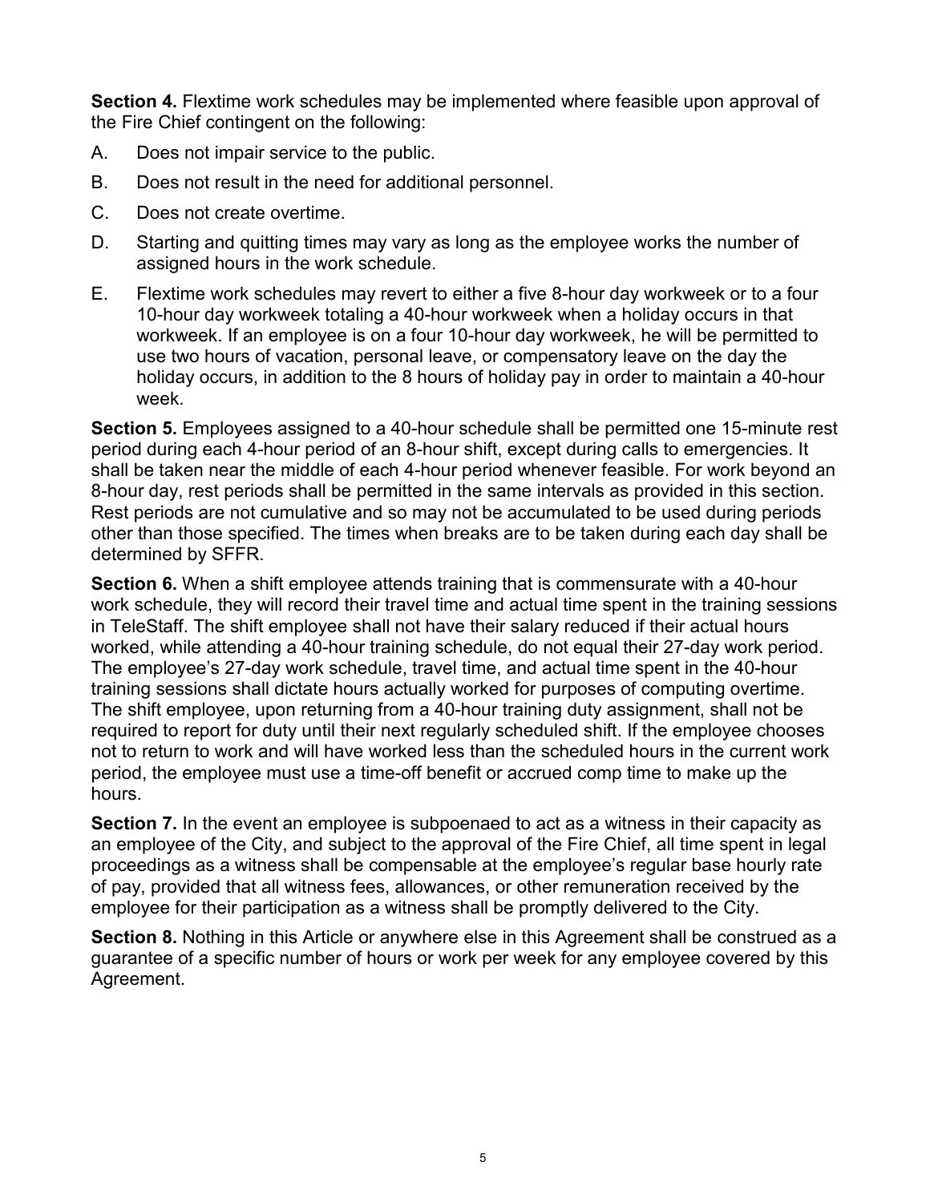**Section 4.** Flextime work schedules may be implemented where feasible upon approval of the Fire Chief contingent on the following:

A. Does not impair service to the public.

B. Does not result in the need for additional personnel.

C. Does not create overtime.

D. Starting and quitting times may vary as long as the employee works the number of assigned hours in the work schedule.

E. Flextime work schedules may revert to either a five 8-hour day workweek or to a four 10-hour day workweek totaling a 40-hour workweek when a holiday occurs in that workweek. If an employee is on a four 10-hour day workweek, he will be permitted to use two hours of vacation, personal leave, or compensatory leave on the day the holiday occurs, in addition to the 8 hours of holiday pay in order to maintain a 40-hour week.

**Section 5.** Employees assigned to a 40-hour schedule shall be permitted one 15-minute rest period during each 4-hour period of an 8-hour shift, except during calls to emergencies. It shall be taken near the middle of each 4-hour period whenever feasible. For work beyond an 8-hour day, rest periods shall be permitted in the same intervals as provided in this section. Rest periods are not cumulative and so may not be accumulated to be used during periods other than those specified. The times when breaks are to be taken during each day shall be determined by SFFR.

**Section 6.** When a shift employee attends training that is commensurate with a 40-hour work schedule, they will record their travel time and actual time spent in the training sessions in TeleStaff. The shift employee shall not have their salary reduced if their actual hours worked, while attending a 40-hour training schedule, do not equal their 27-day work period. The employee's 27-day work schedule, travel time, and actual time spent in the 40-hour training sessions shall dictate hours actually worked for purposes of computing overtime. The shift employee, upon returning from a 40-hour training duty assignment, shall not be required to report for duty until their next regularly scheduled shift. If the employee chooses not to return to work and will have worked less than the scheduled hours in the current work period, the employee must use a time-off benefit or accrued comp time to make up the hours.

**Section 7.** In the event an employee is subpoenaed to act as a witness in their capacity as an employee of the City, and subject to the approval of the Fire Chief, all time spent in legal proceedings as a witness shall be compensable at the employee's regular base hourly rate of pay, provided that all witness fees, allowances, or other remuneration received by the employee for their participation as a witness shall be promptly delivered to the City.

**Section 8.** Nothing in this Article or anywhere else in this Agreement shall be construed as a guarantee of a specific number of hours or work per week for any employee covered by this Agreement.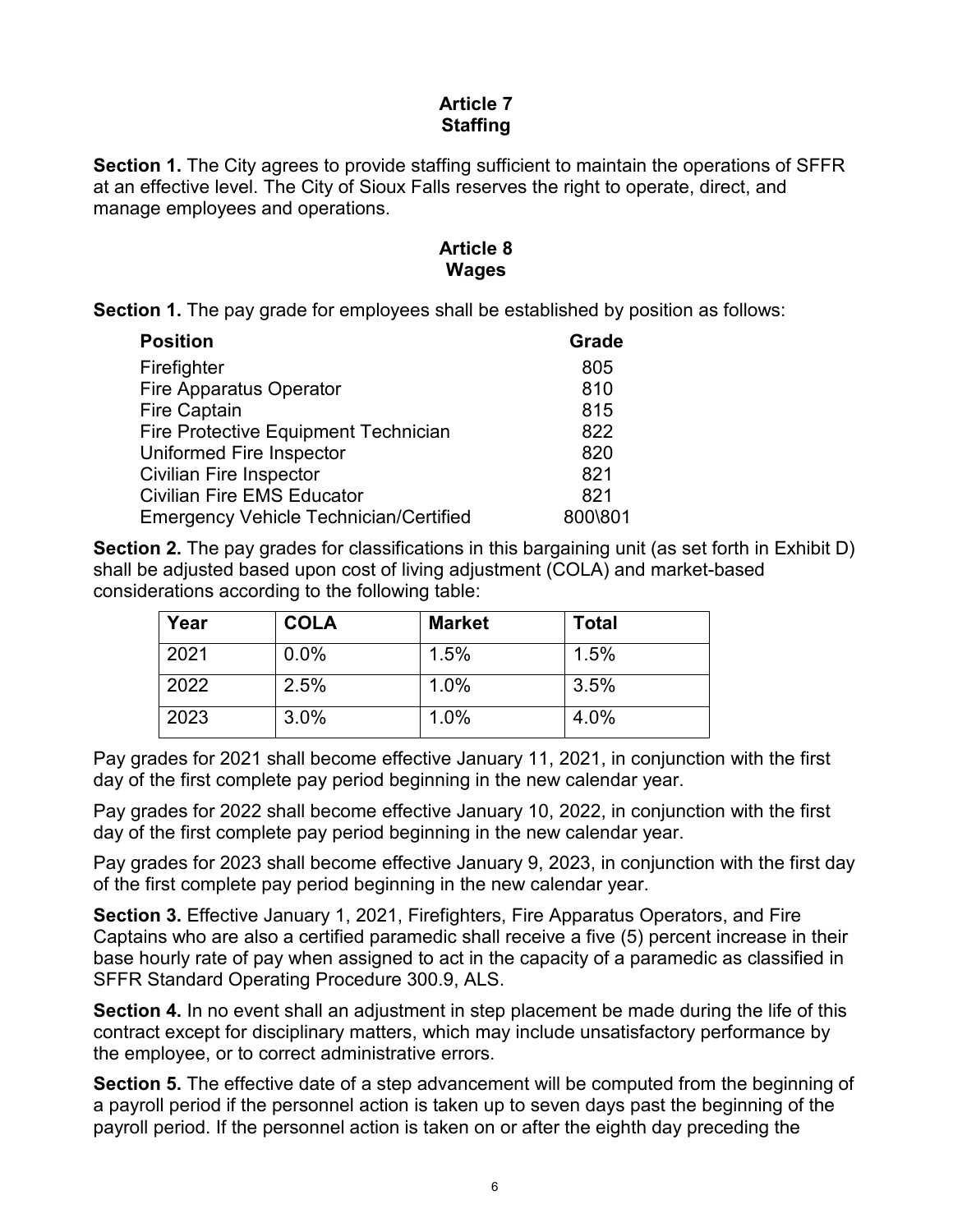## Article 7
## Staffing

**Section 1.** The City agrees to provide staffing sufficient to maintain the operations of SFFR at an effective level. The City of Sioux Falls reserves the right to operate, direct, and manage employees and operations.

## Article 8
## Wages

**Section 1.** The pay grade for employees shall be established by position as follows:

| Position | Grade |
|---|---|
| Firefighter | 805 |
| Fire Apparatus Operator | 810 |
| Fire Captain | 815 |
| Fire Protective Equipment Technician | 822 |
| Uniformed Fire Inspector | 820 |
| Civilian Fire Inspector | 821 |
| Civilian Fire EMS Educator | 821 |
| Emergency Vehicle Technician/Certified | 800\801 |

**Section 2.** The pay grades for classifications in this bargaining unit (as set forth in Exhibit D) shall be adjusted based upon cost of living adjustment (COLA) and market-based considerations according to the following table:

| Year | COLA | Market | Total |
|---|---|---|---|
| 2021 | 0.0% | 1.5% | 1.5% |
| 2022 | 2.5% | 1.0% | 3.5% |
| 2023 | 3.0% | 1.0% | 4.0% |

Pay grades for 2021 shall become effective January 11, 2021, in conjunction with the first day of the first complete pay period beginning in the new calendar year.

Pay grades for 2022 shall become effective January 10, 2022, in conjunction with the first day of the first complete pay period beginning in the new calendar year.

Pay grades for 2023 shall become effective January 9, 2023, in conjunction with the first day of the first complete pay period beginning in the new calendar year.

**Section 3.** Effective January 1, 2021, Firefighters, Fire Apparatus Operators, and Fire Captains who are also a certified paramedic shall receive a five (5) percent increase in their base hourly rate of pay when assigned to act in the capacity of a paramedic as classified in SFFR Standard Operating Procedure 300.9, ALS.

**Section 4.** In no event shall an adjustment in step placement be made during the life of this contract except for disciplinary matters, which may include unsatisfactory performance by the employee, or to correct administrative errors.

**Section 5.** The effective date of a step advancement will be computed from the beginning of a payroll period if the personnel action is taken up to seven days past the beginning of the payroll period. If the personnel action is taken on or after the eighth day preceding the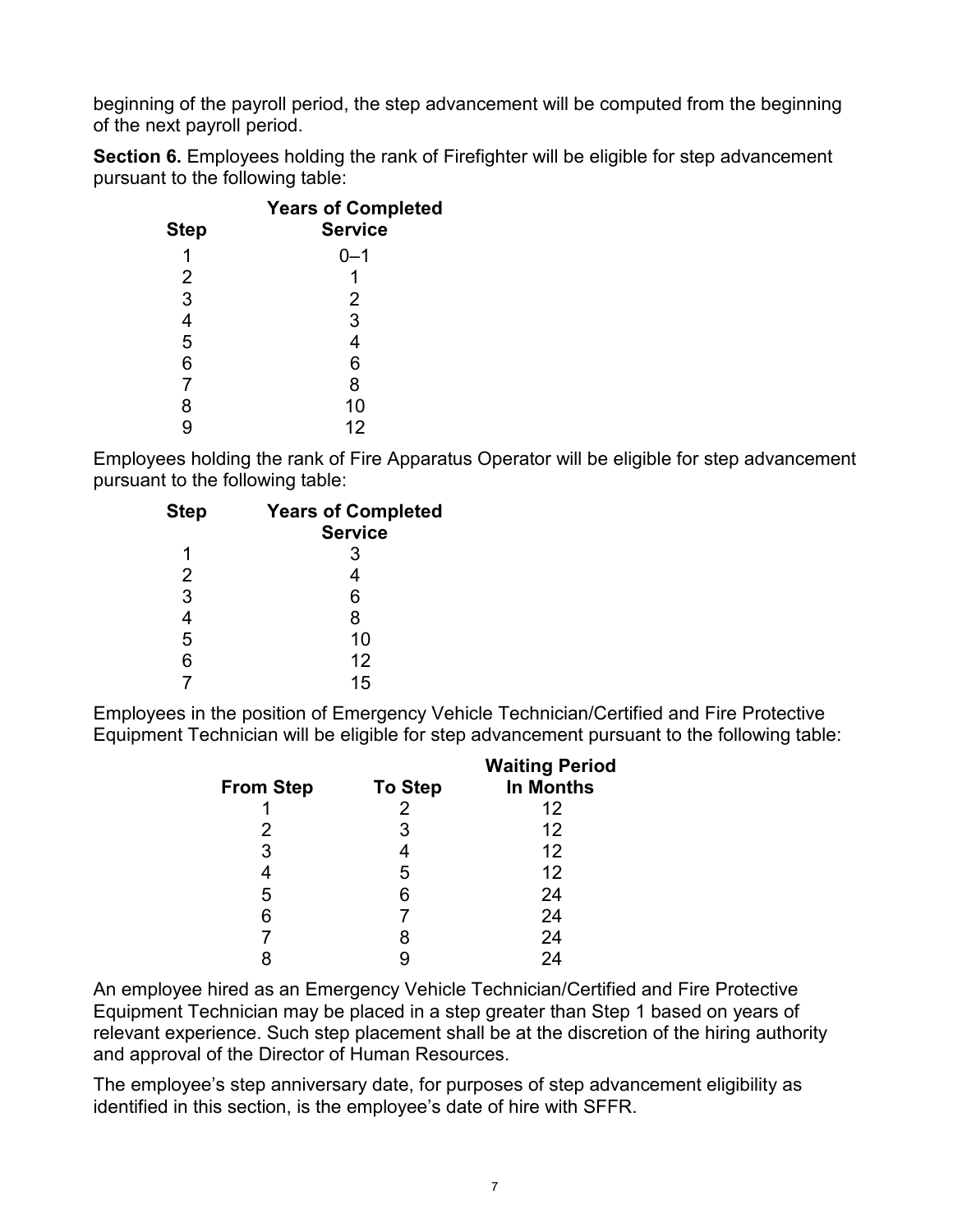beginning of the payroll period, the step advancement will be computed from the beginning of the next payroll period.

**Section 6.** Employees holding the rank of Firefighter will be eligible for step advancement pursuant to the following table:

| Step | Years of Completed Service |
|---|---|
| 1 | 0–1 |
| 2 | 1 |
| 3 | 2 |
| 4 | 3 |
| 5 | 4 |
| 6 | 6 |
| 7 | 8 |
| 8 | 10 |
| 9 | 12 |

Employees holding the rank of Fire Apparatus Operator will be eligible for step advancement pursuant to the following table:

| Step | Years of Completed Service |
|---|---|
| 1 | 3 |
| 2 | 4 |
| 3 | 6 |
| 4 | 8 |
| 5 | 10 |
| 6 | 12 |
| 7 | 15 |

Employees in the position of Emergency Vehicle Technician/Certified and Fire Protective Equipment Technician will be eligible for step advancement pursuant to the following table:

| From Step | To Step | Waiting Period In Months |
|---|---|---|
| 1 | 2 | 12 |
| 2 | 3 | 12 |
| 3 | 4 | 12 |
| 4 | 5 | 12 |
| 5 | 6 | 24 |
| 6 | 7 | 24 |
| 7 | 8 | 24 |
| 8 | 9 | 24 |

An employee hired as an Emergency Vehicle Technician/Certified and Fire Protective Equipment Technician may be placed in a step greater than Step 1 based on years of relevant experience. Such step placement shall be at the discretion of the hiring authority and approval of the Director of Human Resources.

The employee's step anniversary date, for purposes of step advancement eligibility as identified in this section, is the employee's date of hire with SFFR.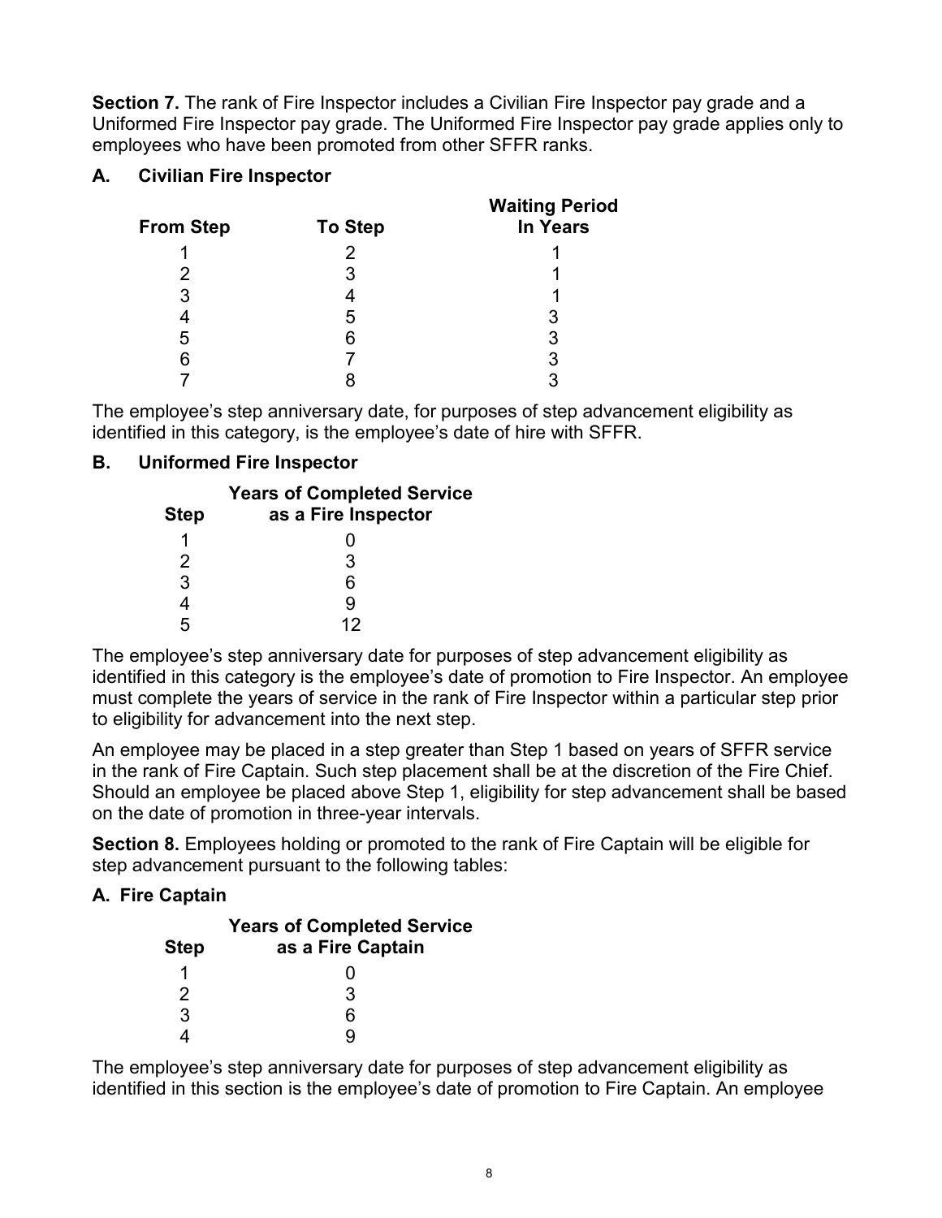**Section 7.** The rank of Fire Inspector includes a Civilian Fire Inspector pay grade and a Uniformed Fire Inspector pay grade. The Uniformed Fire Inspector pay grade applies only to employees who have been promoted from other SFFR ranks.

### A. Civilian Fire Inspector

| From Step | To Step | Waiting Period In Years |
|---|---|---|
| 1 | 2 | 1 |
| 2 | 3 | 1 |
| 3 | 4 | 1 |
| 4 | 5 | 3 |
| 5 | 6 | 3 |
| 6 | 7 | 3 |
| 7 | 8 | 3 |

The employee's step anniversary date, for purposes of step advancement eligibility as identified in this category, is the employee's date of hire with SFFR.

### B. Uniformed Fire Inspector

| Step | Years of Completed Service as a Fire Inspector |
|---|---|
| 1 | 0 |
| 2 | 3 |
| 3 | 6 |
| 4 | 9 |
| 5 | 12 |

The employee's step anniversary date for purposes of step advancement eligibility as identified in this category is the employee's date of promotion to Fire Inspector. An employee must complete the years of service in the rank of Fire Inspector within a particular step prior to eligibility for advancement into the next step.

An employee may be placed in a step greater than Step 1 based on years of SFFR service in the rank of Fire Captain. Such step placement shall be at the discretion of the Fire Chief. Should an employee be placed above Step 1, eligibility for step advancement shall be based on the date of promotion in three-year intervals.

**Section 8.** Employees holding or promoted to the rank of Fire Captain will be eligible for step advancement pursuant to the following tables:

### A. Fire Captain

| Step | Years of Completed Service as a Fire Captain |
|---|---|
| 1 | 0 |
| 2 | 3 |
| 3 | 6 |
| 4 | 9 |

The employee's step anniversary date for purposes of step advancement eligibility as identified in this section is the employee's date of promotion to Fire Captain. An employee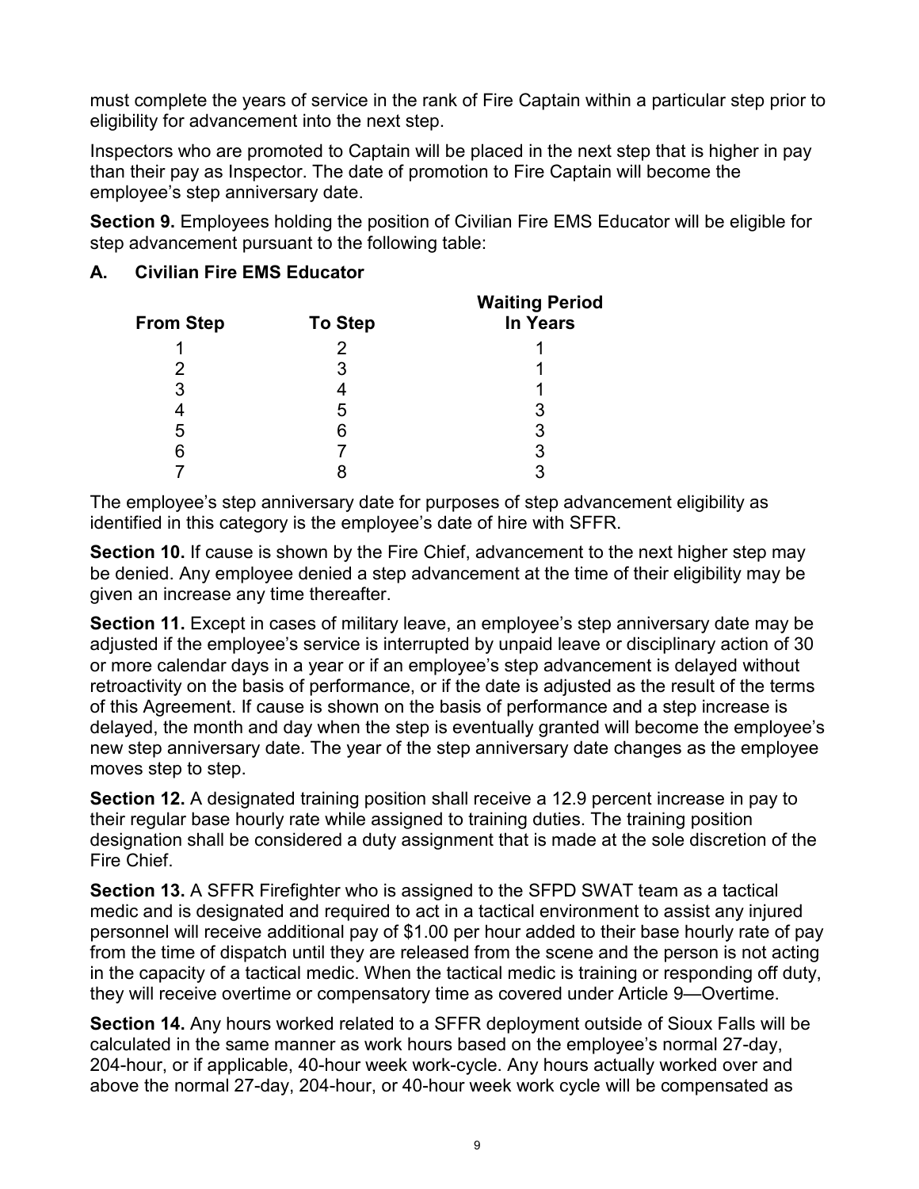must complete the years of service in the rank of Fire Captain within a particular step prior to eligibility for advancement into the next step.

Inspectors who are promoted to Captain will be placed in the next step that is higher in pay than their pay as Inspector. The date of promotion to Fire Captain will become the employee's step anniversary date.

**Section 9.** Employees holding the position of Civilian Fire EMS Educator will be eligible for step advancement pursuant to the following table:

**A. Civilian Fire EMS Educator**

| From Step | To Step | Waiting Period In Years |
|---|---|---|
| 1 | 2 | 1 |
| 2 | 3 | 1 |
| 3 | 4 | 1 |
| 4 | 5 | 3 |
| 5 | 6 | 3 |
| 6 | 7 | 3 |
| 7 | 8 | 3 |

The employee's step anniversary date for purposes of step advancement eligibility as identified in this category is the employee's date of hire with SFFR.

**Section 10.** If cause is shown by the Fire Chief, advancement to the next higher step may be denied. Any employee denied a step advancement at the time of their eligibility may be given an increase any time thereafter.

**Section 11.** Except in cases of military leave, an employee's step anniversary date may be adjusted if the employee's service is interrupted by unpaid leave or disciplinary action of 30 or more calendar days in a year or if an employee's step advancement is delayed without retroactivity on the basis of performance, or if the date is adjusted as the result of the terms of this Agreement. If cause is shown on the basis of performance and a step increase is delayed, the month and day when the step is eventually granted will become the employee's new step anniversary date. The year of the step anniversary date changes as the employee moves step to step.

**Section 12.** A designated training position shall receive a 12.9 percent increase in pay to their regular base hourly rate while assigned to training duties. The training position designation shall be considered a duty assignment that is made at the sole discretion of the Fire Chief.

**Section 13.** A SFFR Firefighter who is assigned to the SFPD SWAT team as a tactical medic and is designated and required to act in a tactical environment to assist any injured personnel will receive additional pay of $1.00 per hour added to their base hourly rate of pay from the time of dispatch until they are released from the scene and the person is not acting in the capacity of a tactical medic. When the tactical medic is training or responding off duty, they will receive overtime or compensatory time as covered under Article 9—Overtime.

**Section 14.** Any hours worked related to a SFFR deployment outside of Sioux Falls will be calculated in the same manner as work hours based on the employee's normal 27-day, 204-hour, or if applicable, 40-hour week work-cycle. Any hours actually worked over and above the normal 27-day, 204-hour, or 40-hour week work cycle will be compensated as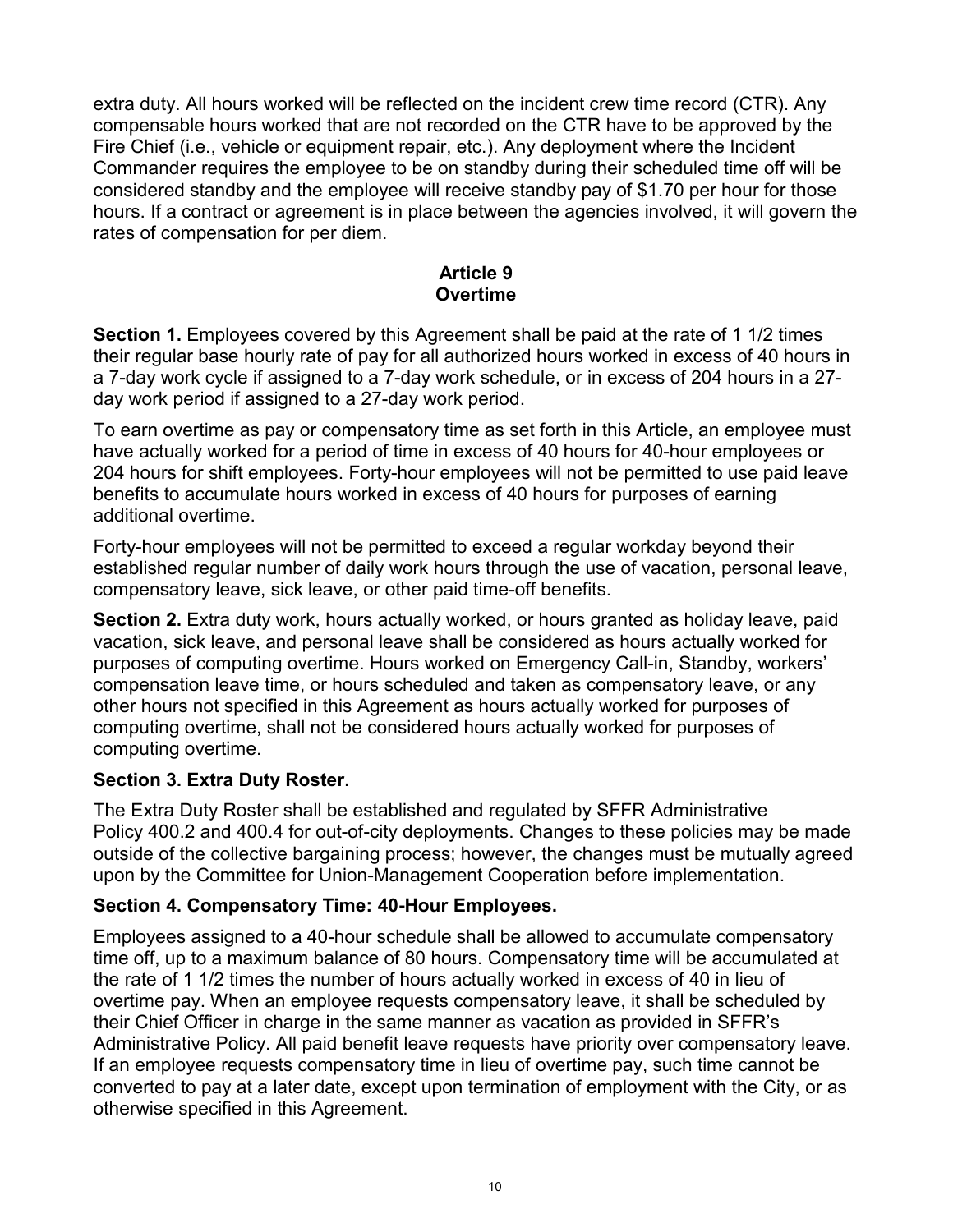extra duty. All hours worked will be reflected on the incident crew time record (CTR). Any compensable hours worked that are not recorded on the CTR have to be approved by the Fire Chief (i.e., vehicle or equipment repair, etc.). Any deployment where the Incident Commander requires the employee to be on standby during their scheduled time off will be considered standby and the employee will receive standby pay of $1.70 per hour for those hours. If a contract or agreement is in place between the agencies involved, it will govern the rates of compensation for per diem.

## Article 9
## Overtime

**Section 1.** Employees covered by this Agreement shall be paid at the rate of 1 1/2 times their regular base hourly rate of pay for all authorized hours worked in excess of 40 hours in a 7-day work cycle if assigned to a 7-day work schedule, or in excess of 204 hours in a 27-day work period if assigned to a 27-day work period.

To earn overtime as pay or compensatory time as set forth in this Article, an employee must have actually worked for a period of time in excess of 40 hours for 40-hour employees or 204 hours for shift employees. Forty-hour employees will not be permitted to use paid leave benefits to accumulate hours worked in excess of 40 hours for purposes of earning additional overtime.

Forty-hour employees will not be permitted to exceed a regular workday beyond their established regular number of daily work hours through the use of vacation, personal leave, compensatory leave, sick leave, or other paid time-off benefits.

**Section 2.** Extra duty work, hours actually worked, or hours granted as holiday leave, paid vacation, sick leave, and personal leave shall be considered as hours actually worked for purposes of computing overtime. Hours worked on Emergency Call-in, Standby, workers' compensation leave time, or hours scheduled and taken as compensatory leave, or any other hours not specified in this Agreement as hours actually worked for purposes of computing overtime, shall not be considered hours actually worked for purposes of computing overtime.

**Section 3. Extra Duty Roster.**

The Extra Duty Roster shall be established and regulated by SFFR Administrative Policy 400.2 and 400.4 for out-of-city deployments. Changes to these policies may be made outside of the collective bargaining process; however, the changes must be mutually agreed upon by the Committee for Union-Management Cooperation before implementation.

**Section 4. Compensatory Time: 40-Hour Employees.**

Employees assigned to a 40-hour schedule shall be allowed to accumulate compensatory time off, up to a maximum balance of 80 hours. Compensatory time will be accumulated at the rate of 1 1/2 times the number of hours actually worked in excess of 40 in lieu of overtime pay. When an employee requests compensatory leave, it shall be scheduled by their Chief Officer in charge in the same manner as vacation as provided in SFFR's Administrative Policy. All paid benefit leave requests have priority over compensatory leave. If an employee requests compensatory time in lieu of overtime pay, such time cannot be converted to pay at a later date, except upon termination of employment with the City, or as otherwise specified in this Agreement.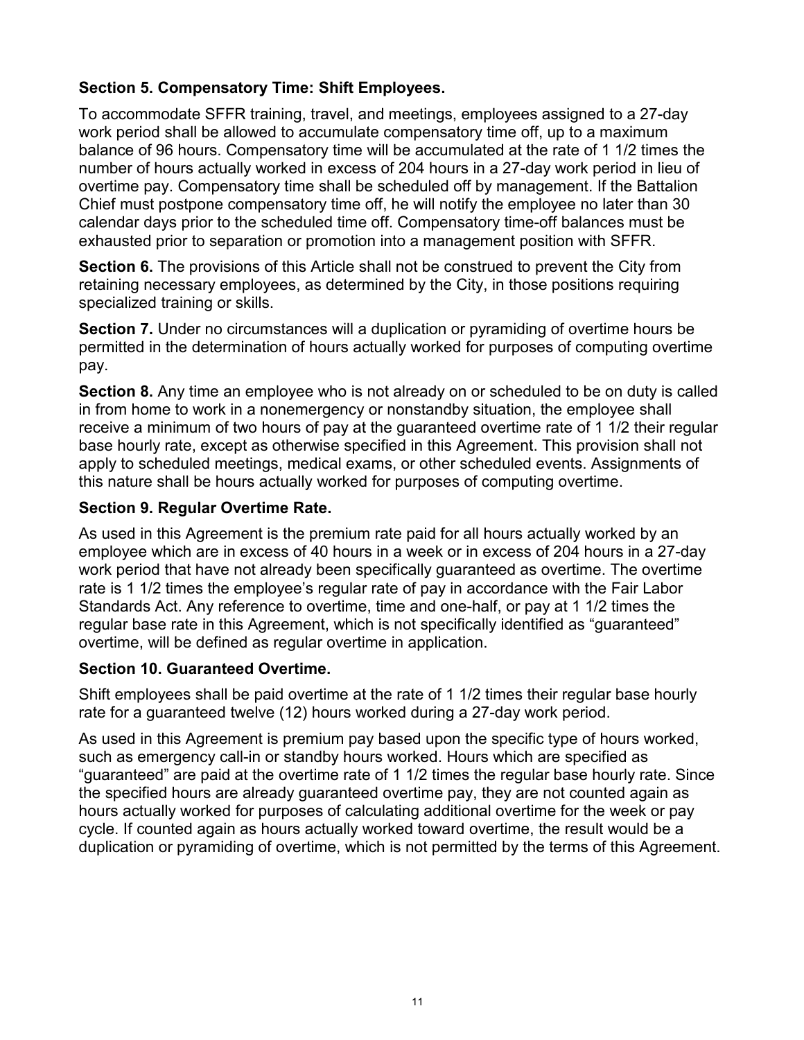### Section 5. Compensatory Time: Shift Employees.

To accommodate SFFR training, travel, and meetings, employees assigned to a 27-day work period shall be allowed to accumulate compensatory time off, up to a maximum balance of 96 hours. Compensatory time will be accumulated at the rate of 1 1/2 times the number of hours actually worked in excess of 204 hours in a 27-day work period in lieu of overtime pay. Compensatory time shall be scheduled off by management. If the Battalion Chief must postpone compensatory time off, he will notify the employee no later than 30 calendar days prior to the scheduled time off. Compensatory time-off balances must be exhausted prior to separation or promotion into a management position with SFFR.

**Section 6.** The provisions of this Article shall not be construed to prevent the City from retaining necessary employees, as determined by the City, in those positions requiring specialized training or skills.

**Section 7.** Under no circumstances will a duplication or pyramiding of overtime hours be permitted in the determination of hours actually worked for purposes of computing overtime pay.

**Section 8.** Any time an employee who is not already on or scheduled to be on duty is called in from home to work in a nonemergency or nonstandby situation, the employee shall receive a minimum of two hours of pay at the guaranteed overtime rate of 1 1/2 their regular base hourly rate, except as otherwise specified in this Agreement. This provision shall not apply to scheduled meetings, medical exams, or other scheduled events. Assignments of this nature shall be hours actually worked for purposes of computing overtime.

### Section 9. Regular Overtime Rate.

As used in this Agreement is the premium rate paid for all hours actually worked by an employee which are in excess of 40 hours in a week or in excess of 204 hours in a 27-day work period that have not already been specifically guaranteed as overtime. The overtime rate is 1 1/2 times the employee's regular rate of pay in accordance with the Fair Labor Standards Act. Any reference to overtime, time and one-half, or pay at 1 1/2 times the regular base rate in this Agreement, which is not specifically identified as "guaranteed" overtime, will be defined as regular overtime in application.

### Section 10. Guaranteed Overtime.

Shift employees shall be paid overtime at the rate of 1 1/2 times their regular base hourly rate for a guaranteed twelve (12) hours worked during a 27-day work period.

As used in this Agreement is premium pay based upon the specific type of hours worked, such as emergency call-in or standby hours worked. Hours which are specified as "guaranteed" are paid at the overtime rate of 1 1/2 times the regular base hourly rate. Since the specified hours are already guaranteed overtime pay, they are not counted again as hours actually worked for purposes of calculating additional overtime for the week or pay cycle. If counted again as hours actually worked toward overtime, the result would be a duplication or pyramiding of overtime, which is not permitted by the terms of this Agreement.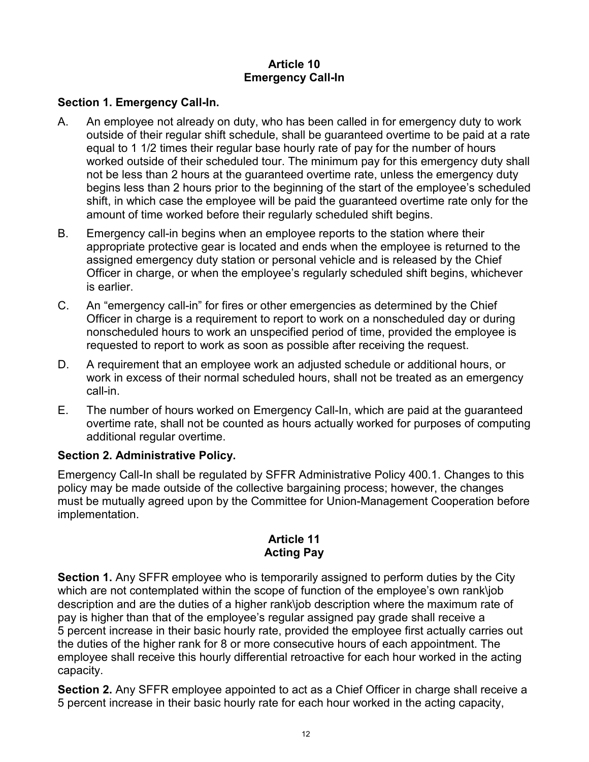## Article 10
## Emergency Call-In

### Section 1. Emergency Call-In.

A. An employee not already on duty, who has been called in for emergency duty to work outside of their regular shift schedule, shall be guaranteed overtime to be paid at a rate equal to 1 1/2 times their regular base hourly rate of pay for the number of hours worked outside of their scheduled tour. The minimum pay for this emergency duty shall not be less than 2 hours at the guaranteed overtime rate, unless the emergency duty begins less than 2 hours prior to the beginning of the start of the employee's scheduled shift, in which case the employee will be paid the guaranteed overtime rate only for the amount of time worked before their regularly scheduled shift begins.

B. Emergency call-in begins when an employee reports to the station where their appropriate protective gear is located and ends when the employee is returned to the assigned emergency duty station or personal vehicle and is released by the Chief Officer in charge, or when the employee's regularly scheduled shift begins, whichever is earlier.

C. An "emergency call-in" for fires or other emergencies as determined by the Chief Officer in charge is a requirement to report to work on a nonscheduled day or during nonscheduled hours to work an unspecified period of time, provided the employee is requested to report to work as soon as possible after receiving the request.

D. A requirement that an employee work an adjusted schedule or additional hours, or work in excess of their normal scheduled hours, shall not be treated as an emergency call-in.

E. The number of hours worked on Emergency Call-In, which are paid at the guaranteed overtime rate, shall not be counted as hours actually worked for purposes of computing additional regular overtime.

### Section 2. Administrative Policy.

Emergency Call-In shall be regulated by SFFR Administrative Policy 400.1. Changes to this policy may be made outside of the collective bargaining process; however, the changes must be mutually agreed upon by the Committee for Union-Management Cooperation before implementation.

## Article 11
## Acting Pay

**Section 1.** Any SFFR employee who is temporarily assigned to perform duties by the City which are not contemplated within the scope of function of the employee's own rank\job description and are the duties of a higher rank\job description where the maximum rate of pay is higher than that of the employee's regular assigned pay grade shall receive a 5 percent increase in their basic hourly rate, provided the employee first actually carries out the duties of the higher rank for 8 or more consecutive hours of each appointment. The employee shall receive this hourly differential retroactive for each hour worked in the acting capacity.

**Section 2.** Any SFFR employee appointed to act as a Chief Officer in charge shall receive a 5 percent increase in their basic hourly rate for each hour worked in the acting capacity,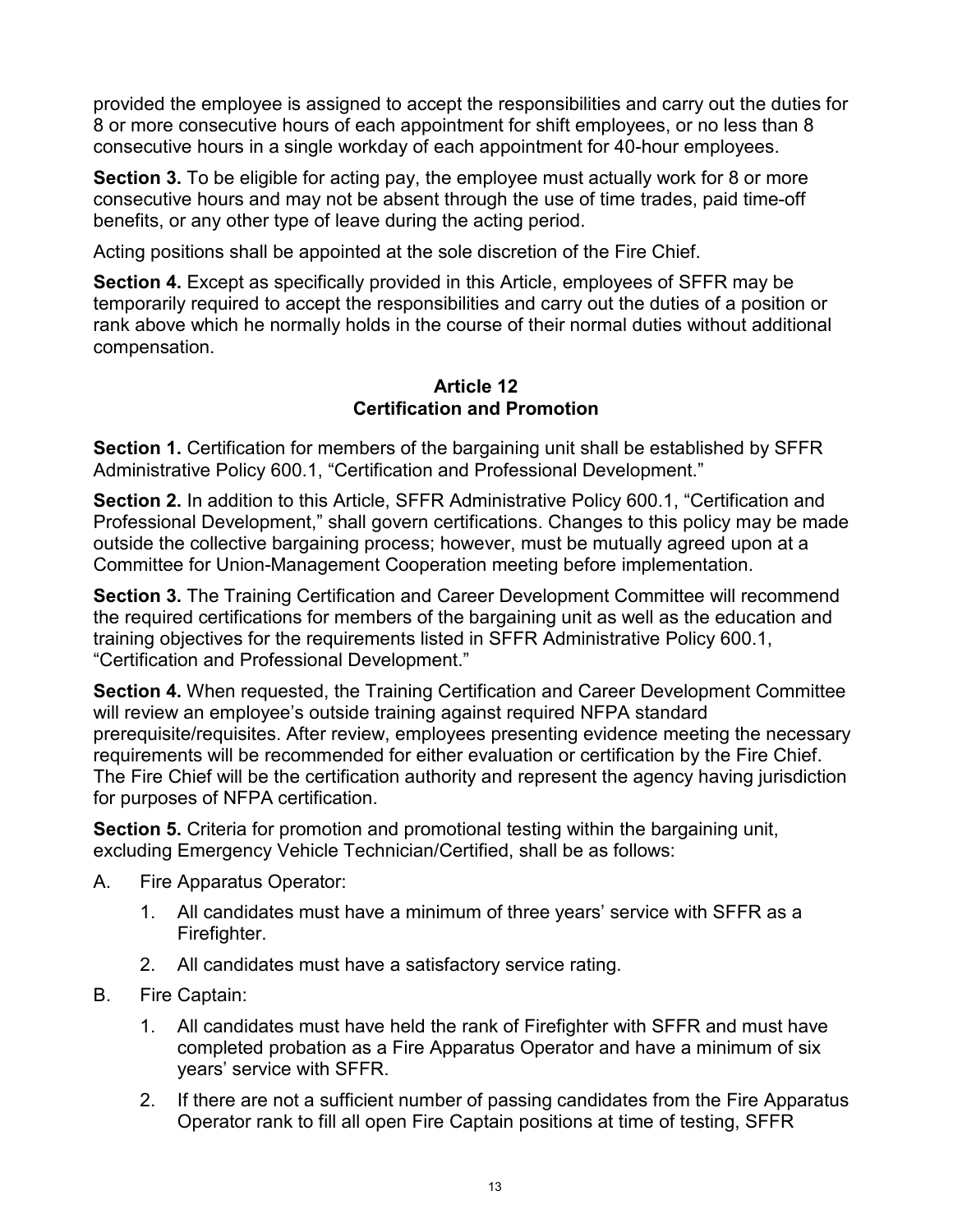provided the employee is assigned to accept the responsibilities and carry out the duties for 8 or more consecutive hours of each appointment for shift employees, or no less than 8 consecutive hours in a single workday of each appointment for 40-hour employees.

**Section 3.** To be eligible for acting pay, the employee must actually work for 8 or more consecutive hours and may not be absent through the use of time trades, paid time-off benefits, or any other type of leave during the acting period.

Acting positions shall be appointed at the sole discretion of the Fire Chief.

**Section 4.** Except as specifically provided in this Article, employees of SFFR may be temporarily required to accept the responsibilities and carry out the duties of a position or rank above which he normally holds in the course of their normal duties without additional compensation.

## Article 12
## Certification and Promotion

**Section 1.** Certification for members of the bargaining unit shall be established by SFFR Administrative Policy 600.1, "Certification and Professional Development."

**Section 2.** In addition to this Article, SFFR Administrative Policy 600.1, "Certification and Professional Development," shall govern certifications. Changes to this policy may be made outside the collective bargaining process; however, must be mutually agreed upon at a Committee for Union-Management Cooperation meeting before implementation.

**Section 3.** The Training Certification and Career Development Committee will recommend the required certifications for members of the bargaining unit as well as the education and training objectives for the requirements listed in SFFR Administrative Policy 600.1, "Certification and Professional Development."

**Section 4.** When requested, the Training Certification and Career Development Committee will review an employee's outside training against required NFPA standard prerequisite/requisites. After review, employees presenting evidence meeting the necessary requirements will be recommended for either evaluation or certification by the Fire Chief. The Fire Chief will be the certification authority and represent the agency having jurisdiction for purposes of NFPA certification.

**Section 5.** Criteria for promotion and promotional testing within the bargaining unit, excluding Emergency Vehicle Technician/Certified, shall be as follows:

A. Fire Apparatus Operator:

   1. All candidates must have a minimum of three years' service with SFFR as a Firefighter.
   2. All candidates must have a satisfactory service rating.

B. Fire Captain:

   1. All candidates must have held the rank of Firefighter with SFFR and must have completed probation as a Fire Apparatus Operator and have a minimum of six years' service with SFFR.
   2. If there are not a sufficient number of passing candidates from the Fire Apparatus Operator rank to fill all open Fire Captain positions at time of testing, SFFR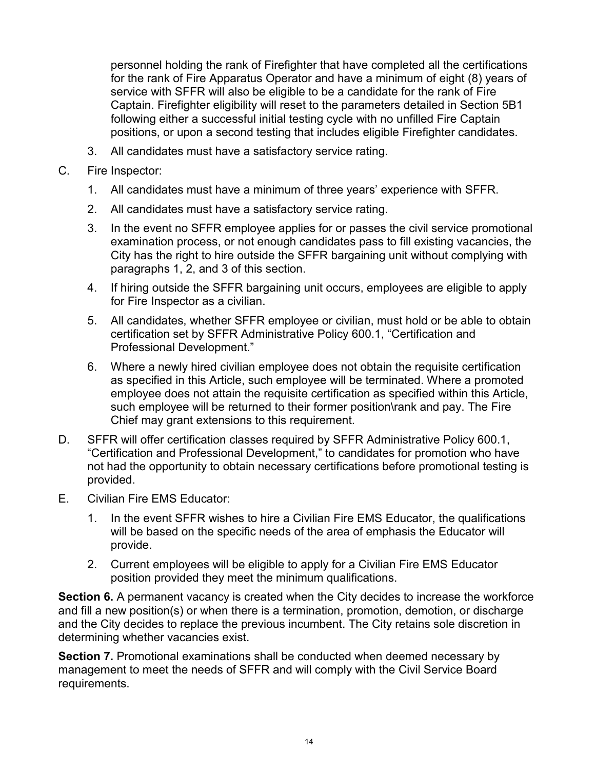personnel holding the rank of Firefighter that have completed all the certifications for the rank of Fire Apparatus Operator and have a minimum of eight (8) years of service with SFFR will also be eligible to be a candidate for the rank of Fire Captain. Firefighter eligibility will reset to the parameters detailed in Section 5B1 following either a successful initial testing cycle with no unfilled Fire Captain positions, or upon a second testing that includes eligible Firefighter candidates.

3. All candidates must have a satisfactory service rating.

C. Fire Inspector:

1. All candidates must have a minimum of three years' experience with SFFR.
2. All candidates must have a satisfactory service rating.
3. In the event no SFFR employee applies for or passes the civil service promotional examination process, or not enough candidates pass to fill existing vacancies, the City has the right to hire outside the SFFR bargaining unit without complying with paragraphs 1, 2, and 3 of this section.
4. If hiring outside the SFFR bargaining unit occurs, employees are eligible to apply for Fire Inspector as a civilian.
5. All candidates, whether SFFR employee or civilian, must hold or be able to obtain certification set by SFFR Administrative Policy 600.1, "Certification and Professional Development."
6. Where a newly hired civilian employee does not obtain the requisite certification as specified in this Article, such employee will be terminated. Where a promoted employee does not attain the requisite certification as specified within this Article, such employee will be returned to their former position\rank and pay. The Fire Chief may grant extensions to this requirement.

D. SFFR will offer certification classes required by SFFR Administrative Policy 600.1, "Certification and Professional Development," to candidates for promotion who have not had the opportunity to obtain necessary certifications before promotional testing is provided.

E. Civilian Fire EMS Educator:

1. In the event SFFR wishes to hire a Civilian Fire EMS Educator, the qualifications will be based on the specific needs of the area of emphasis the Educator will provide.
2. Current employees will be eligible to apply for a Civilian Fire EMS Educator position provided they meet the minimum qualifications.

**Section 6.** A permanent vacancy is created when the City decides to increase the workforce and fill a new position(s) or when there is a termination, promotion, demotion, or discharge and the City decides to replace the previous incumbent. The City retains sole discretion in determining whether vacancies exist.

**Section 7.** Promotional examinations shall be conducted when deemed necessary by management to meet the needs of SFFR and will comply with the Civil Service Board requirements.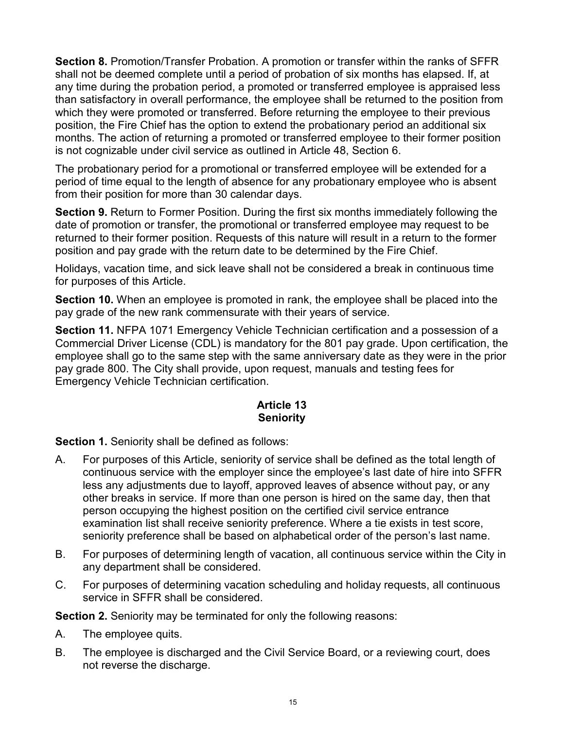**Section 8.** Promotion/Transfer Probation. A promotion or transfer within the ranks of SFFR shall not be deemed complete until a period of probation of six months has elapsed. If, at any time during the probation period, a promoted or transferred employee is appraised less than satisfactory in overall performance, the employee shall be returned to the position from which they were promoted or transferred. Before returning the employee to their previous position, the Fire Chief has the option to extend the probationary period an additional six months. The action of returning a promoted or transferred employee to their former position is not cognizable under civil service as outlined in Article 48, Section 6.

The probationary period for a promotional or transferred employee will be extended for a period of time equal to the length of absence for any probationary employee who is absent from their position for more than 30 calendar days.

**Section 9.** Return to Former Position. During the first six months immediately following the date of promotion or transfer, the promotional or transferred employee may request to be returned to their former position. Requests of this nature will result in a return to the former position and pay grade with the return date to be determined by the Fire Chief.

Holidays, vacation time, and sick leave shall not be considered a break in continuous time for purposes of this Article.

**Section 10.** When an employee is promoted in rank, the employee shall be placed into the pay grade of the new rank commensurate with their years of service.

**Section 11.** NFPA 1071 Emergency Vehicle Technician certification and a possession of a Commercial Driver License (CDL) is mandatory for the 801 pay grade. Upon certification, the employee shall go to the same step with the same anniversary date as they were in the prior pay grade 800. The City shall provide, upon request, manuals and testing fees for Emergency Vehicle Technician certification.

## Article 13
## Seniority

**Section 1.** Seniority shall be defined as follows:

A. For purposes of this Article, seniority of service shall be defined as the total length of continuous service with the employer since the employee's last date of hire into SFFR less any adjustments due to layoff, approved leaves of absence without pay, or any other breaks in service. If more than one person is hired on the same day, then that person occupying the highest position on the certified civil service entrance examination list shall receive seniority preference. Where a tie exists in test score, seniority preference shall be based on alphabetical order of the person's last name.

B. For purposes of determining length of vacation, all continuous service within the City in any department shall be considered.

C. For purposes of determining vacation scheduling and holiday requests, all continuous service in SFFR shall be considered.

**Section 2.** Seniority may be terminated for only the following reasons:

A. The employee quits.

B. The employee is discharged and the Civil Service Board, or a reviewing court, does not reverse the discharge.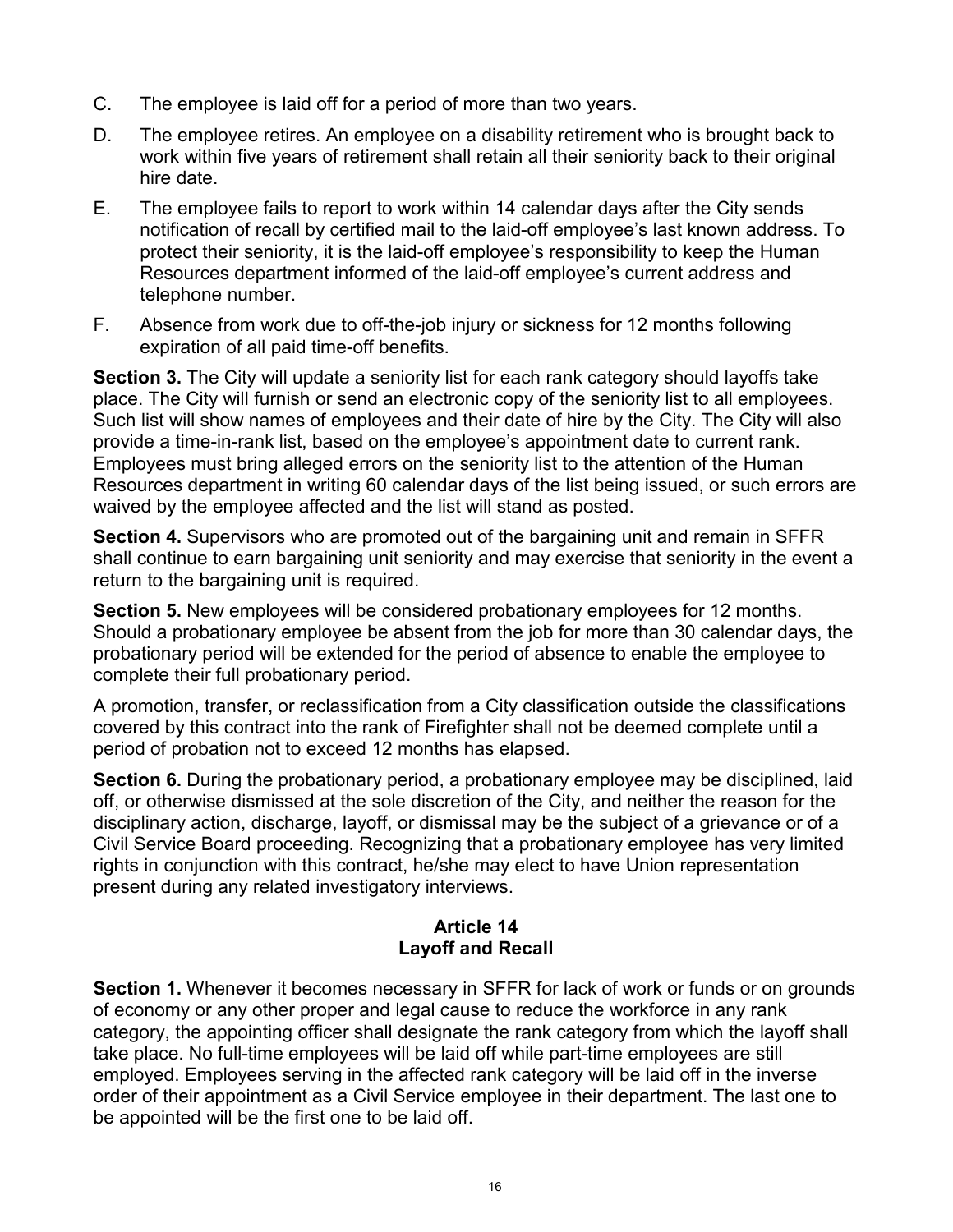C. The employee is laid off for a period of more than two years.

D. The employee retires. An employee on a disability retirement who is brought back to work within five years of retirement shall retain all their seniority back to their original hire date.

E. The employee fails to report to work within 14 calendar days after the City sends notification of recall by certified mail to the laid-off employee's last known address. To protect their seniority, it is the laid-off employee's responsibility to keep the Human Resources department informed of the laid-off employee's current address and telephone number.

F. Absence from work due to off-the-job injury or sickness for 12 months following expiration of all paid time-off benefits.

**Section 3.** The City will update a seniority list for each rank category should layoffs take place. The City will furnish or send an electronic copy of the seniority list to all employees. Such list will show names of employees and their date of hire by the City. The City will also provide a time-in-rank list, based on the employee's appointment date to current rank. Employees must bring alleged errors on the seniority list to the attention of the Human Resources department in writing 60 calendar days of the list being issued, or such errors are waived by the employee affected and the list will stand as posted.

**Section 4.** Supervisors who are promoted out of the bargaining unit and remain in SFFR shall continue to earn bargaining unit seniority and may exercise that seniority in the event a return to the bargaining unit is required.

**Section 5.** New employees will be considered probationary employees for 12 months. Should a probationary employee be absent from the job for more than 30 calendar days, the probationary period will be extended for the period of absence to enable the employee to complete their full probationary period.

A promotion, transfer, or reclassification from a City classification outside the classifications covered by this contract into the rank of Firefighter shall not be deemed complete until a period of probation not to exceed 12 months has elapsed.

**Section 6.** During the probationary period, a probationary employee may be disciplined, laid off, or otherwise dismissed at the sole discretion of the City, and neither the reason for the disciplinary action, discharge, layoff, or dismissal may be the subject of a grievance or of a Civil Service Board proceeding. Recognizing that a probationary employee has very limited rights in conjunction with this contract, he/she may elect to have Union representation present during any related investigatory interviews.

## Article 14
## Layoff and Recall

**Section 1.** Whenever it becomes necessary in SFFR for lack of work or funds or on grounds of economy or any other proper and legal cause to reduce the workforce in any rank category, the appointing officer shall designate the rank category from which the layoff shall take place. No full-time employees will be laid off while part-time employees are still employed. Employees serving in the affected rank category will be laid off in the inverse order of their appointment as a Civil Service employee in their department. The last one to be appointed will be the first one to be laid off.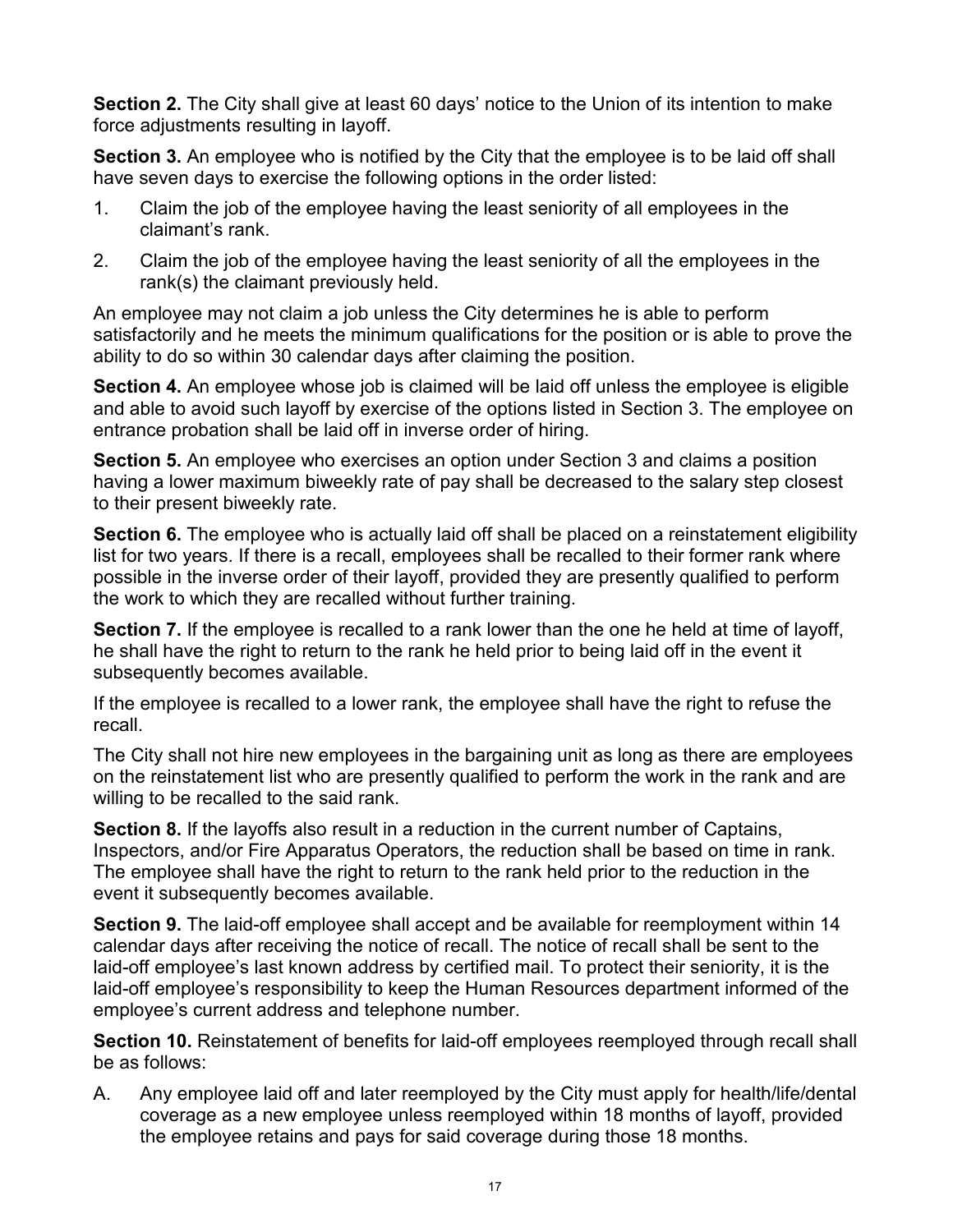**Section 2.** The City shall give at least 60 days' notice to the Union of its intention to make force adjustments resulting in layoff.

**Section 3.** An employee who is notified by the City that the employee is to be laid off shall have seven days to exercise the following options in the order listed:

1. Claim the job of the employee having the least seniority of all employees in the claimant's rank.
2. Claim the job of the employee having the least seniority of all the employees in the rank(s) the claimant previously held.

An employee may not claim a job unless the City determines he is able to perform satisfactorily and he meets the minimum qualifications for the position or is able to prove the ability to do so within 30 calendar days after claiming the position.

**Section 4.** An employee whose job is claimed will be laid off unless the employee is eligible and able to avoid such layoff by exercise of the options listed in Section 3. The employee on entrance probation shall be laid off in inverse order of hiring.

**Section 5.** An employee who exercises an option under Section 3 and claims a position having a lower maximum biweekly rate of pay shall be decreased to the salary step closest to their present biweekly rate.

**Section 6.** The employee who is actually laid off shall be placed on a reinstatement eligibility list for two years. If there is a recall, employees shall be recalled to their former rank where possible in the inverse order of their layoff, provided they are presently qualified to perform the work to which they are recalled without further training.

**Section 7.** If the employee is recalled to a rank lower than the one he held at time of layoff, he shall have the right to return to the rank he held prior to being laid off in the event it subsequently becomes available.

If the employee is recalled to a lower rank, the employee shall have the right to refuse the recall.

The City shall not hire new employees in the bargaining unit as long as there are employees on the reinstatement list who are presently qualified to perform the work in the rank and are willing to be recalled to the said rank.

**Section 8.** If the layoffs also result in a reduction in the current number of Captains, Inspectors, and/or Fire Apparatus Operators, the reduction shall be based on time in rank. The employee shall have the right to return to the rank held prior to the reduction in the event it subsequently becomes available.

**Section 9.** The laid-off employee shall accept and be available for reemployment within 14 calendar days after receiving the notice of recall. The notice of recall shall be sent to the laid-off employee's last known address by certified mail. To protect their seniority, it is the laid-off employee's responsibility to keep the Human Resources department informed of the employee's current address and telephone number.

**Section 10.** Reinstatement of benefits for laid-off employees reemployed through recall shall be as follows:

A. Any employee laid off and later reemployed by the City must apply for health/life/dental coverage as a new employee unless reemployed within 18 months of layoff, provided the employee retains and pays for said coverage during those 18 months.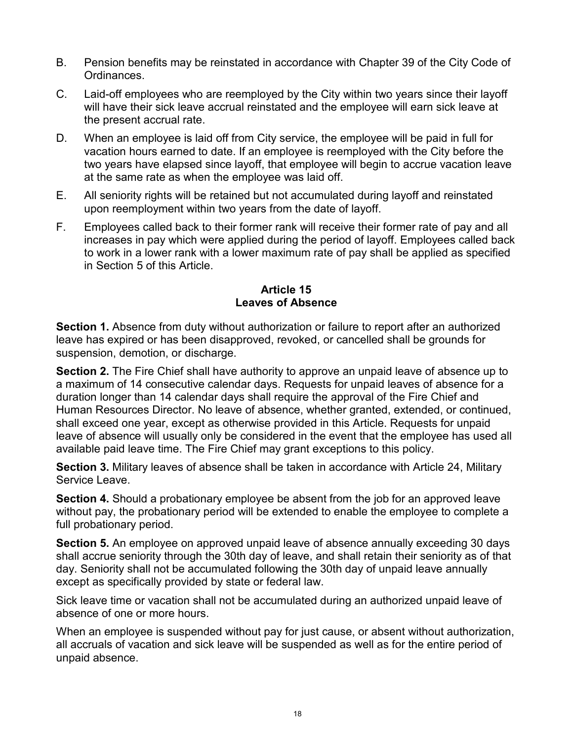B. Pension benefits may be reinstated in accordance with Chapter 39 of the City Code of Ordinances.

C. Laid-off employees who are reemployed by the City within two years since their layoff will have their sick leave accrual reinstated and the employee will earn sick leave at the present accrual rate.

D. When an employee is laid off from City service, the employee will be paid in full for vacation hours earned to date. If an employee is reemployed with the City before the two years have elapsed since layoff, that employee will begin to accrue vacation leave at the same rate as when the employee was laid off.

E. All seniority rights will be retained but not accumulated during layoff and reinstated upon reemployment within two years from the date of layoff.

F. Employees called back to their former rank will receive their former rate of pay and all increases in pay which were applied during the period of layoff. Employees called back to work in a lower rank with a lower maximum rate of pay shall be applied as specified in Section 5 of this Article.

## Article 15
## Leaves of Absence

**Section 1.** Absence from duty without authorization or failure to report after an authorized leave has expired or has been disapproved, revoked, or cancelled shall be grounds for suspension, demotion, or discharge.

**Section 2.** The Fire Chief shall have authority to approve an unpaid leave of absence up to a maximum of 14 consecutive calendar days. Requests for unpaid leaves of absence for a duration longer than 14 calendar days shall require the approval of the Fire Chief and Human Resources Director. No leave of absence, whether granted, extended, or continued, shall exceed one year, except as otherwise provided in this Article. Requests for unpaid leave of absence will usually only be considered in the event that the employee has used all available paid leave time. The Fire Chief may grant exceptions to this policy.

**Section 3.** Military leaves of absence shall be taken in accordance with Article 24, Military Service Leave.

**Section 4.** Should a probationary employee be absent from the job for an approved leave without pay, the probationary period will be extended to enable the employee to complete a full probationary period.

**Section 5.** An employee on approved unpaid leave of absence annually exceeding 30 days shall accrue seniority through the 30th day of leave, and shall retain their seniority as of that day. Seniority shall not be accumulated following the 30th day of unpaid leave annually except as specifically provided by state or federal law.

Sick leave time or vacation shall not be accumulated during an authorized unpaid leave of absence of one or more hours.

When an employee is suspended without pay for just cause, or absent without authorization, all accruals of vacation and sick leave will be suspended as well as for the entire period of unpaid absence.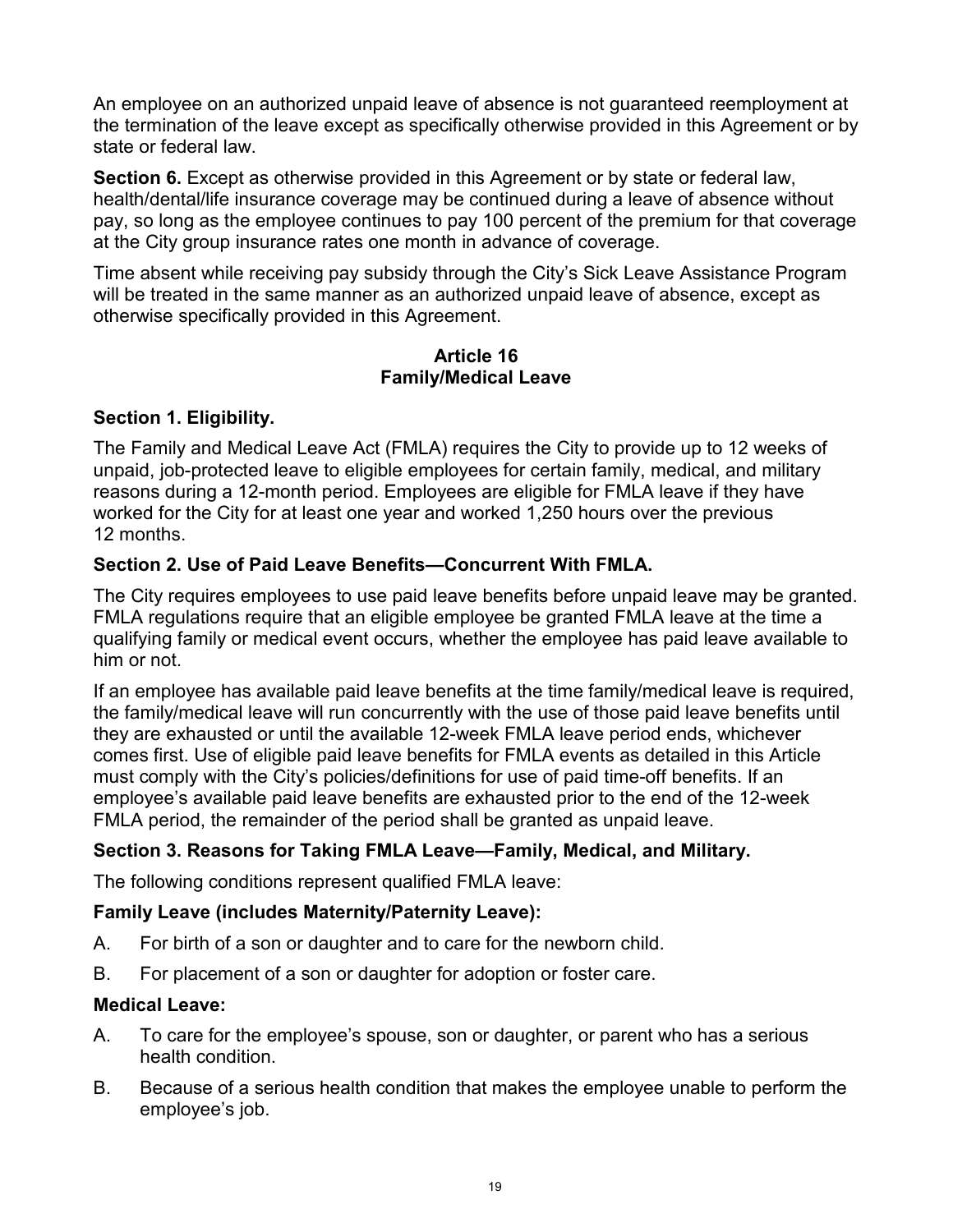An employee on an authorized unpaid leave of absence is not guaranteed reemployment at the termination of the leave except as specifically otherwise provided in this Agreement or by state or federal law.

**Section 6.** Except as otherwise provided in this Agreement or by state or federal law, health/dental/life insurance coverage may be continued during a leave of absence without pay, so long as the employee continues to pay 100 percent of the premium for that coverage at the City group insurance rates one month in advance of coverage.

Time absent while receiving pay subsidy through the City's Sick Leave Assistance Program will be treated in the same manner as an authorized unpaid leave of absence, except as otherwise specifically provided in this Agreement.

## Article 16
## Family/Medical Leave

### Section 1. Eligibility.

The Family and Medical Leave Act (FMLA) requires the City to provide up to 12 weeks of unpaid, job-protected leave to eligible employees for certain family, medical, and military reasons during a 12-month period. Employees are eligible for FMLA leave if they have worked for the City for at least one year and worked 1,250 hours over the previous 12 months.

### Section 2. Use of Paid Leave Benefits—Concurrent With FMLA.

The City requires employees to use paid leave benefits before unpaid leave may be granted. FMLA regulations require that an eligible employee be granted FMLA leave at the time a qualifying family or medical event occurs, whether the employee has paid leave available to him or not.

If an employee has available paid leave benefits at the time family/medical leave is required, the family/medical leave will run concurrently with the use of those paid leave benefits until they are exhausted or until the available 12-week FMLA leave period ends, whichever comes first. Use of eligible paid leave benefits for FMLA events as detailed in this Article must comply with the City's policies/definitions for use of paid time-off benefits. If an employee's available paid leave benefits are exhausted prior to the end of the 12-week FMLA period, the remainder of the period shall be granted as unpaid leave.

### Section 3. Reasons for Taking FMLA Leave—Family, Medical, and Military.

The following conditions represent qualified FMLA leave:

**Family Leave (includes Maternity/Paternity Leave):**

A. For birth of a son or daughter and to care for the newborn child.

B. For placement of a son or daughter for adoption or foster care.

**Medical Leave:**

A. To care for the employee's spouse, son or daughter, or parent who has a serious health condition.

B. Because of a serious health condition that makes the employee unable to perform the employee's job.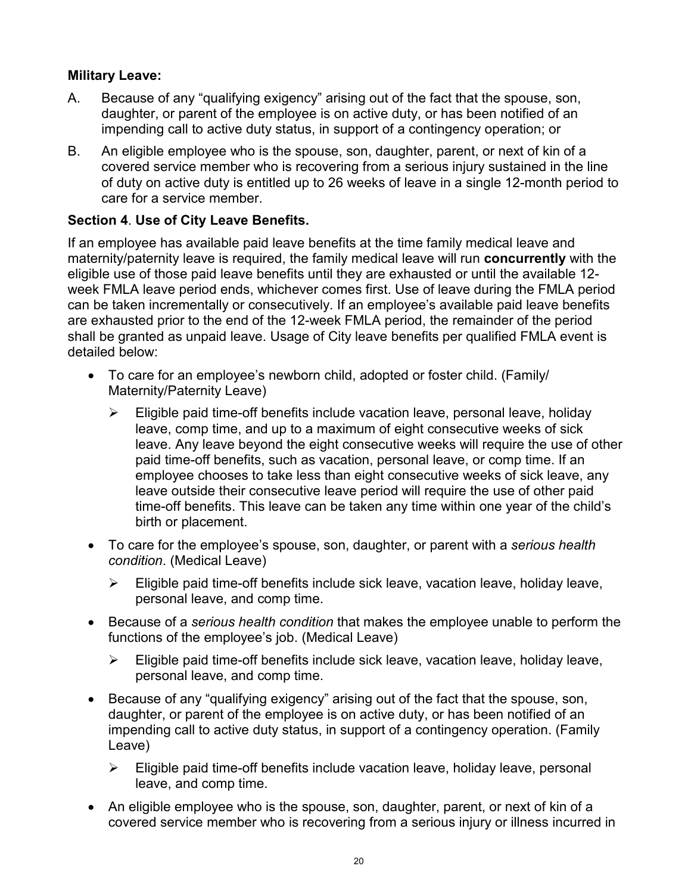**Military Leave:**

A. Because of any "qualifying exigency" arising out of the fact that the spouse, son, daughter, or parent of the employee is on active duty, or has been notified of an impending call to active duty status, in support of a contingency operation; or

B. An eligible employee who is the spouse, son, daughter, parent, or next of kin of a covered service member who is recovering from a serious injury sustained in the line of duty on active duty is entitled up to 26 weeks of leave in a single 12-month period to care for a service member.

**Section 4**. **Use of City Leave Benefits.**

If an employee has available paid leave benefits at the time family medical leave and maternity/paternity leave is required, the family medical leave will run **concurrently** with the eligible use of those paid leave benefits until they are exhausted or until the available 12-week FMLA leave period ends, whichever comes first. Use of leave during the FMLA period can be taken incrementally or consecutively. If an employee's available paid leave benefits are exhausted prior to the end of the 12-week FMLA period, the remainder of the period shall be granted as unpaid leave. Usage of City leave benefits per qualified FMLA event is detailed below:

- To care for an employee's newborn child, adopted or foster child. (Family/ Maternity/Paternity Leave)
  - Eligible paid time-off benefits include vacation leave, personal leave, holiday leave, comp time, and up to a maximum of eight consecutive weeks of sick leave. Any leave beyond the eight consecutive weeks will require the use of other paid time-off benefits, such as vacation, personal leave, or comp time. If an employee chooses to take less than eight consecutive weeks of sick leave, any leave outside their consecutive leave period will require the use of other paid time-off benefits. This leave can be taken any time within one year of the child's birth or placement.
- To care for the employee's spouse, son, daughter, or parent with a *serious health condition*. (Medical Leave)
  - Eligible paid time-off benefits include sick leave, vacation leave, holiday leave, personal leave, and comp time.
- Because of a *serious health condition* that makes the employee unable to perform the functions of the employee's job. (Medical Leave)
  - Eligible paid time-off benefits include sick leave, vacation leave, holiday leave, personal leave, and comp time.
- Because of any "qualifying exigency" arising out of the fact that the spouse, son, daughter, or parent of the employee is on active duty, or has been notified of an impending call to active duty status, in support of a contingency operation. (Family Leave)
  - Eligible paid time-off benefits include vacation leave, holiday leave, personal leave, and comp time.
- An eligible employee who is the spouse, son, daughter, parent, or next of kin of a covered service member who is recovering from a serious injury or illness incurred in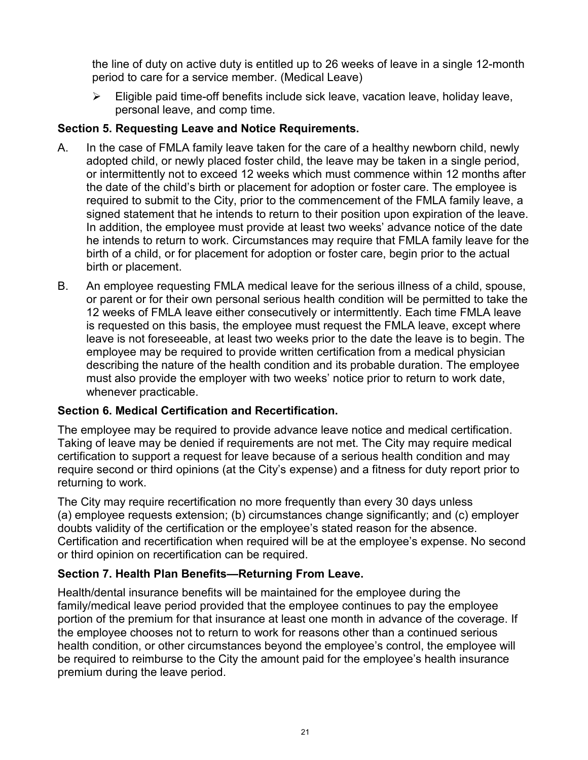the line of duty on active duty is entitled up to 26 weeks of leave in a single 12-month period to care for a service member. (Medical Leave)

- Eligible paid time-off benefits include sick leave, vacation leave, holiday leave, personal leave, and comp time.

**Section 5. Requesting Leave and Notice Requirements.**

A. In the case of FMLA family leave taken for the care of a healthy newborn child, newly adopted child, or newly placed foster child, the leave may be taken in a single period, or intermittently not to exceed 12 weeks which must commence within 12 months after the date of the child's birth or placement for adoption or foster care. The employee is required to submit to the City, prior to the commencement of the FMLA family leave, a signed statement that he intends to return to their position upon expiration of the leave. In addition, the employee must provide at least two weeks' advance notice of the date he intends to return to work. Circumstances may require that FMLA family leave for the birth of a child, or for placement for adoption or foster care, begin prior to the actual birth or placement.

B. An employee requesting FMLA medical leave for the serious illness of a child, spouse, or parent or for their own personal serious health condition will be permitted to take the 12 weeks of FMLA leave either consecutively or intermittently. Each time FMLA leave is requested on this basis, the employee must request the FMLA leave, except where leave is not foreseeable, at least two weeks prior to the date the leave is to begin. The employee may be required to provide written certification from a medical physician describing the nature of the health condition and its probable duration. The employee must also provide the employer with two weeks' notice prior to return to work date, whenever practicable.

**Section 6. Medical Certification and Recertification.**

The employee may be required to provide advance leave notice and medical certification. Taking of leave may be denied if requirements are not met. The City may require medical certification to support a request for leave because of a serious health condition and may require second or third opinions (at the City's expense) and a fitness for duty report prior to returning to work.

The City may require recertification no more frequently than every 30 days unless (a) employee requests extension; (b) circumstances change significantly; and (c) employer doubts validity of the certification or the employee's stated reason for the absence. Certification and recertification when required will be at the employee's expense. No second or third opinion on recertification can be required.

**Section 7. Health Plan Benefits—Returning From Leave.**

Health/dental insurance benefits will be maintained for the employee during the family/medical leave period provided that the employee continues to pay the employee portion of the premium for that insurance at least one month in advance of the coverage. If the employee chooses not to return to work for reasons other than a continued serious health condition, or other circumstances beyond the employee's control, the employee will be required to reimburse to the City the amount paid for the employee's health insurance premium during the leave period.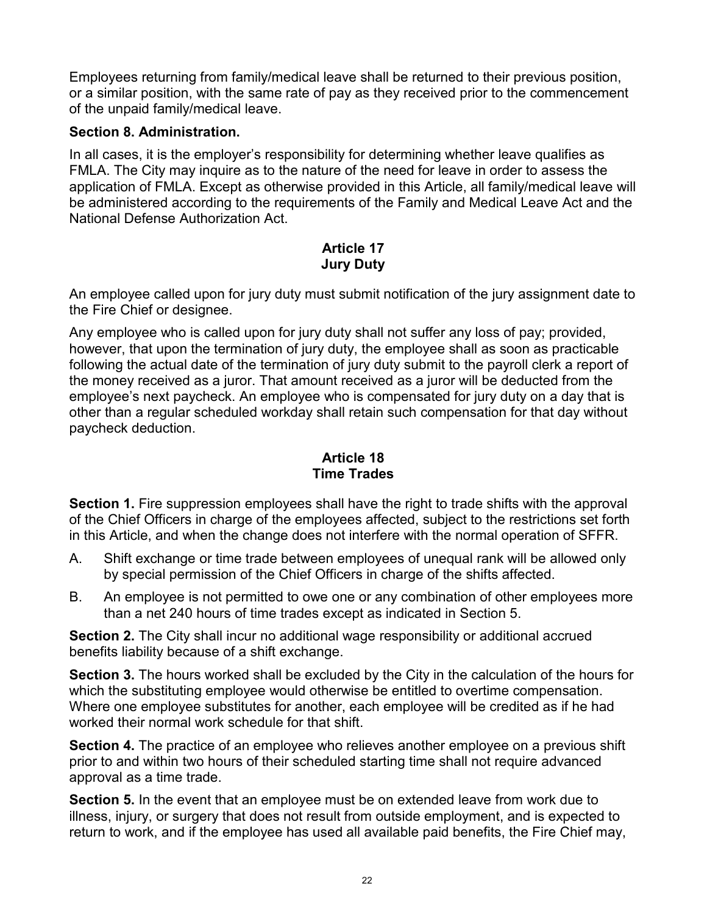Employees returning from family/medical leave shall be returned to their previous position, or a similar position, with the same rate of pay as they received prior to the commencement of the unpaid family/medical leave.

**Section 8. Administration.**

In all cases, it is the employer's responsibility for determining whether leave qualifies as FMLA. The City may inquire as to the nature of the need for leave in order to assess the application of FMLA. Except as otherwise provided in this Article, all family/medical leave will be administered according to the requirements of the Family and Medical Leave Act and the National Defense Authorization Act.

## Article 17
## Jury Duty

An employee called upon for jury duty must submit notification of the jury assignment date to the Fire Chief or designee.

Any employee who is called upon for jury duty shall not suffer any loss of pay; provided, however, that upon the termination of jury duty, the employee shall as soon as practicable following the actual date of the termination of jury duty submit to the payroll clerk a report of the money received as a juror. That amount received as a juror will be deducted from the employee's next paycheck. An employee who is compensated for jury duty on a day that is other than a regular scheduled workday shall retain such compensation for that day without paycheck deduction.

## Article 18
## Time Trades

**Section 1.** Fire suppression employees shall have the right to trade shifts with the approval of the Chief Officers in charge of the employees affected, subject to the restrictions set forth in this Article, and when the change does not interfere with the normal operation of SFFR.

A. Shift exchange or time trade between employees of unequal rank will be allowed only by special permission of the Chief Officers in charge of the shifts affected.

B. An employee is not permitted to owe one or any combination of other employees more than a net 240 hours of time trades except as indicated in Section 5.

**Section 2.** The City shall incur no additional wage responsibility or additional accrued benefits liability because of a shift exchange.

**Section 3.** The hours worked shall be excluded by the City in the calculation of the hours for which the substituting employee would otherwise be entitled to overtime compensation. Where one employee substitutes for another, each employee will be credited as if he had worked their normal work schedule for that shift.

**Section 4.** The practice of an employee who relieves another employee on a previous shift prior to and within two hours of their scheduled starting time shall not require advanced approval as a time trade.

**Section 5.** In the event that an employee must be on extended leave from work due to illness, injury, or surgery that does not result from outside employment, and is expected to return to work, and if the employee has used all available paid benefits, the Fire Chief may,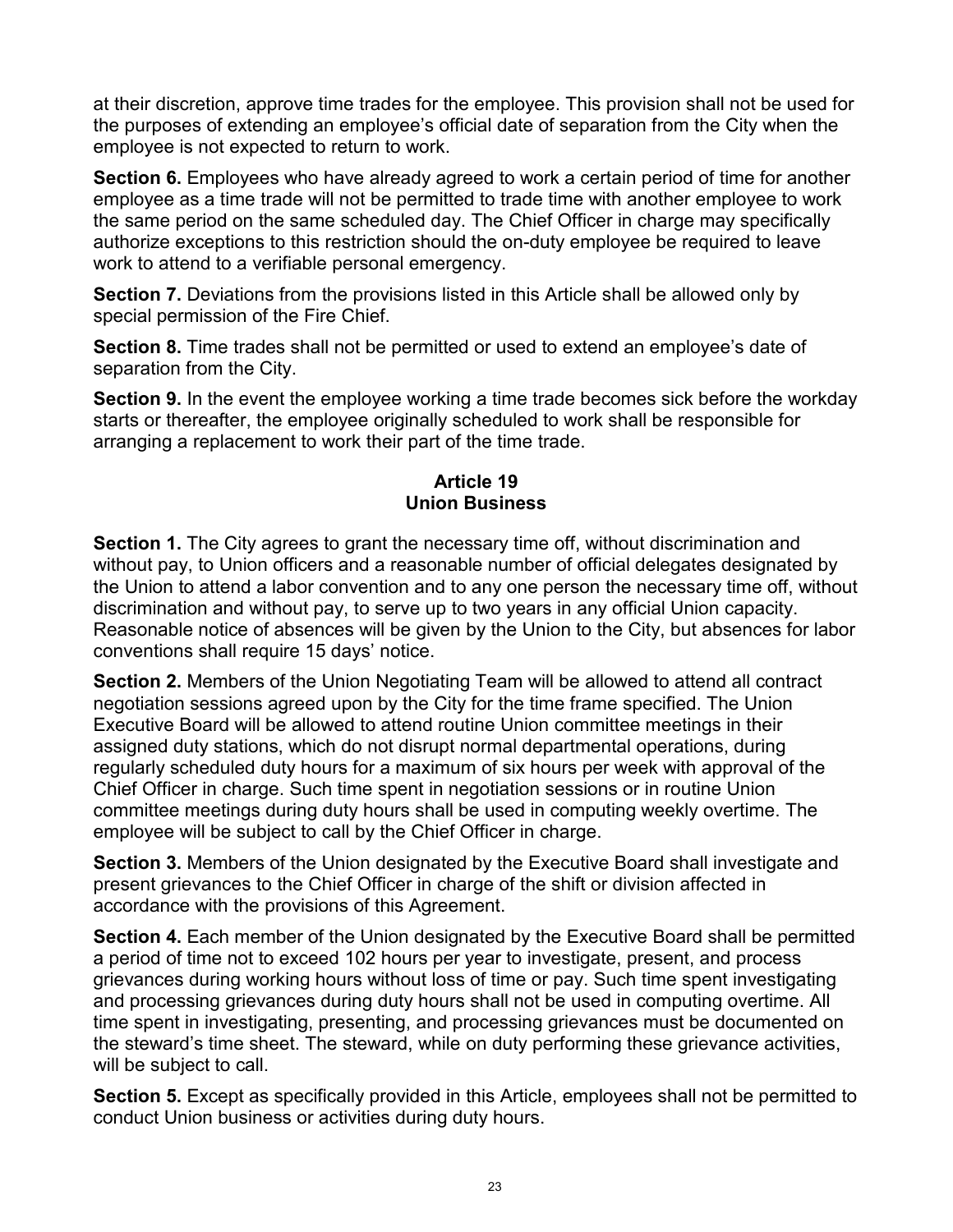at their discretion, approve time trades for the employee. This provision shall not be used for the purposes of extending an employee's official date of separation from the City when the employee is not expected to return to work.

**Section 6.** Employees who have already agreed to work a certain period of time for another employee as a time trade will not be permitted to trade time with another employee to work the same period on the same scheduled day. The Chief Officer in charge may specifically authorize exceptions to this restriction should the on-duty employee be required to leave work to attend to a verifiable personal emergency.

**Section 7.** Deviations from the provisions listed in this Article shall be allowed only by special permission of the Fire Chief.

**Section 8.** Time trades shall not be permitted or used to extend an employee's date of separation from the City.

**Section 9.** In the event the employee working a time trade becomes sick before the workday starts or thereafter, the employee originally scheduled to work shall be responsible for arranging a replacement to work their part of the time trade.

## Article 19
## Union Business

**Section 1.** The City agrees to grant the necessary time off, without discrimination and without pay, to Union officers and a reasonable number of official delegates designated by the Union to attend a labor convention and to any one person the necessary time off, without discrimination and without pay, to serve up to two years in any official Union capacity. Reasonable notice of absences will be given by the Union to the City, but absences for labor conventions shall require 15 days' notice.

**Section 2.** Members of the Union Negotiating Team will be allowed to attend all contract negotiation sessions agreed upon by the City for the time frame specified. The Union Executive Board will be allowed to attend routine Union committee meetings in their assigned duty stations, which do not disrupt normal departmental operations, during regularly scheduled duty hours for a maximum of six hours per week with approval of the Chief Officer in charge. Such time spent in negotiation sessions or in routine Union committee meetings during duty hours shall be used in computing weekly overtime. The employee will be subject to call by the Chief Officer in charge.

**Section 3.** Members of the Union designated by the Executive Board shall investigate and present grievances to the Chief Officer in charge of the shift or division affected in accordance with the provisions of this Agreement.

**Section 4.** Each member of the Union designated by the Executive Board shall be permitted a period of time not to exceed 102 hours per year to investigate, present, and process grievances during working hours without loss of time or pay. Such time spent investigating and processing grievances during duty hours shall not be used in computing overtime. All time spent in investigating, presenting, and processing grievances must be documented on the steward's time sheet. The steward, while on duty performing these grievance activities, will be subject to call.

**Section 5.** Except as specifically provided in this Article, employees shall not be permitted to conduct Union business or activities during duty hours.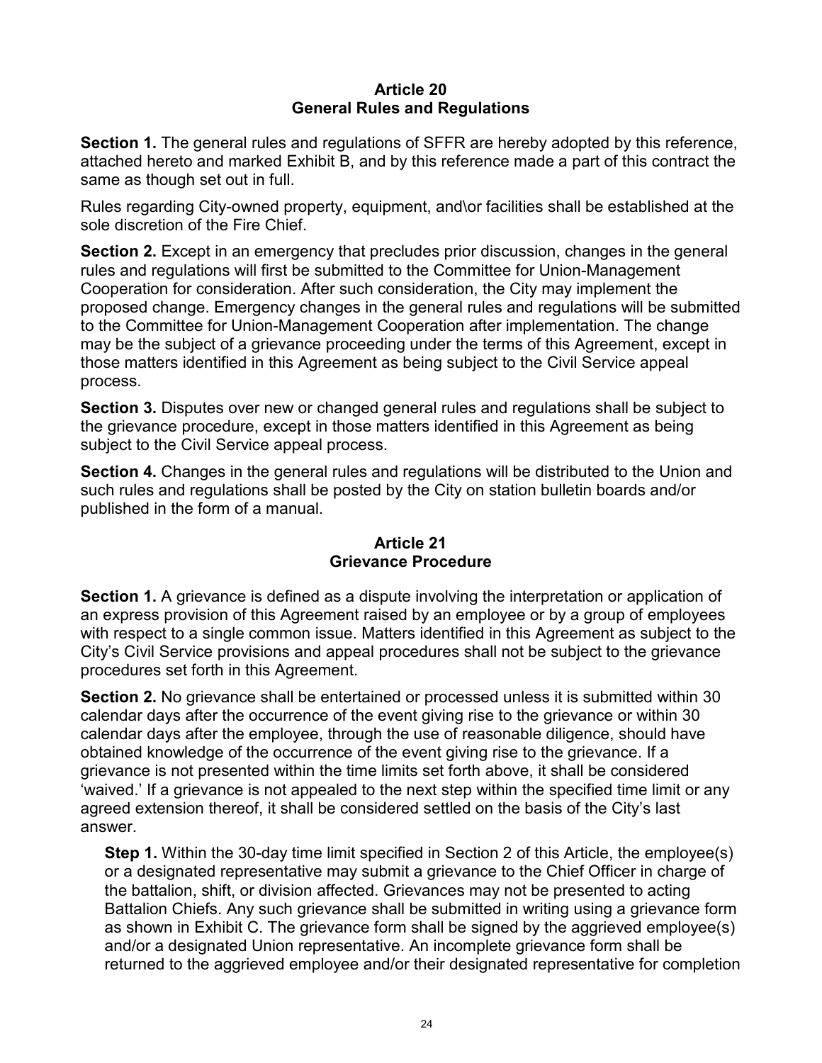## Article 20
## General Rules and Regulations

**Section 1.** The general rules and regulations of SFFR are hereby adopted by this reference, attached hereto and marked Exhibit B, and by this reference made a part of this contract the same as though set out in full.

Rules regarding City-owned property, equipment, and\or facilities shall be established at the sole discretion of the Fire Chief.

**Section 2.** Except in an emergency that precludes prior discussion, changes in the general rules and regulations will first be submitted to the Committee for Union-Management Cooperation for consideration. After such consideration, the City may implement the proposed change. Emergency changes in the general rules and regulations will be submitted to the Committee for Union-Management Cooperation after implementation. The change may be the subject of a grievance proceeding under the terms of this Agreement, except in those matters identified in this Agreement as being subject to the Civil Service appeal process.

**Section 3.** Disputes over new or changed general rules and regulations shall be subject to the grievance procedure, except in those matters identified in this Agreement as being subject to the Civil Service appeal process.

**Section 4.** Changes in the general rules and regulations will be distributed to the Union and such rules and regulations shall be posted by the City on station bulletin boards and/or published in the form of a manual.

## Article 21
## Grievance Procedure

**Section 1.** A grievance is defined as a dispute involving the interpretation or application of an express provision of this Agreement raised by an employee or by a group of employees with respect to a single common issue. Matters identified in this Agreement as subject to the City's Civil Service provisions and appeal procedures shall not be subject to the grievance procedures set forth in this Agreement.

**Section 2.** No grievance shall be entertained or processed unless it is submitted within 30 calendar days after the occurrence of the event giving rise to the grievance or within 30 calendar days after the employee, through the use of reasonable diligence, should have obtained knowledge of the occurrence of the event giving rise to the grievance. If a grievance is not presented within the time limits set forth above, it shall be considered 'waived.' If a grievance is not appealed to the next step within the specified time limit or any agreed extension thereof, it shall be considered settled on the basis of the City's last answer.

**Step 1.** Within the 30-day time limit specified in Section 2 of this Article, the employee(s) or a designated representative may submit a grievance to the Chief Officer in charge of the battalion, shift, or division affected. Grievances may not be presented to acting Battalion Chiefs. Any such grievance shall be submitted in writing using a grievance form as shown in Exhibit C. The grievance form shall be signed by the aggrieved employee(s) and/or a designated Union representative. An incomplete grievance form shall be returned to the aggrieved employee and/or their designated representative for completion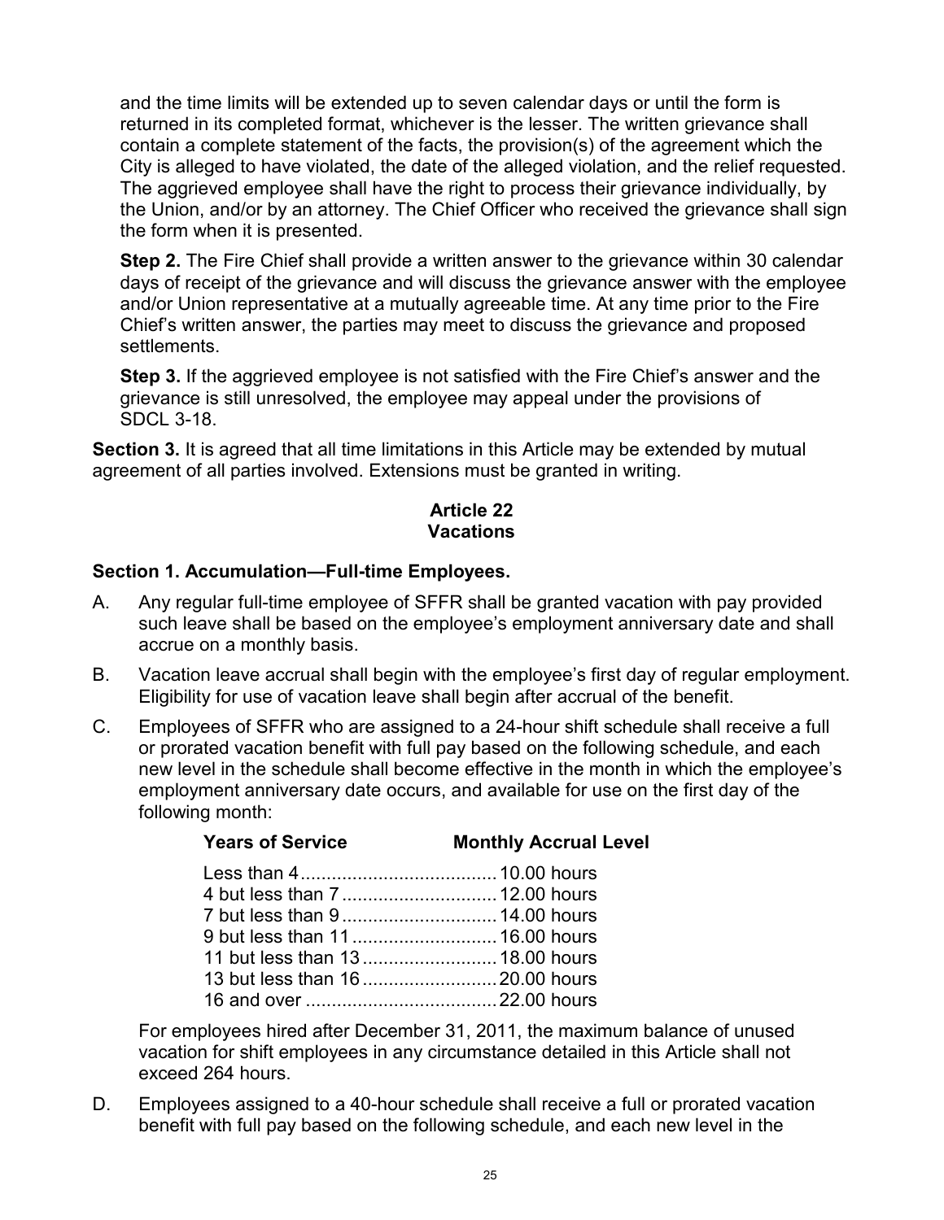and the time limits will be extended up to seven calendar days or until the form is returned in its completed format, whichever is the lesser. The written grievance shall contain a complete statement of the facts, the provision(s) of the agreement which the City is alleged to have violated, the date of the alleged violation, and the relief requested. The aggrieved employee shall have the right to process their grievance individually, by the Union, and/or by an attorney. The Chief Officer who received the grievance shall sign the form when it is presented.

**Step 2.** The Fire Chief shall provide a written answer to the grievance within 30 calendar days of receipt of the grievance and will discuss the grievance answer with the employee and/or Union representative at a mutually agreeable time. At any time prior to the Fire Chief's written answer, the parties may meet to discuss the grievance and proposed settlements.

**Step 3.** If the aggrieved employee is not satisfied with the Fire Chief's answer and the grievance is still unresolved, the employee may appeal under the provisions of SDCL 3-18.

**Section 3.** It is agreed that all time limitations in this Article may be extended by mutual agreement of all parties involved. Extensions must be granted in writing.

## Article 22
## Vacations

### Section 1. Accumulation—Full-time Employees.

A. Any regular full-time employee of SFFR shall be granted vacation with pay provided such leave shall be based on the employee's employment anniversary date and shall accrue on a monthly basis.

B. Vacation leave accrual shall begin with the employee's first day of regular employment. Eligibility for use of vacation leave shall begin after accrual of the benefit.

C. Employees of SFFR who are assigned to a 24-hour shift schedule shall receive a full or prorated vacation benefit with full pay based on the following schedule, and each new level in the schedule shall become effective in the month in which the employee's employment anniversary date occurs, and available for use on the first day of the following month:

| Years of Service | Monthly Accrual Level |
|---|---|
| Less than 4 | 10.00 hours |
| 4 but less than 7 | 12.00 hours |
| 7 but less than 9 | 14.00 hours |
| 9 but less than 11 | 16.00 hours |
| 11 but less than 13 | 18.00 hours |
| 13 but less than 16 | 20.00 hours |
| 16 and over | 22.00 hours |

For employees hired after December 31, 2011, the maximum balance of unused vacation for shift employees in any circumstance detailed in this Article shall not exceed 264 hours.

D. Employees assigned to a 40-hour schedule shall receive a full or prorated vacation benefit with full pay based on the following schedule, and each new level in the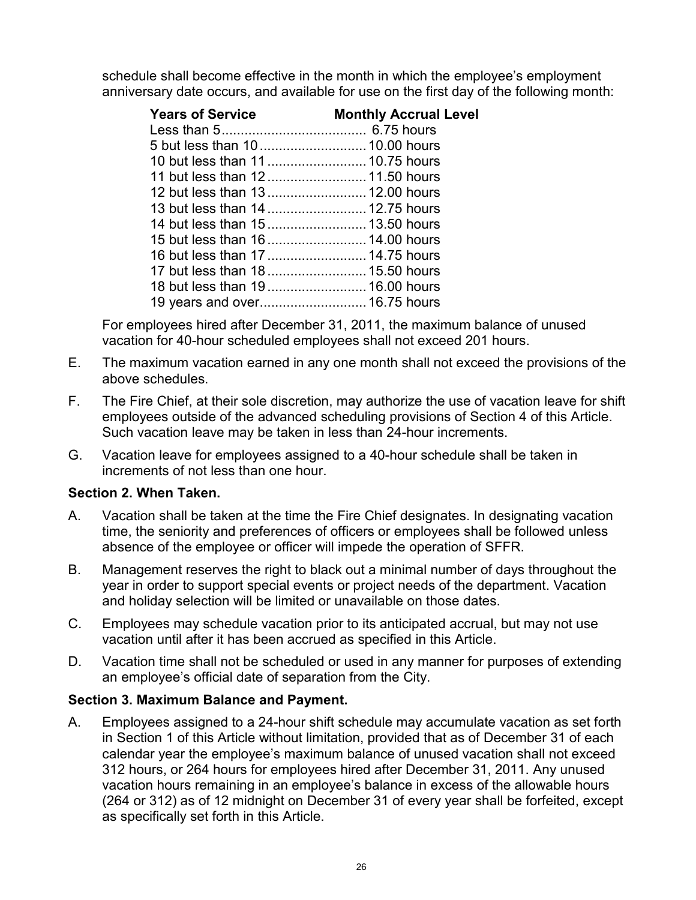schedule shall become effective in the month in which the employee's employment anniversary date occurs, and available for use on the first day of the following month:

| Years of Service | Monthly Accrual Level |
| --- | --- |
| Less than 5 | 6.75 hours |
| 5 but less than 10 | 10.00 hours |
| 10 but less than 11 | 10.75 hours |
| 11 but less than 12 | 11.50 hours |
| 12 but less than 13 | 12.00 hours |
| 13 but less than 14 | 12.75 hours |
| 14 but less than 15 | 13.50 hours |
| 15 but less than 16 | 14.00 hours |
| 16 but less than 17 | 14.75 hours |
| 17 but less than 18 | 15.50 hours |
| 18 but less than 19 | 16.00 hours |
| 19 years and over | 16.75 hours |

For employees hired after December 31, 2011, the maximum balance of unused vacation for 40-hour scheduled employees shall not exceed 201 hours.

E. The maximum vacation earned in any one month shall not exceed the provisions of the above schedules.

F. The Fire Chief, at their sole discretion, may authorize the use of vacation leave for shift employees outside of the advanced scheduling provisions of Section 4 of this Article. Such vacation leave may be taken in less than 24-hour increments.

G. Vacation leave for employees assigned to a 40-hour schedule shall be taken in increments of not less than one hour.

**Section 2. When Taken.**

A. Vacation shall be taken at the time the Fire Chief designates. In designating vacation time, the seniority and preferences of officers or employees shall be followed unless absence of the employee or officer will impede the operation of SFFR.

B. Management reserves the right to black out a minimal number of days throughout the year in order to support special events or project needs of the department. Vacation and holiday selection will be limited or unavailable on those dates.

C. Employees may schedule vacation prior to its anticipated accrual, but may not use vacation until after it has been accrued as specified in this Article.

D. Vacation time shall not be scheduled or used in any manner for purposes of extending an employee's official date of separation from the City.

**Section 3. Maximum Balance and Payment.**

A. Employees assigned to a 24-hour shift schedule may accumulate vacation as set forth in Section 1 of this Article without limitation, provided that as of December 31 of each calendar year the employee's maximum balance of unused vacation shall not exceed 312 hours, or 264 hours for employees hired after December 31, 2011. Any unused vacation hours remaining in an employee's balance in excess of the allowable hours (264 or 312) as of 12 midnight on December 31 of every year shall be forfeited, except as specifically set forth in this Article.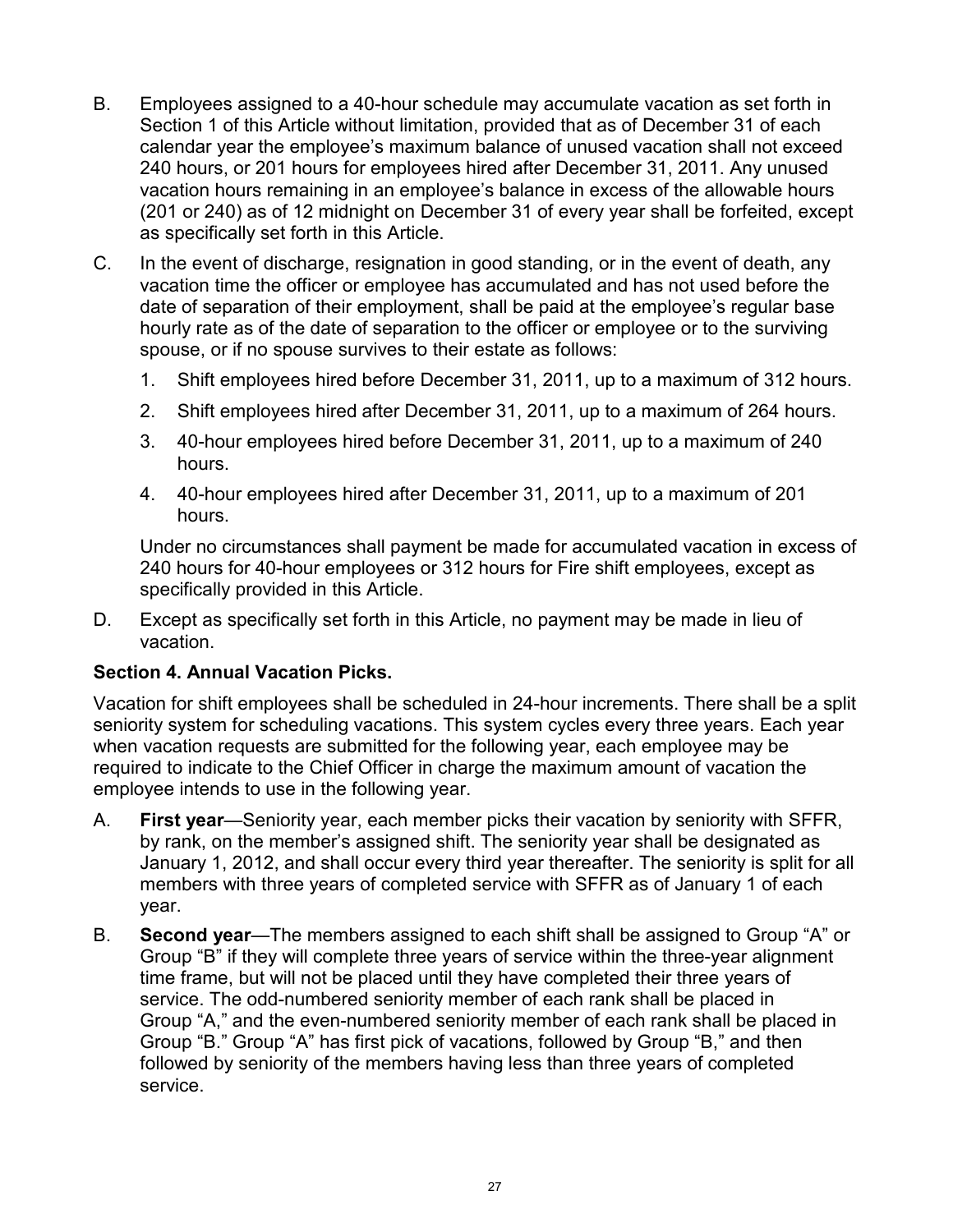B. Employees assigned to a 40-hour schedule may accumulate vacation as set forth in Section 1 of this Article without limitation, provided that as of December 31 of each calendar year the employee's maximum balance of unused vacation shall not exceed 240 hours, or 201 hours for employees hired after December 31, 2011. Any unused vacation hours remaining in an employee's balance in excess of the allowable hours (201 or 240) as of 12 midnight on December 31 of every year shall be forfeited, except as specifically set forth in this Article.

C. In the event of discharge, resignation in good standing, or in the event of death, any vacation time the officer or employee has accumulated and has not used before the date of separation of their employment, shall be paid at the employee's regular base hourly rate as of the date of separation to the officer or employee or to the surviving spouse, or if no spouse survives to their estate as follows:

   1. Shift employees hired before December 31, 2011, up to a maximum of 312 hours.
   2. Shift employees hired after December 31, 2011, up to a maximum of 264 hours.
   3. 40-hour employees hired before December 31, 2011, up to a maximum of 240 hours.
   4. 40-hour employees hired after December 31, 2011, up to a maximum of 201 hours.

   Under no circumstances shall payment be made for accumulated vacation in excess of 240 hours for 40-hour employees or 312 hours for Fire shift employees, except as specifically provided in this Article.

D. Except as specifically set forth in this Article, no payment may be made in lieu of vacation.

**Section 4. Annual Vacation Picks.**

Vacation for shift employees shall be scheduled in 24-hour increments. There shall be a split seniority system for scheduling vacations. This system cycles every three years. Each year when vacation requests are submitted for the following year, each employee may be required to indicate to the Chief Officer in charge the maximum amount of vacation the employee intends to use in the following year.

A. **First year**—Seniority year, each member picks their vacation by seniority with SFFR, by rank, on the member's assigned shift. The seniority year shall be designated as January 1, 2012, and shall occur every third year thereafter. The seniority is split for all members with three years of completed service with SFFR as of January 1 of each year.

B. **Second year**—The members assigned to each shift shall be assigned to Group "A" or Group "B" if they will complete three years of service within the three-year alignment time frame, but will not be placed until they have completed their three years of service. The odd-numbered seniority member of each rank shall be placed in Group "A," and the even-numbered seniority member of each rank shall be placed in Group "B." Group "A" has first pick of vacations, followed by Group "B," and then followed by seniority of the members having less than three years of completed service.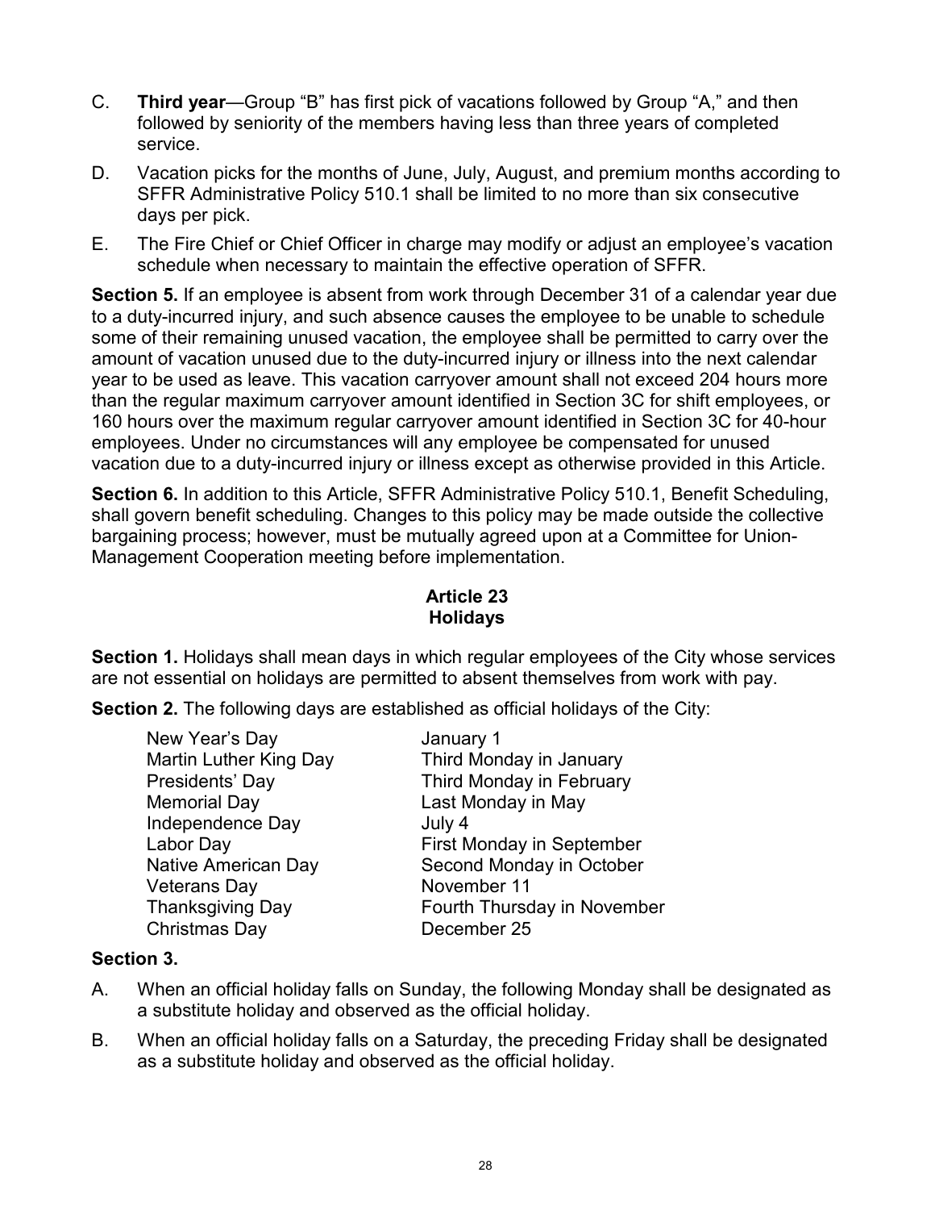C. **Third year**—Group "B" has first pick of vacations followed by Group "A," and then followed by seniority of the members having less than three years of completed service.

D. Vacation picks for the months of June, July, August, and premium months according to SFFR Administrative Policy 510.1 shall be limited to no more than six consecutive days per pick.

E. The Fire Chief or Chief Officer in charge may modify or adjust an employee's vacation schedule when necessary to maintain the effective operation of SFFR.

**Section 5.** If an employee is absent from work through December 31 of a calendar year due to a duty-incurred injury, and such absence causes the employee to be unable to schedule some of their remaining unused vacation, the employee shall be permitted to carry over the amount of vacation unused due to the duty-incurred injury or illness into the next calendar year to be used as leave. This vacation carryover amount shall not exceed 204 hours more than the regular maximum carryover amount identified in Section 3C for shift employees, or 160 hours over the maximum regular carryover amount identified in Section 3C for 40-hour employees. Under no circumstances will any employee be compensated for unused vacation due to a duty-incurred injury or illness except as otherwise provided in this Article.

**Section 6.** In addition to this Article, SFFR Administrative Policy 510.1, Benefit Scheduling, shall govern benefit scheduling. Changes to this policy may be made outside the collective bargaining process; however, must be mutually agreed upon at a Committee for Union-Management Cooperation meeting before implementation.

## Article 23
## Holidays

**Section 1.** Holidays shall mean days in which regular employees of the City whose services are not essential on holidays are permitted to absent themselves from work with pay.

**Section 2.** The following days are established as official holidays of the City:

| | |
|---|---|
| New Year's Day | January 1 |
| Martin Luther King Day | Third Monday in January |
| Presidents' Day | Third Monday in February |
| Memorial Day | Last Monday in May |
| Independence Day | July 4 |
| Labor Day | First Monday in September |
| Native American Day | Second Monday in October |
| Veterans Day | November 11 |
| Thanksgiving Day | Fourth Thursday in November |
| Christmas Day | December 25 |

**Section 3.**

A. When an official holiday falls on Sunday, the following Monday shall be designated as a substitute holiday and observed as the official holiday.

B. When an official holiday falls on a Saturday, the preceding Friday shall be designated as a substitute holiday and observed as the official holiday.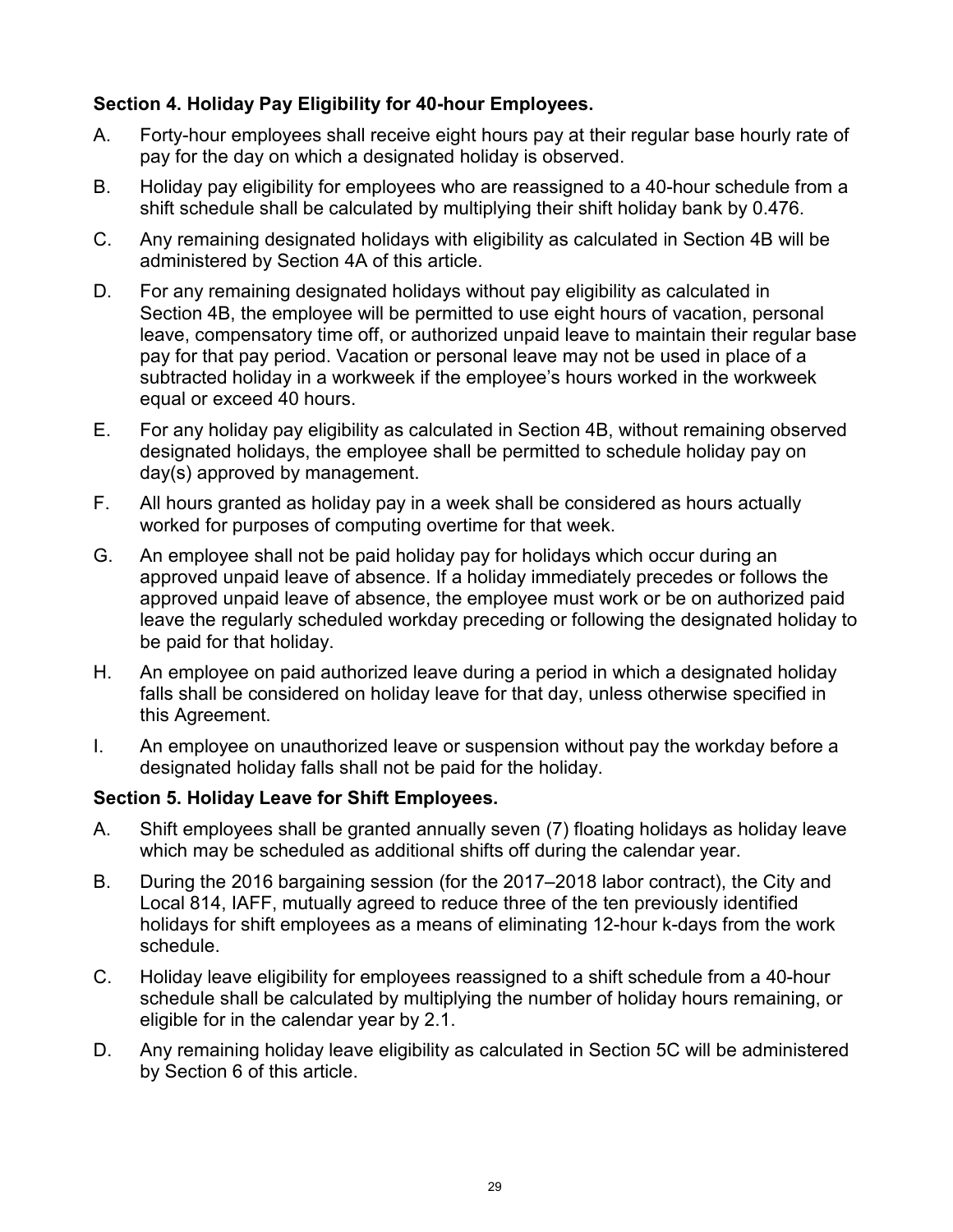**Section 4. Holiday Pay Eligibility for 40-hour Employees.**

A. Forty-hour employees shall receive eight hours pay at their regular base hourly rate of pay for the day on which a designated holiday is observed.

B. Holiday pay eligibility for employees who are reassigned to a 40-hour schedule from a shift schedule shall be calculated by multiplying their shift holiday bank by 0.476.

C. Any remaining designated holidays with eligibility as calculated in Section 4B will be administered by Section 4A of this article.

D. For any remaining designated holidays without pay eligibility as calculated in Section 4B, the employee will be permitted to use eight hours of vacation, personal leave, compensatory time off, or authorized unpaid leave to maintain their regular base pay for that pay period. Vacation or personal leave may not be used in place of a subtracted holiday in a workweek if the employee's hours worked in the workweek equal or exceed 40 hours.

E. For any holiday pay eligibility as calculated in Section 4B, without remaining observed designated holidays, the employee shall be permitted to schedule holiday pay on day(s) approved by management.

F. All hours granted as holiday pay in a week shall be considered as hours actually worked for purposes of computing overtime for that week.

G. An employee shall not be paid holiday pay for holidays which occur during an approved unpaid leave of absence. If a holiday immediately precedes or follows the approved unpaid leave of absence, the employee must work or be on authorized paid leave the regularly scheduled workday preceding or following the designated holiday to be paid for that holiday.

H. An employee on paid authorized leave during a period in which a designated holiday falls shall be considered on holiday leave for that day, unless otherwise specified in this Agreement.

I. An employee on unauthorized leave or suspension without pay the workday before a designated holiday falls shall not be paid for the holiday.

**Section 5. Holiday Leave for Shift Employees.**

A. Shift employees shall be granted annually seven (7) floating holidays as holiday leave which may be scheduled as additional shifts off during the calendar year.

B. During the 2016 bargaining session (for the 2017–2018 labor contract), the City and Local 814, IAFF, mutually agreed to reduce three of the ten previously identified holidays for shift employees as a means of eliminating 12-hour k-days from the work schedule.

C. Holiday leave eligibility for employees reassigned to a shift schedule from a 40-hour schedule shall be calculated by multiplying the number of holiday hours remaining, or eligible for in the calendar year by 2.1.

D. Any remaining holiday leave eligibility as calculated in Section 5C will be administered by Section 6 of this article.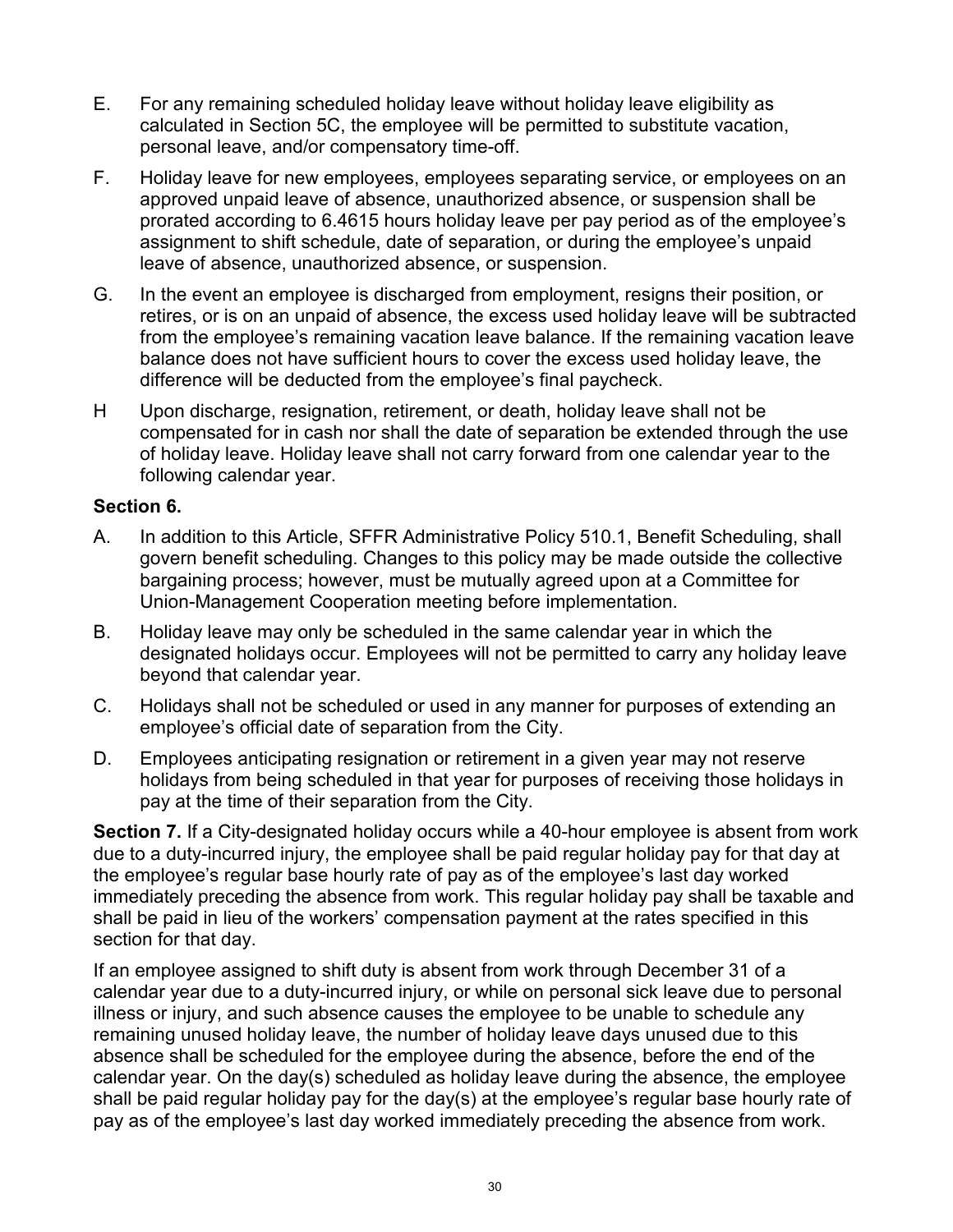E. For any remaining scheduled holiday leave without holiday leave eligibility as calculated in Section 5C, the employee will be permitted to substitute vacation, personal leave, and/or compensatory time-off.

F. Holiday leave for new employees, employees separating service, or employees on an approved unpaid leave of absence, unauthorized absence, or suspension shall be prorated according to 6.4615 hours holiday leave per pay period as of the employee's assignment to shift schedule, date of separation, or during the employee's unpaid leave of absence, unauthorized absence, or suspension.

G. In the event an employee is discharged from employment, resigns their position, or retires, or is on an unpaid of absence, the excess used holiday leave will be subtracted from the employee's remaining vacation leave balance. If the remaining vacation leave balance does not have sufficient hours to cover the excess used holiday leave, the difference will be deducted from the employee's final paycheck.

H Upon discharge, resignation, retirement, or death, holiday leave shall not be compensated for in cash nor shall the date of separation be extended through the use of holiday leave. Holiday leave shall not carry forward from one calendar year to the following calendar year.

**Section 6.**

A. In addition to this Article, SFFR Administrative Policy 510.1, Benefit Scheduling, shall govern benefit scheduling. Changes to this policy may be made outside the collective bargaining process; however, must be mutually agreed upon at a Committee for Union-Management Cooperation meeting before implementation.

B. Holiday leave may only be scheduled in the same calendar year in which the designated holidays occur. Employees will not be permitted to carry any holiday leave beyond that calendar year.

C. Holidays shall not be scheduled or used in any manner for purposes of extending an employee's official date of separation from the City.

D. Employees anticipating resignation or retirement in a given year may not reserve holidays from being scheduled in that year for purposes of receiving those holidays in pay at the time of their separation from the City.

**Section 7.** If a City-designated holiday occurs while a 40-hour employee is absent from work due to a duty-incurred injury, the employee shall be paid regular holiday pay for that day at the employee's regular base hourly rate of pay as of the employee's last day worked immediately preceding the absence from work. This regular holiday pay shall be taxable and shall be paid in lieu of the workers' compensation payment at the rates specified in this section for that day.

If an employee assigned to shift duty is absent from work through December 31 of a calendar year due to a duty-incurred injury, or while on personal sick leave due to personal illness or injury, and such absence causes the employee to be unable to schedule any remaining unused holiday leave, the number of holiday leave days unused due to this absence shall be scheduled for the employee during the absence, before the end of the calendar year. On the day(s) scheduled as holiday leave during the absence, the employee shall be paid regular holiday pay for the day(s) at the employee's regular base hourly rate of pay as of the employee's last day worked immediately preceding the absence from work.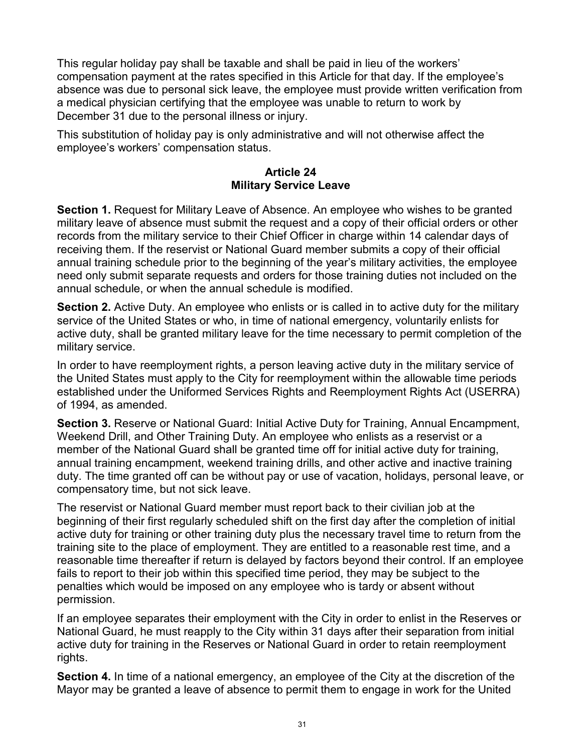This regular holiday pay shall be taxable and shall be paid in lieu of the workers' compensation payment at the rates specified in this Article for that day. If the employee's absence was due to personal sick leave, the employee must provide written verification from a medical physician certifying that the employee was unable to return to work by December 31 due to the personal illness or injury.

This substitution of holiday pay is only administrative and will not otherwise affect the employee's workers' compensation status.

## Article 24
## Military Service Leave

**Section 1.** Request for Military Leave of Absence. An employee who wishes to be granted military leave of absence must submit the request and a copy of their official orders or other records from the military service to their Chief Officer in charge within 14 calendar days of receiving them. If the reservist or National Guard member submits a copy of their official annual training schedule prior to the beginning of the year's military activities, the employee need only submit separate requests and orders for those training duties not included on the annual schedule, or when the annual schedule is modified.

**Section 2.** Active Duty. An employee who enlists or is called in to active duty for the military service of the United States or who, in time of national emergency, voluntarily enlists for active duty, shall be granted military leave for the time necessary to permit completion of the military service.

In order to have reemployment rights, a person leaving active duty in the military service of the United States must apply to the City for reemployment within the allowable time periods established under the Uniformed Services Rights and Reemployment Rights Act (USERRA) of 1994, as amended.

**Section 3.** Reserve or National Guard: Initial Active Duty for Training, Annual Encampment, Weekend Drill, and Other Training Duty. An employee who enlists as a reservist or a member of the National Guard shall be granted time off for initial active duty for training, annual training encampment, weekend training drills, and other active and inactive training duty. The time granted off can be without pay or use of vacation, holidays, personal leave, or compensatory time, but not sick leave.

The reservist or National Guard member must report back to their civilian job at the beginning of their first regularly scheduled shift on the first day after the completion of initial active duty for training or other training duty plus the necessary travel time to return from the training site to the place of employment. They are entitled to a reasonable rest time, and a reasonable time thereafter if return is delayed by factors beyond their control. If an employee fails to report to their job within this specified time period, they may be subject to the penalties which would be imposed on any employee who is tardy or absent without permission.

If an employee separates their employment with the City in order to enlist in the Reserves or National Guard, he must reapply to the City within 31 days after their separation from initial active duty for training in the Reserves or National Guard in order to retain reemployment rights.

**Section 4.** In time of a national emergency, an employee of the City at the discretion of the Mayor may be granted a leave of absence to permit them to engage in work for the United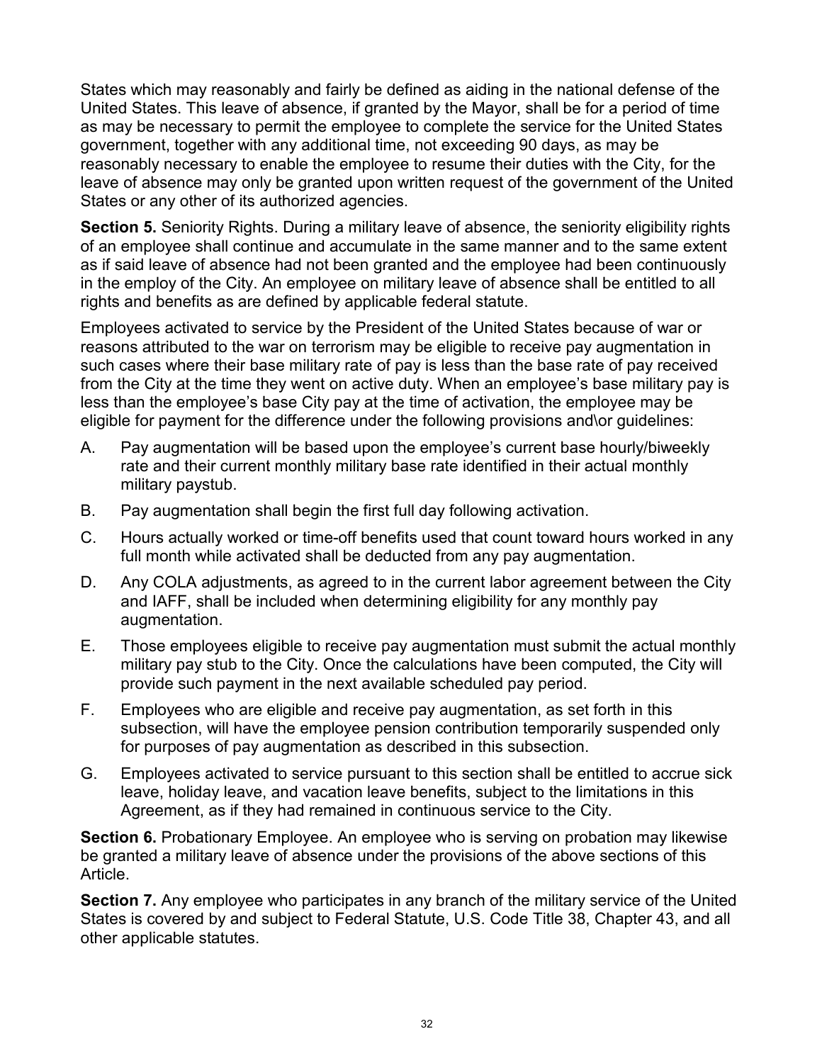States which may reasonably and fairly be defined as aiding in the national defense of the United States. This leave of absence, if granted by the Mayor, shall be for a period of time as may be necessary to permit the employee to complete the service for the United States government, together with any additional time, not exceeding 90 days, as may be reasonably necessary to enable the employee to resume their duties with the City, for the leave of absence may only be granted upon written request of the government of the United States or any other of its authorized agencies.

**Section 5.** Seniority Rights. During a military leave of absence, the seniority eligibility rights of an employee shall continue and accumulate in the same manner and to the same extent as if said leave of absence had not been granted and the employee had been continuously in the employ of the City. An employee on military leave of absence shall be entitled to all rights and benefits as are defined by applicable federal statute.

Employees activated to service by the President of the United States because of war or reasons attributed to the war on terrorism may be eligible to receive pay augmentation in such cases where their base military rate of pay is less than the base rate of pay received from the City at the time they went on active duty. When an employee's base military pay is less than the employee's base City pay at the time of activation, the employee may be eligible for payment for the difference under the following provisions and\or guidelines:

A. Pay augmentation will be based upon the employee's current base hourly/biweekly rate and their current monthly military base rate identified in their actual monthly military paystub.

B. Pay augmentation shall begin the first full day following activation.

C. Hours actually worked or time-off benefits used that count toward hours worked in any full month while activated shall be deducted from any pay augmentation.

D. Any COLA adjustments, as agreed to in the current labor agreement between the City and IAFF, shall be included when determining eligibility for any monthly pay augmentation.

E. Those employees eligible to receive pay augmentation must submit the actual monthly military pay stub to the City. Once the calculations have been computed, the City will provide such payment in the next available scheduled pay period.

F. Employees who are eligible and receive pay augmentation, as set forth in this subsection, will have the employee pension contribution temporarily suspended only for purposes of pay augmentation as described in this subsection.

G. Employees activated to service pursuant to this section shall be entitled to accrue sick leave, holiday leave, and vacation leave benefits, subject to the limitations in this Agreement, as if they had remained in continuous service to the City.

**Section 6.** Probationary Employee. An employee who is serving on probation may likewise be granted a military leave of absence under the provisions of the above sections of this Article.

**Section 7.** Any employee who participates in any branch of the military service of the United States is covered by and subject to Federal Statute, U.S. Code Title 38, Chapter 43, and all other applicable statutes.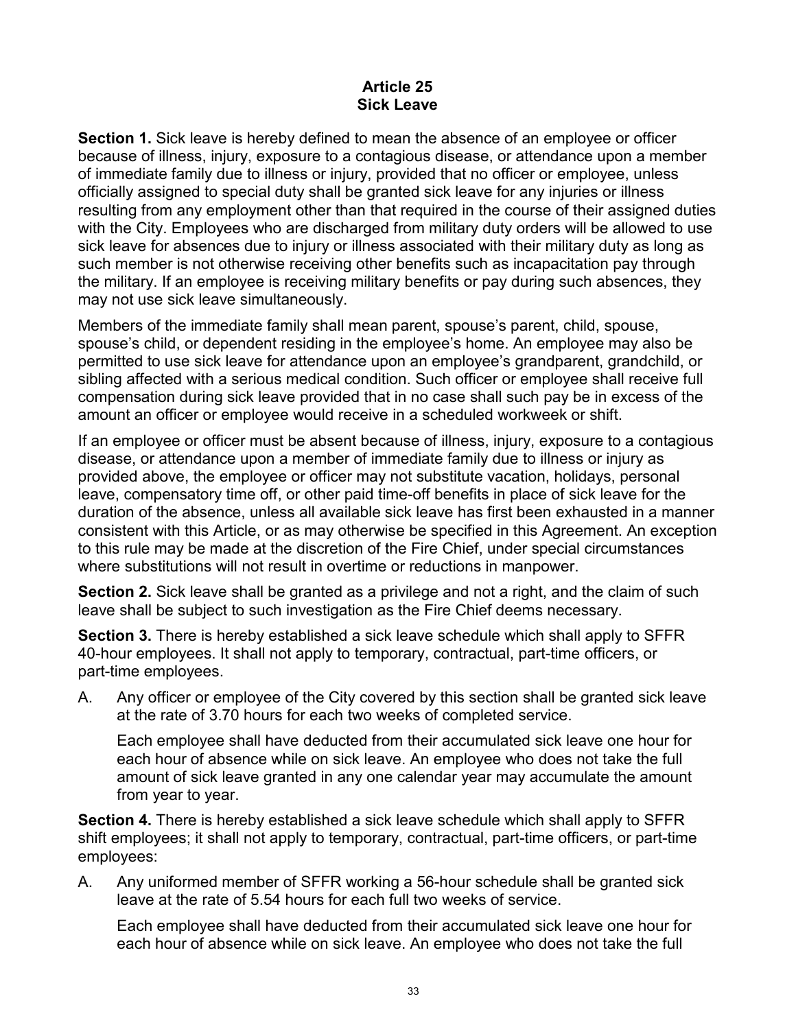# Article 25
## Sick Leave

**Section 1.** Sick leave is hereby defined to mean the absence of an employee or officer because of illness, injury, exposure to a contagious disease, or attendance upon a member of immediate family due to illness or injury, provided that no officer or employee, unless officially assigned to special duty shall be granted sick leave for any injuries or illness resulting from any employment other than that required in the course of their assigned duties with the City. Employees who are discharged from military duty orders will be allowed to use sick leave for absences due to injury or illness associated with their military duty as long as such member is not otherwise receiving other benefits such as incapacitation pay through the military. If an employee is receiving military benefits or pay during such absences, they may not use sick leave simultaneously.

Members of the immediate family shall mean parent, spouse's parent, child, spouse, spouse's child, or dependent residing in the employee's home. An employee may also be permitted to use sick leave for attendance upon an employee's grandparent, grandchild, or sibling affected with a serious medical condition. Such officer or employee shall receive full compensation during sick leave provided that in no case shall such pay be in excess of the amount an officer or employee would receive in a scheduled workweek or shift.

If an employee or officer must be absent because of illness, injury, exposure to a contagious disease, or attendance upon a member of immediate family due to illness or injury as provided above, the employee or officer may not substitute vacation, holidays, personal leave, compensatory time off, or other paid time-off benefits in place of sick leave for the duration of the absence, unless all available sick leave has first been exhausted in a manner consistent with this Article, or as may otherwise be specified in this Agreement. An exception to this rule may be made at the discretion of the Fire Chief, under special circumstances where substitutions will not result in overtime or reductions in manpower.

**Section 2.** Sick leave shall be granted as a privilege and not a right, and the claim of such leave shall be subject to such investigation as the Fire Chief deems necessary.

**Section 3.** There is hereby established a sick leave schedule which shall apply to SFFR 40-hour employees. It shall not apply to temporary, contractual, part-time officers, or part-time employees.

A. Any officer or employee of the City covered by this section shall be granted sick leave at the rate of 3.70 hours for each two weeks of completed service.

   Each employee shall have deducted from their accumulated sick leave one hour for each hour of absence while on sick leave. An employee who does not take the full amount of sick leave granted in any one calendar year may accumulate the amount from year to year.

**Section 4.** There is hereby established a sick leave schedule which shall apply to SFFR shift employees; it shall not apply to temporary, contractual, part-time officers, or part-time employees:

A. Any uniformed member of SFFR working a 56-hour schedule shall be granted sick leave at the rate of 5.54 hours for each full two weeks of service.

   Each employee shall have deducted from their accumulated sick leave one hour for each hour of absence while on sick leave. An employee who does not take the full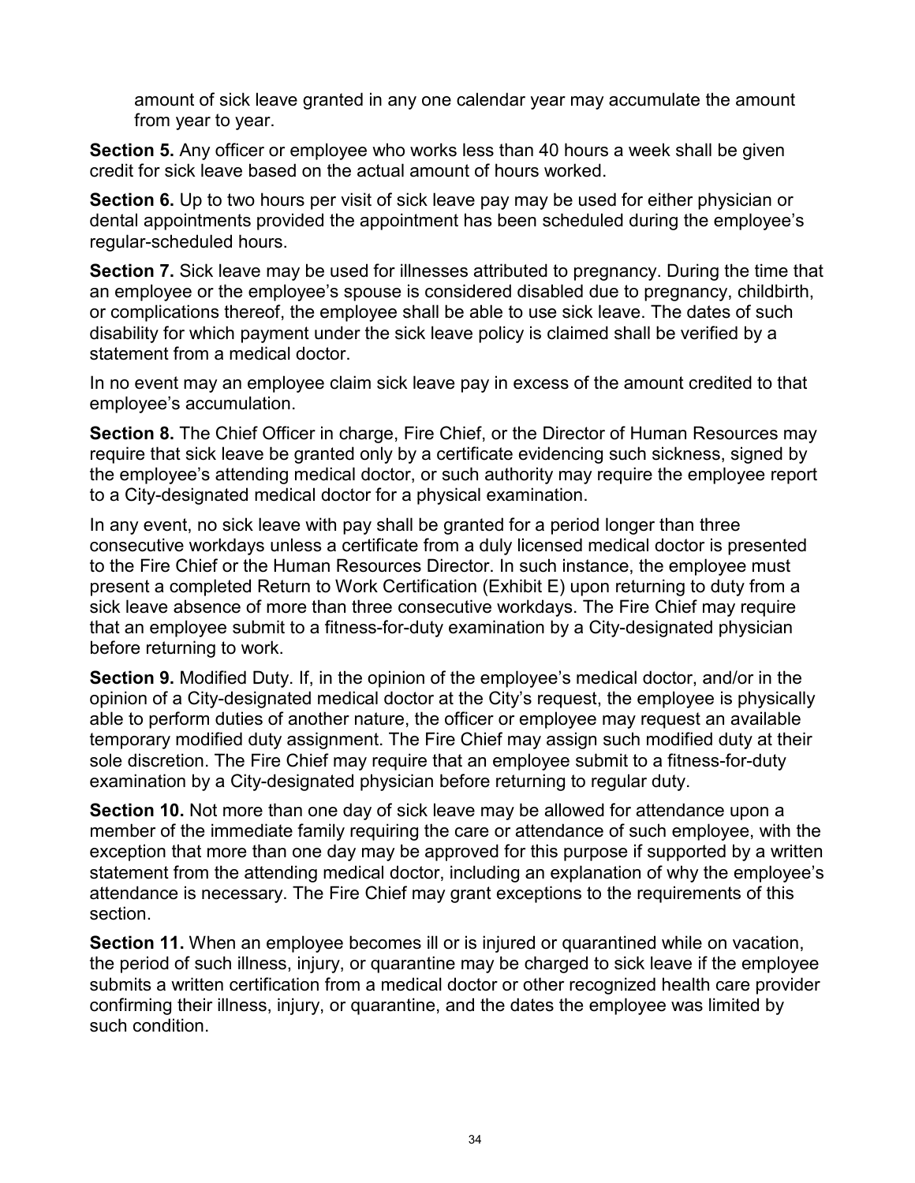amount of sick leave granted in any one calendar year may accumulate the amount from year to year.

**Section 5.** Any officer or employee who works less than 40 hours a week shall be given credit for sick leave based on the actual amount of hours worked.

**Section 6.** Up to two hours per visit of sick leave pay may be used for either physician or dental appointments provided the appointment has been scheduled during the employee's regular-scheduled hours.

**Section 7.** Sick leave may be used for illnesses attributed to pregnancy. During the time that an employee or the employee's spouse is considered disabled due to pregnancy, childbirth, or complications thereof, the employee shall be able to use sick leave. The dates of such disability for which payment under the sick leave policy is claimed shall be verified by a statement from a medical doctor.

In no event may an employee claim sick leave pay in excess of the amount credited to that employee's accumulation.

**Section 8.** The Chief Officer in charge, Fire Chief, or the Director of Human Resources may require that sick leave be granted only by a certificate evidencing such sickness, signed by the employee's attending medical doctor, or such authority may require the employee report to a City-designated medical doctor for a physical examination.

In any event, no sick leave with pay shall be granted for a period longer than three consecutive workdays unless a certificate from a duly licensed medical doctor is presented to the Fire Chief or the Human Resources Director. In such instance, the employee must present a completed Return to Work Certification (Exhibit E) upon returning to duty from a sick leave absence of more than three consecutive workdays. The Fire Chief may require that an employee submit to a fitness-for-duty examination by a City-designated physician before returning to work.

**Section 9.** Modified Duty. If, in the opinion of the employee's medical doctor, and/or in the opinion of a City-designated medical doctor at the City's request, the employee is physically able to perform duties of another nature, the officer or employee may request an available temporary modified duty assignment. The Fire Chief may assign such modified duty at their sole discretion. The Fire Chief may require that an employee submit to a fitness-for-duty examination by a City-designated physician before returning to regular duty.

**Section 10.** Not more than one day of sick leave may be allowed for attendance upon a member of the immediate family requiring the care or attendance of such employee, with the exception that more than one day may be approved for this purpose if supported by a written statement from the attending medical doctor, including an explanation of why the employee's attendance is necessary. The Fire Chief may grant exceptions to the requirements of this section.

**Section 11.** When an employee becomes ill or is injured or quarantined while on vacation, the period of such illness, injury, or quarantine may be charged to sick leave if the employee submits a written certification from a medical doctor or other recognized health care provider confirming their illness, injury, or quarantine, and the dates the employee was limited by such condition.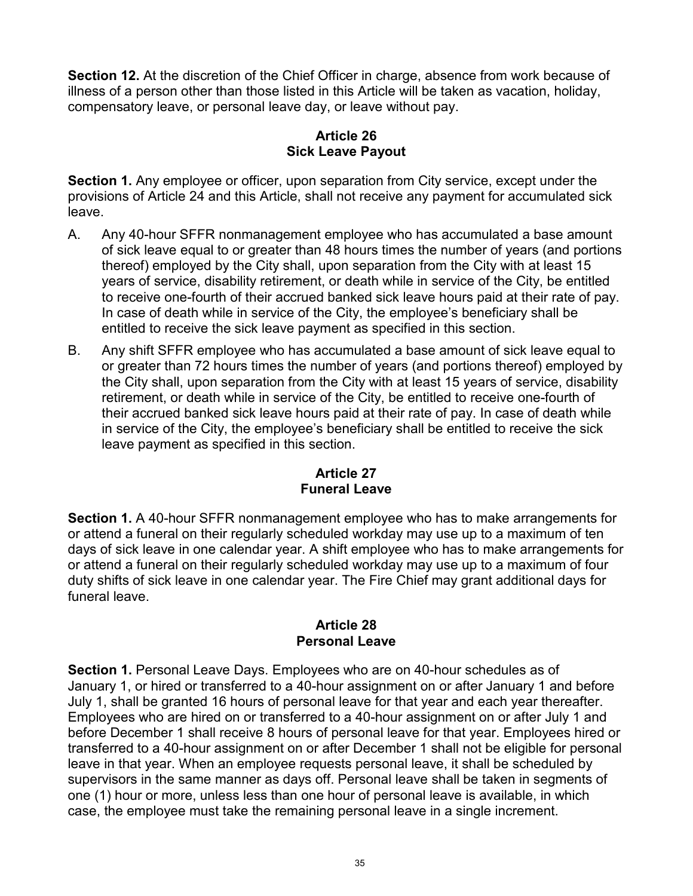**Section 12.** At the discretion of the Chief Officer in charge, absence from work because of illness of a person other than those listed in this Article will be taken as vacation, holiday, compensatory leave, or personal leave day, or leave without pay.

## Article 26
## Sick Leave Payout

**Section 1.** Any employee or officer, upon separation from City service, except under the provisions of Article 24 and this Article, shall not receive any payment for accumulated sick leave.

A. Any 40-hour SFFR nonmanagement employee who has accumulated a base amount of sick leave equal to or greater than 48 hours times the number of years (and portions thereof) employed by the City shall, upon separation from the City with at least 15 years of service, disability retirement, or death while in service of the City, be entitled to receive one-fourth of their accrued banked sick leave hours paid at their rate of pay. In case of death while in service of the City, the employee's beneficiary shall be entitled to receive the sick leave payment as specified in this section.

B. Any shift SFFR employee who has accumulated a base amount of sick leave equal to or greater than 72 hours times the number of years (and portions thereof) employed by the City shall, upon separation from the City with at least 15 years of service, disability retirement, or death while in service of the City, be entitled to receive one-fourth of their accrued banked sick leave hours paid at their rate of pay. In case of death while in service of the City, the employee's beneficiary shall be entitled to receive the sick leave payment as specified in this section.

## Article 27
## Funeral Leave

**Section 1.** A 40-hour SFFR nonmanagement employee who has to make arrangements for or attend a funeral on their regularly scheduled workday may use up to a maximum of ten days of sick leave in one calendar year. A shift employee who has to make arrangements for or attend a funeral on their regularly scheduled workday may use up to a maximum of four duty shifts of sick leave in one calendar year. The Fire Chief may grant additional days for funeral leave.

## Article 28
## Personal Leave

**Section 1.** Personal Leave Days. Employees who are on 40-hour schedules as of January 1, or hired or transferred to a 40-hour assignment on or after January 1 and before July 1, shall be granted 16 hours of personal leave for that year and each year thereafter. Employees who are hired on or transferred to a 40-hour assignment on or after July 1 and before December 1 shall receive 8 hours of personal leave for that year. Employees hired or transferred to a 40-hour assignment on or after December 1 shall not be eligible for personal leave in that year. When an employee requests personal leave, it shall be scheduled by supervisors in the same manner as days off. Personal leave shall be taken in segments of one (1) hour or more, unless less than one hour of personal leave is available, in which case, the employee must take the remaining personal leave in a single increment.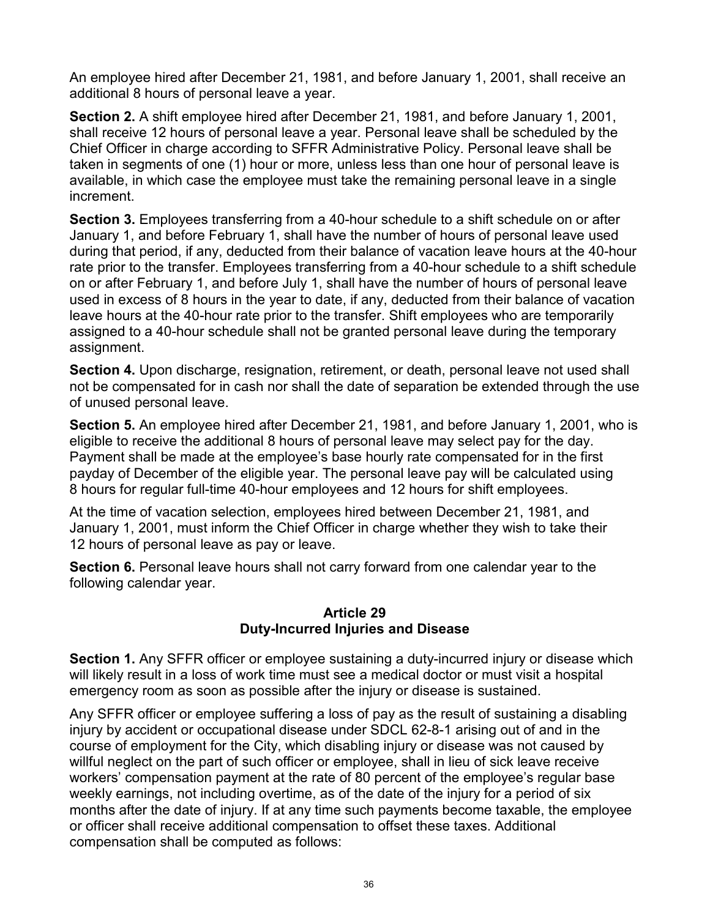An employee hired after December 21, 1981, and before January 1, 2001, shall receive an additional 8 hours of personal leave a year.

**Section 2.** A shift employee hired after December 21, 1981, and before January 1, 2001, shall receive 12 hours of personal leave a year. Personal leave shall be scheduled by the Chief Officer in charge according to SFFR Administrative Policy. Personal leave shall be taken in segments of one (1) hour or more, unless less than one hour of personal leave is available, in which case the employee must take the remaining personal leave in a single increment.

**Section 3.** Employees transferring from a 40-hour schedule to a shift schedule on or after January 1, and before February 1, shall have the number of hours of personal leave used during that period, if any, deducted from their balance of vacation leave hours at the 40-hour rate prior to the transfer. Employees transferring from a 40-hour schedule to a shift schedule on or after February 1, and before July 1, shall have the number of hours of personal leave used in excess of 8 hours in the year to date, if any, deducted from their balance of vacation leave hours at the 40-hour rate prior to the transfer. Shift employees who are temporarily assigned to a 40-hour schedule shall not be granted personal leave during the temporary assignment.

**Section 4.** Upon discharge, resignation, retirement, or death, personal leave not used shall not be compensated for in cash nor shall the date of separation be extended through the use of unused personal leave.

**Section 5.** An employee hired after December 21, 1981, and before January 1, 2001, who is eligible to receive the additional 8 hours of personal leave may select pay for the day. Payment shall be made at the employee's base hourly rate compensated for in the first payday of December of the eligible year. The personal leave pay will be calculated using 8 hours for regular full-time 40-hour employees and 12 hours for shift employees.

At the time of vacation selection, employees hired between December 21, 1981, and January 1, 2001, must inform the Chief Officer in charge whether they wish to take their 12 hours of personal leave as pay or leave.

**Section 6.** Personal leave hours shall not carry forward from one calendar year to the following calendar year.

## Article 29
## Duty-Incurred Injuries and Disease

**Section 1.** Any SFFR officer or employee sustaining a duty-incurred injury or disease which will likely result in a loss of work time must see a medical doctor or must visit a hospital emergency room as soon as possible after the injury or disease is sustained.

Any SFFR officer or employee suffering a loss of pay as the result of sustaining a disabling injury by accident or occupational disease under SDCL 62-8-1 arising out of and in the course of employment for the City, which disabling injury or disease was not caused by willful neglect on the part of such officer or employee, shall in lieu of sick leave receive workers' compensation payment at the rate of 80 percent of the employee's regular base weekly earnings, not including overtime, as of the date of the injury for a period of six months after the date of injury. If at any time such payments become taxable, the employee or officer shall receive additional compensation to offset these taxes. Additional compensation shall be computed as follows: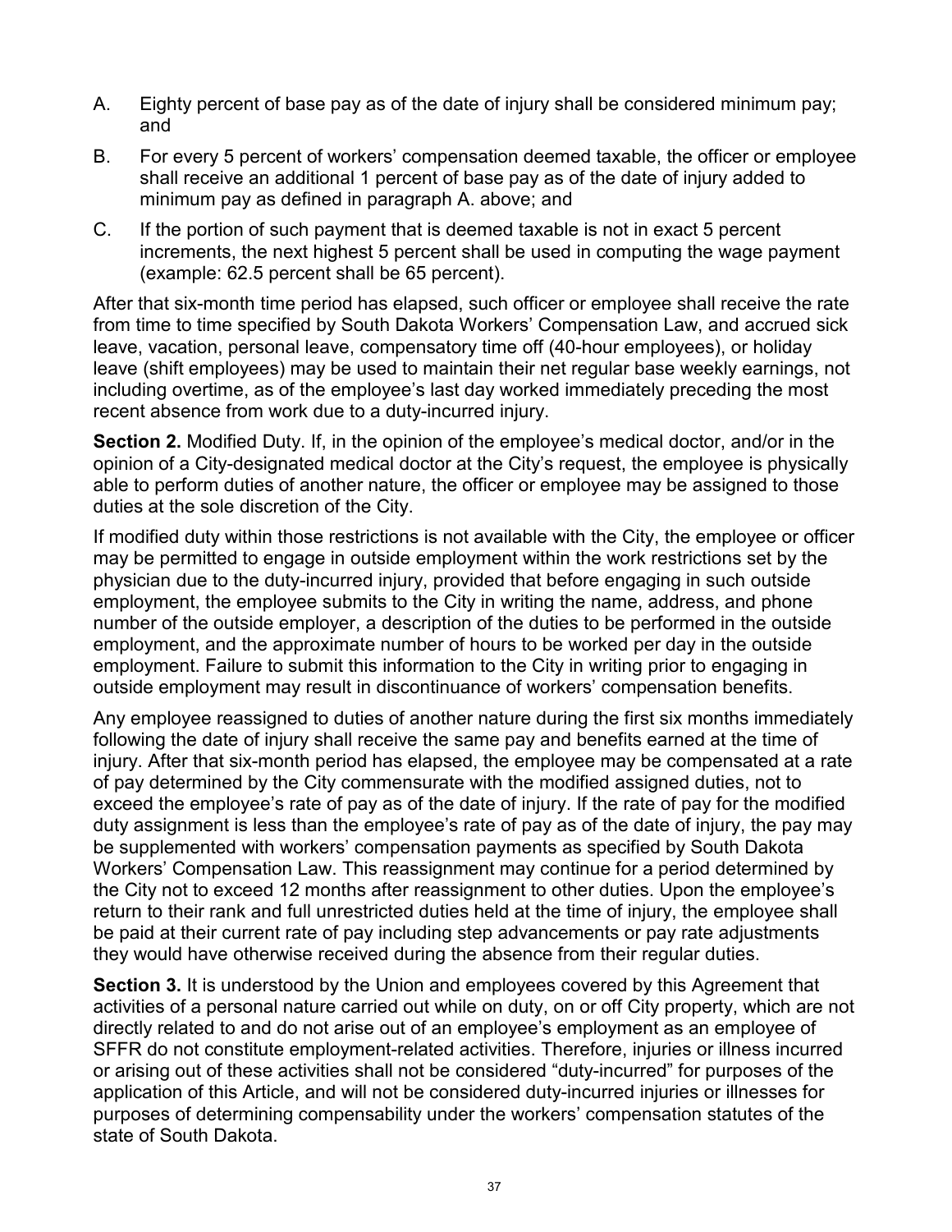A. Eighty percent of base pay as of the date of injury shall be considered minimum pay; and

B. For every 5 percent of workers' compensation deemed taxable, the officer or employee shall receive an additional 1 percent of base pay as of the date of injury added to minimum pay as defined in paragraph A. above; and

C. If the portion of such payment that is deemed taxable is not in exact 5 percent increments, the next highest 5 percent shall be used in computing the wage payment (example: 62.5 percent shall be 65 percent).

After that six-month time period has elapsed, such officer or employee shall receive the rate from time to time specified by South Dakota Workers' Compensation Law, and accrued sick leave, vacation, personal leave, compensatory time off (40-hour employees), or holiday leave (shift employees) may be used to maintain their net regular base weekly earnings, not including overtime, as of the employee's last day worked immediately preceding the most recent absence from work due to a duty-incurred injury.

**Section 2.** Modified Duty. If, in the opinion of the employee's medical doctor, and/or in the opinion of a City-designated medical doctor at the City's request, the employee is physically able to perform duties of another nature, the officer or employee may be assigned to those duties at the sole discretion of the City.

If modified duty within those restrictions is not available with the City, the employee or officer may be permitted to engage in outside employment within the work restrictions set by the physician due to the duty-incurred injury, provided that before engaging in such outside employment, the employee submits to the City in writing the name, address, and phone number of the outside employer, a description of the duties to be performed in the outside employment, and the approximate number of hours to be worked per day in the outside employment. Failure to submit this information to the City in writing prior to engaging in outside employment may result in discontinuance of workers' compensation benefits.

Any employee reassigned to duties of another nature during the first six months immediately following the date of injury shall receive the same pay and benefits earned at the time of injury. After that six-month period has elapsed, the employee may be compensated at a rate of pay determined by the City commensurate with the modified assigned duties, not to exceed the employee's rate of pay as of the date of injury. If the rate of pay for the modified duty assignment is less than the employee's rate of pay as of the date of injury, the pay may be supplemented with workers' compensation payments as specified by South Dakota Workers' Compensation Law. This reassignment may continue for a period determined by the City not to exceed 12 months after reassignment to other duties. Upon the employee's return to their rank and full unrestricted duties held at the time of injury, the employee shall be paid at their current rate of pay including step advancements or pay rate adjustments they would have otherwise received during the absence from their regular duties.

**Section 3.** It is understood by the Union and employees covered by this Agreement that activities of a personal nature carried out while on duty, on or off City property, which are not directly related to and do not arise out of an employee's employment as an employee of SFFR do not constitute employment-related activities. Therefore, injuries or illness incurred or arising out of these activities shall not be considered "duty-incurred" for purposes of the application of this Article, and will not be considered duty-incurred injuries or illnesses for purposes of determining compensability under the workers' compensation statutes of the state of South Dakota.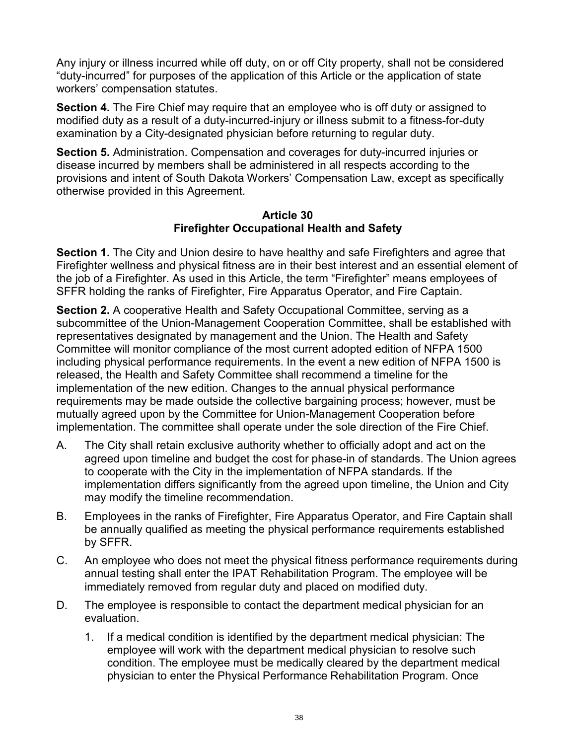Any injury or illness incurred while off duty, on or off City property, shall not be considered “duty-incurred” for purposes of the application of this Article or the application of state workers’ compensation statutes.

**Section 4.** The Fire Chief may require that an employee who is off duty or assigned to modified duty as a result of a duty-incurred-injury or illness submit to a fitness-for-duty examination by a City-designated physician before returning to regular duty.

**Section 5.** Administration. Compensation and coverages for duty-incurred injuries or disease incurred by members shall be administered in all respects according to the provisions and intent of South Dakota Workers’ Compensation Law, except as specifically otherwise provided in this Agreement.

## Article 30
## Firefighter Occupational Health and Safety

**Section 1.** The City and Union desire to have healthy and safe Firefighters and agree that Firefighter wellness and physical fitness are in their best interest and an essential element of the job of a Firefighter. As used in this Article, the term “Firefighter” means employees of SFFR holding the ranks of Firefighter, Fire Apparatus Operator, and Fire Captain.

**Section 2.** A cooperative Health and Safety Occupational Committee, serving as a subcommittee of the Union-Management Cooperation Committee, shall be established with representatives designated by management and the Union. The Health and Safety Committee will monitor compliance of the most current adopted edition of NFPA 1500 including physical performance requirements. In the event a new edition of NFPA 1500 is released, the Health and Safety Committee shall recommend a timeline for the implementation of the new edition. Changes to the annual physical performance requirements may be made outside the collective bargaining process; however, must be mutually agreed upon by the Committee for Union-Management Cooperation before implementation. The committee shall operate under the sole direction of the Fire Chief.

A. The City shall retain exclusive authority whether to officially adopt and act on the agreed upon timeline and budget the cost for phase-in of standards. The Union agrees to cooperate with the City in the implementation of NFPA standards. If the implementation differs significantly from the agreed upon timeline, the Union and City may modify the timeline recommendation.

B. Employees in the ranks of Firefighter, Fire Apparatus Operator, and Fire Captain shall be annually qualified as meeting the physical performance requirements established by SFFR.

C. An employee who does not meet the physical fitness performance requirements during annual testing shall enter the IPAT Rehabilitation Program. The employee will be immediately removed from regular duty and placed on modified duty.

D. The employee is responsible to contact the department medical physician for an evaluation.

   1. If a medical condition is identified by the department medical physician: The employee will work with the department medical physician to resolve such condition. The employee must be medically cleared by the department medical physician to enter the Physical Performance Rehabilitation Program. Once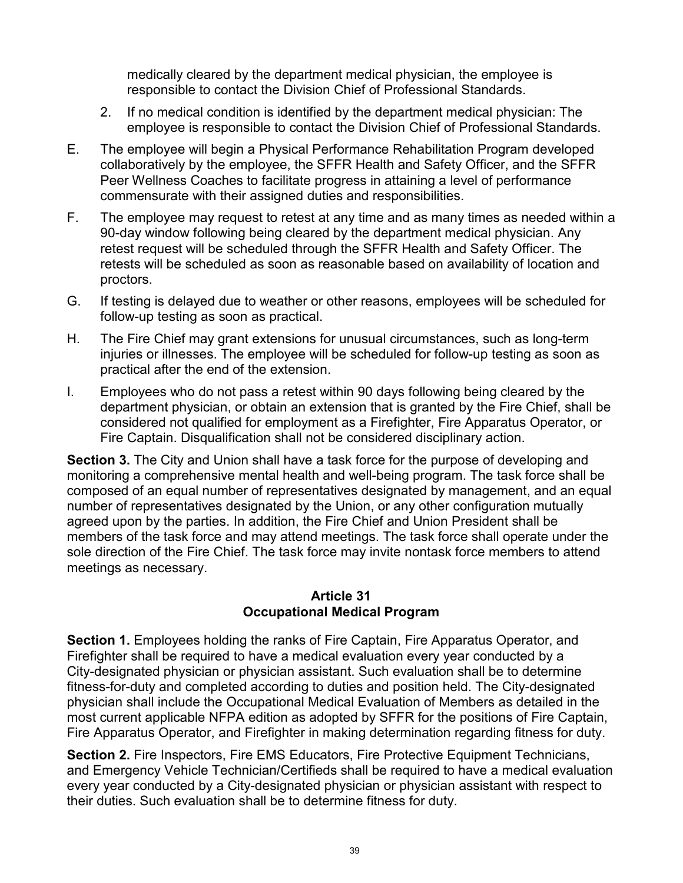medically cleared by the department medical physician, the employee is responsible to contact the Division Chief of Professional Standards.

2. If no medical condition is identified by the department medical physician: The employee is responsible to contact the Division Chief of Professional Standards.

E. The employee will begin a Physical Performance Rehabilitation Program developed collaboratively by the employee, the SFFR Health and Safety Officer, and the SFFR Peer Wellness Coaches to facilitate progress in attaining a level of performance commensurate with their assigned duties and responsibilities.

F. The employee may request to retest at any time and as many times as needed within a 90-day window following being cleared by the department medical physician. Any retest request will be scheduled through the SFFR Health and Safety Officer. The retests will be scheduled as soon as reasonable based on availability of location and proctors.

G. If testing is delayed due to weather or other reasons, employees will be scheduled for follow-up testing as soon as practical.

H. The Fire Chief may grant extensions for unusual circumstances, such as long-term injuries or illnesses. The employee will be scheduled for follow-up testing as soon as practical after the end of the extension.

I. Employees who do not pass a retest within 90 days following being cleared by the department physician, or obtain an extension that is granted by the Fire Chief, shall be considered not qualified for employment as a Firefighter, Fire Apparatus Operator, or Fire Captain. Disqualification shall not be considered disciplinary action.

**Section 3.** The City and Union shall have a task force for the purpose of developing and monitoring a comprehensive mental health and well-being program. The task force shall be composed of an equal number of representatives designated by management, and an equal number of representatives designated by the Union, or any other configuration mutually agreed upon by the parties. In addition, the Fire Chief and Union President shall be members of the task force and may attend meetings. The task force shall operate under the sole direction of the Fire Chief. The task force may invite nontask force members to attend meetings as necessary.

## Article 31
## Occupational Medical Program

**Section 1.** Employees holding the ranks of Fire Captain, Fire Apparatus Operator, and Firefighter shall be required to have a medical evaluation every year conducted by a City-designated physician or physician assistant. Such evaluation shall be to determine fitness-for-duty and completed according to duties and position held. The City-designated physician shall include the Occupational Medical Evaluation of Members as detailed in the most current applicable NFPA edition as adopted by SFFR for the positions of Fire Captain, Fire Apparatus Operator, and Firefighter in making determination regarding fitness for duty.

**Section 2.** Fire Inspectors, Fire EMS Educators, Fire Protective Equipment Technicians, and Emergency Vehicle Technician/Certifieds shall be required to have a medical evaluation every year conducted by a City-designated physician or physician assistant with respect to their duties. Such evaluation shall be to determine fitness for duty.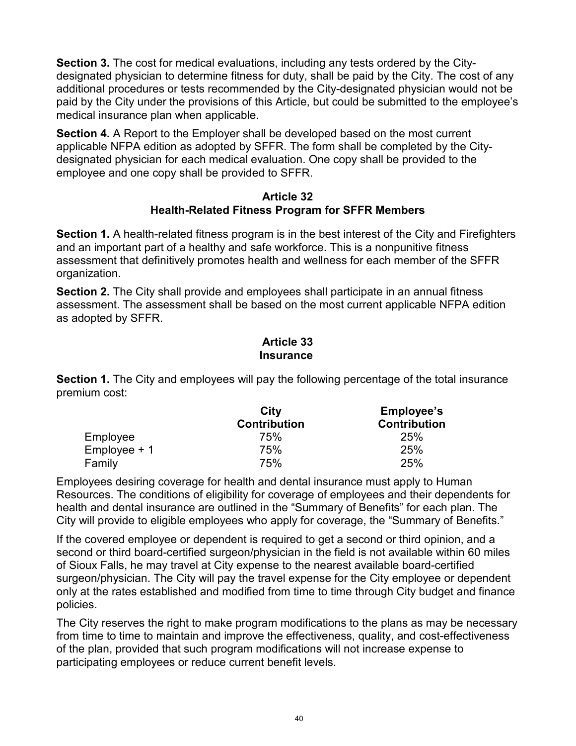**Section 3.** The cost for medical evaluations, including any tests ordered by the City-designated physician to determine fitness for duty, shall be paid by the City. The cost of any additional procedures or tests recommended by the City-designated physician would not be paid by the City under the provisions of this Article, but could be submitted to the employee's medical insurance plan when applicable.

**Section 4.** A Report to the Employer shall be developed based on the most current applicable NFPA edition as adopted by SFFR. The form shall be completed by the City-designated physician for each medical evaluation. One copy shall be provided to the employee and one copy shall be provided to SFFR.

## Article 32
## Health-Related Fitness Program for SFFR Members

**Section 1.** A health-related fitness program is in the best interest of the City and Firefighters and an important part of a healthy and safe workforce. This is a nonpunitive fitness assessment that definitively promotes health and wellness for each member of the SFFR organization.

**Section 2.** The City shall provide and employees shall participate in an annual fitness assessment. The assessment shall be based on the most current applicable NFPA edition as adopted by SFFR.

## Article 33
## Insurance

**Section 1.** The City and employees will pay the following percentage of the total insurance premium cost:

| | City Contribution | Employee's Contribution |
|---|---|---|
| Employee | 75% | 25% |
| Employee + 1 | 75% | 25% |
| Family | 75% | 25% |

Employees desiring coverage for health and dental insurance must apply to Human Resources. The conditions of eligibility for coverage of employees and their dependents for health and dental insurance are outlined in the "Summary of Benefits" for each plan. The City will provide to eligible employees who apply for coverage, the "Summary of Benefits."

If the covered employee or dependent is required to get a second or third opinion, and a second or third board-certified surgeon/physician in the field is not available within 60 miles of Sioux Falls, he may travel at City expense to the nearest available board-certified surgeon/physician. The City will pay the travel expense for the City employee or dependent only at the rates established and modified from time to time through City budget and finance policies.

The City reserves the right to make program modifications to the plans as may be necessary from time to time to maintain and improve the effectiveness, quality, and cost-effectiveness of the plan, provided that such program modifications will not increase expense to participating employees or reduce current benefit levels.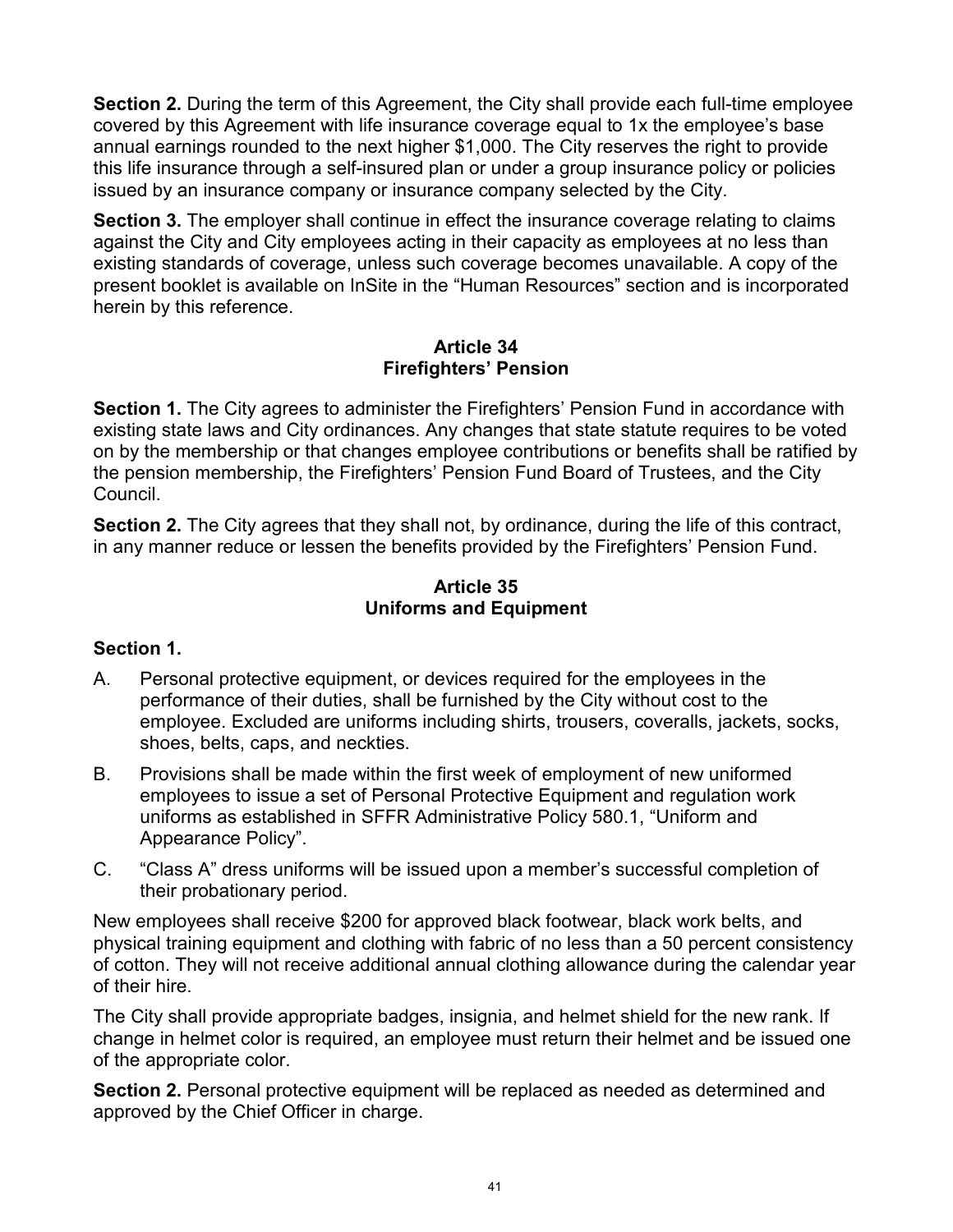**Section 2.** During the term of this Agreement, the City shall provide each full-time employee covered by this Agreement with life insurance coverage equal to 1x the employee's base annual earnings rounded to the next higher $1,000. The City reserves the right to provide this life insurance through a self-insured plan or under a group insurance policy or policies issued by an insurance company or insurance company selected by the City.

**Section 3.** The employer shall continue in effect the insurance coverage relating to claims against the City and City employees acting in their capacity as employees at no less than existing standards of coverage, unless such coverage becomes unavailable. A copy of the present booklet is available on InSite in the "Human Resources" section and is incorporated herein by this reference.

## Article 34
## Firefighters' Pension

**Section 1.** The City agrees to administer the Firefighters' Pension Fund in accordance with existing state laws and City ordinances. Any changes that state statute requires to be voted on by the membership or that changes employee contributions or benefits shall be ratified by the pension membership, the Firefighters' Pension Fund Board of Trustees, and the City Council.

**Section 2.** The City agrees that they shall not, by ordinance, during the life of this contract, in any manner reduce or lessen the benefits provided by the Firefighters' Pension Fund.

## Article 35
## Uniforms and Equipment

**Section 1.**

A. Personal protective equipment, or devices required for the employees in the performance of their duties, shall be furnished by the City without cost to the employee. Excluded are uniforms including shirts, trousers, coveralls, jackets, socks, shoes, belts, caps, and neckties.

B. Provisions shall be made within the first week of employment of new uniformed employees to issue a set of Personal Protective Equipment and regulation work uniforms as established in SFFR Administrative Policy 580.1, "Uniform and Appearance Policy".

C. "Class A" dress uniforms will be issued upon a member's successful completion of their probationary period.

New employees shall receive $200 for approved black footwear, black work belts, and physical training equipment and clothing with fabric of no less than a 50 percent consistency of cotton. They will not receive additional annual clothing allowance during the calendar year of their hire.

The City shall provide appropriate badges, insignia, and helmet shield for the new rank. If change in helmet color is required, an employee must return their helmet and be issued one of the appropriate color.

**Section 2.** Personal protective equipment will be replaced as needed as determined and approved by the Chief Officer in charge.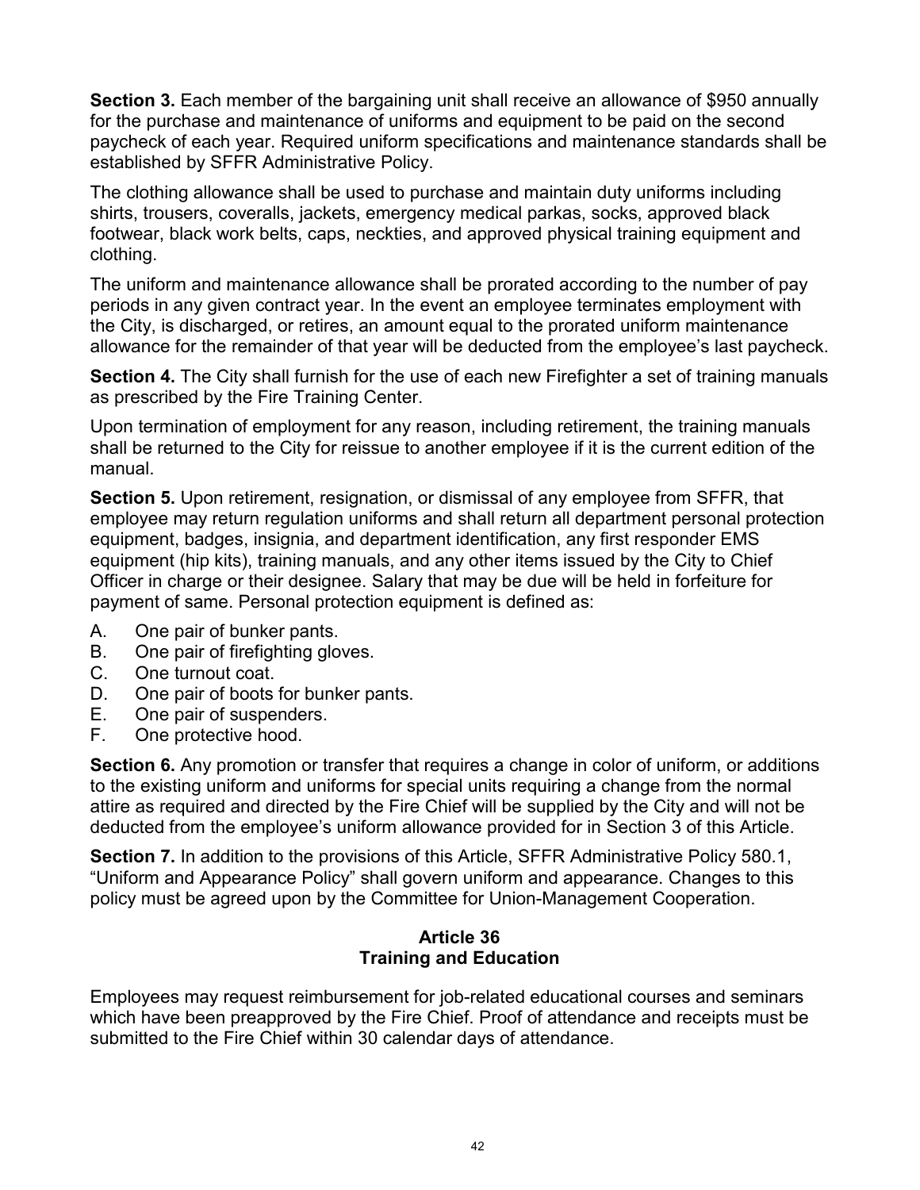**Section 3.** Each member of the bargaining unit shall receive an allowance of $950 annually for the purchase and maintenance of uniforms and equipment to be paid on the second paycheck of each year. Required uniform specifications and maintenance standards shall be established by SFFR Administrative Policy.

The clothing allowance shall be used to purchase and maintain duty uniforms including shirts, trousers, coveralls, jackets, emergency medical parkas, socks, approved black footwear, black work belts, caps, neckties, and approved physical training equipment and clothing.

The uniform and maintenance allowance shall be prorated according to the number of pay periods in any given contract year. In the event an employee terminates employment with the City, is discharged, or retires, an amount equal to the prorated uniform maintenance allowance for the remainder of that year will be deducted from the employee's last paycheck.

**Section 4.** The City shall furnish for the use of each new Firefighter a set of training manuals as prescribed by the Fire Training Center.

Upon termination of employment for any reason, including retirement, the training manuals shall be returned to the City for reissue to another employee if it is the current edition of the manual.

**Section 5.** Upon retirement, resignation, or dismissal of any employee from SFFR, that employee may return regulation uniforms and shall return all department personal protection equipment, badges, insignia, and department identification, any first responder EMS equipment (hip kits), training manuals, and any other items issued by the City to Chief Officer in charge or their designee. Salary that may be due will be held in forfeiture for payment of same. Personal protection equipment is defined as:

A. One pair of bunker pants.
B. One pair of firefighting gloves.
C. One turnout coat.
D. One pair of boots for bunker pants.
E. One pair of suspenders.
F. One protective hood.

**Section 6.** Any promotion or transfer that requires a change in color of uniform, or additions to the existing uniform and uniforms for special units requiring a change from the normal attire as required and directed by the Fire Chief will be supplied by the City and will not be deducted from the employee's uniform allowance provided for in Section 3 of this Article.

**Section 7.** In addition to the provisions of this Article, SFFR Administrative Policy 580.1, "Uniform and Appearance Policy" shall govern uniform and appearance. Changes to this policy must be agreed upon by the Committee for Union-Management Cooperation.

## Article 36
## Training and Education

Employees may request reimbursement for job-related educational courses and seminars which have been preapproved by the Fire Chief. Proof of attendance and receipts must be submitted to the Fire Chief within 30 calendar days of attendance.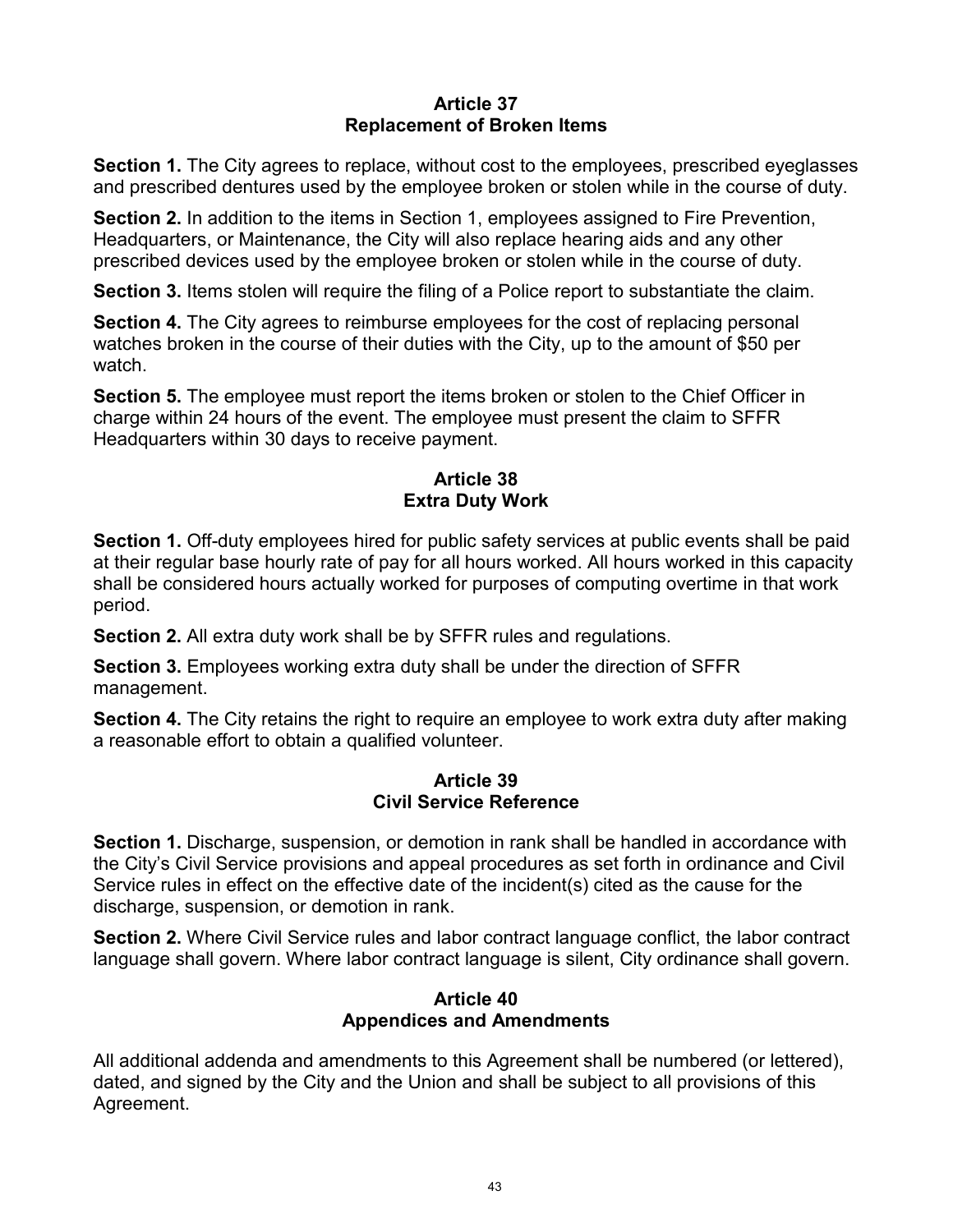## Article 37
## Replacement of Broken Items

**Section 1.** The City agrees to replace, without cost to the employees, prescribed eyeglasses and prescribed dentures used by the employee broken or stolen while in the course of duty.

**Section 2.** In addition to the items in Section 1, employees assigned to Fire Prevention, Headquarters, or Maintenance, the City will also replace hearing aids and any other prescribed devices used by the employee broken or stolen while in the course of duty.

**Section 3.** Items stolen will require the filing of a Police report to substantiate the claim.

**Section 4.** The City agrees to reimburse employees for the cost of replacing personal watches broken in the course of their duties with the City, up to the amount of $50 per watch.

**Section 5.** The employee must report the items broken or stolen to the Chief Officer in charge within 24 hours of the event. The employee must present the claim to SFFR Headquarters within 30 days to receive payment.

## Article 38
## Extra Duty Work

**Section 1.** Off-duty employees hired for public safety services at public events shall be paid at their regular base hourly rate of pay for all hours worked. All hours worked in this capacity shall be considered hours actually worked for purposes of computing overtime in that work period.

**Section 2.** All extra duty work shall be by SFFR rules and regulations.

**Section 3.** Employees working extra duty shall be under the direction of SFFR management.

**Section 4.** The City retains the right to require an employee to work extra duty after making a reasonable effort to obtain a qualified volunteer.

## Article 39
## Civil Service Reference

**Section 1.** Discharge, suspension, or demotion in rank shall be handled in accordance with the City's Civil Service provisions and appeal procedures as set forth in ordinance and Civil Service rules in effect on the effective date of the incident(s) cited as the cause for the discharge, suspension, or demotion in rank.

**Section 2.** Where Civil Service rules and labor contract language conflict, the labor contract language shall govern. Where labor contract language is silent, City ordinance shall govern.

## Article 40
## Appendices and Amendments

All additional addenda and amendments to this Agreement shall be numbered (or lettered), dated, and signed by the City and the Union and shall be subject to all provisions of this Agreement.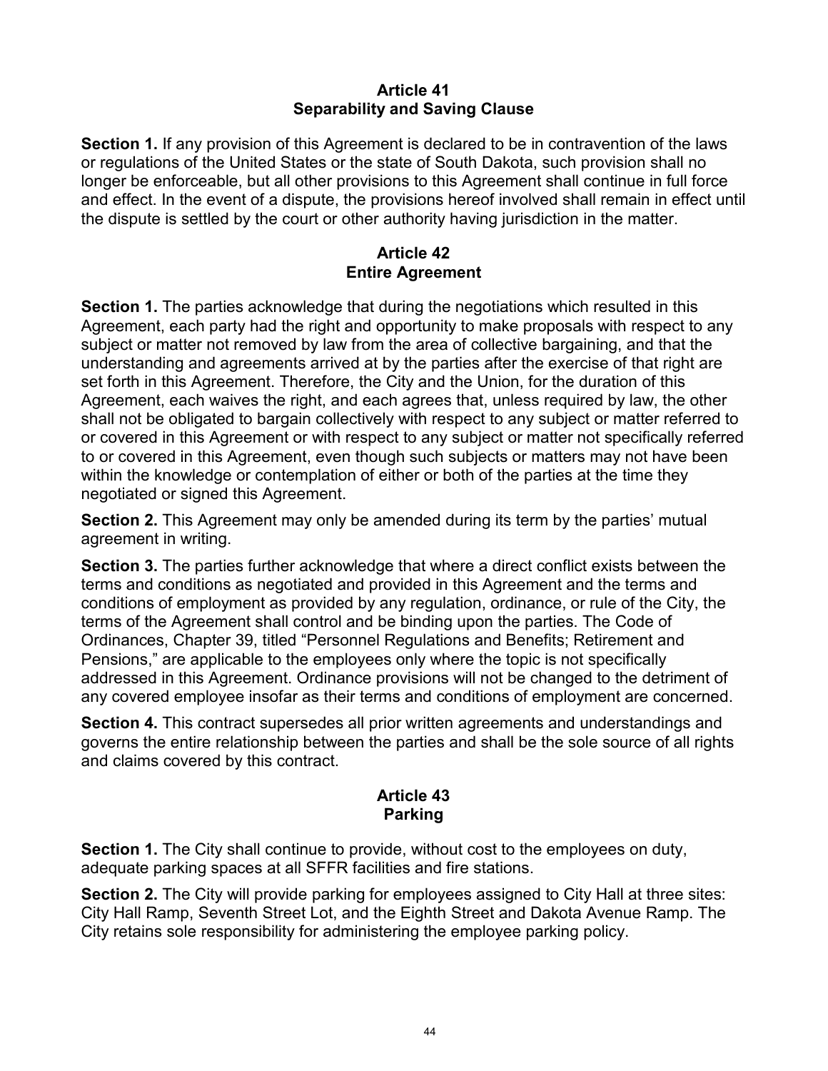## Article 41
## Separability and Saving Clause

**Section 1.** If any provision of this Agreement is declared to be in contravention of the laws or regulations of the United States or the state of South Dakota, such provision shall no longer be enforceable, but all other provisions to this Agreement shall continue in full force and effect. In the event of a dispute, the provisions hereof involved shall remain in effect until the dispute is settled by the court or other authority having jurisdiction in the matter.

## Article 42
## Entire Agreement

**Section 1.** The parties acknowledge that during the negotiations which resulted in this Agreement, each party had the right and opportunity to make proposals with respect to any subject or matter not removed by law from the area of collective bargaining, and that the understanding and agreements arrived at by the parties after the exercise of that right are set forth in this Agreement. Therefore, the City and the Union, for the duration of this Agreement, each waives the right, and each agrees that, unless required by law, the other shall not be obligated to bargain collectively with respect to any subject or matter referred to or covered in this Agreement or with respect to any subject or matter not specifically referred to or covered in this Agreement, even though such subjects or matters may not have been within the knowledge or contemplation of either or both of the parties at the time they negotiated or signed this Agreement.

**Section 2.** This Agreement may only be amended during its term by the parties' mutual agreement in writing.

**Section 3.** The parties further acknowledge that where a direct conflict exists between the terms and conditions as negotiated and provided in this Agreement and the terms and conditions of employment as provided by any regulation, ordinance, or rule of the City, the terms of the Agreement shall control and be binding upon the parties. The Code of Ordinances, Chapter 39, titled "Personnel Regulations and Benefits; Retirement and Pensions," are applicable to the employees only where the topic is not specifically addressed in this Agreement. Ordinance provisions will not be changed to the detriment of any covered employee insofar as their terms and conditions of employment are concerned.

**Section 4.** This contract supersedes all prior written agreements and understandings and governs the entire relationship between the parties and shall be the sole source of all rights and claims covered by this contract.

## Article 43
## Parking

**Section 1.** The City shall continue to provide, without cost to the employees on duty, adequate parking spaces at all SFFR facilities and fire stations.

**Section 2.** The City will provide parking for employees assigned to City Hall at three sites: City Hall Ramp, Seventh Street Lot, and the Eighth Street and Dakota Avenue Ramp. The City retains sole responsibility for administering the employee parking policy.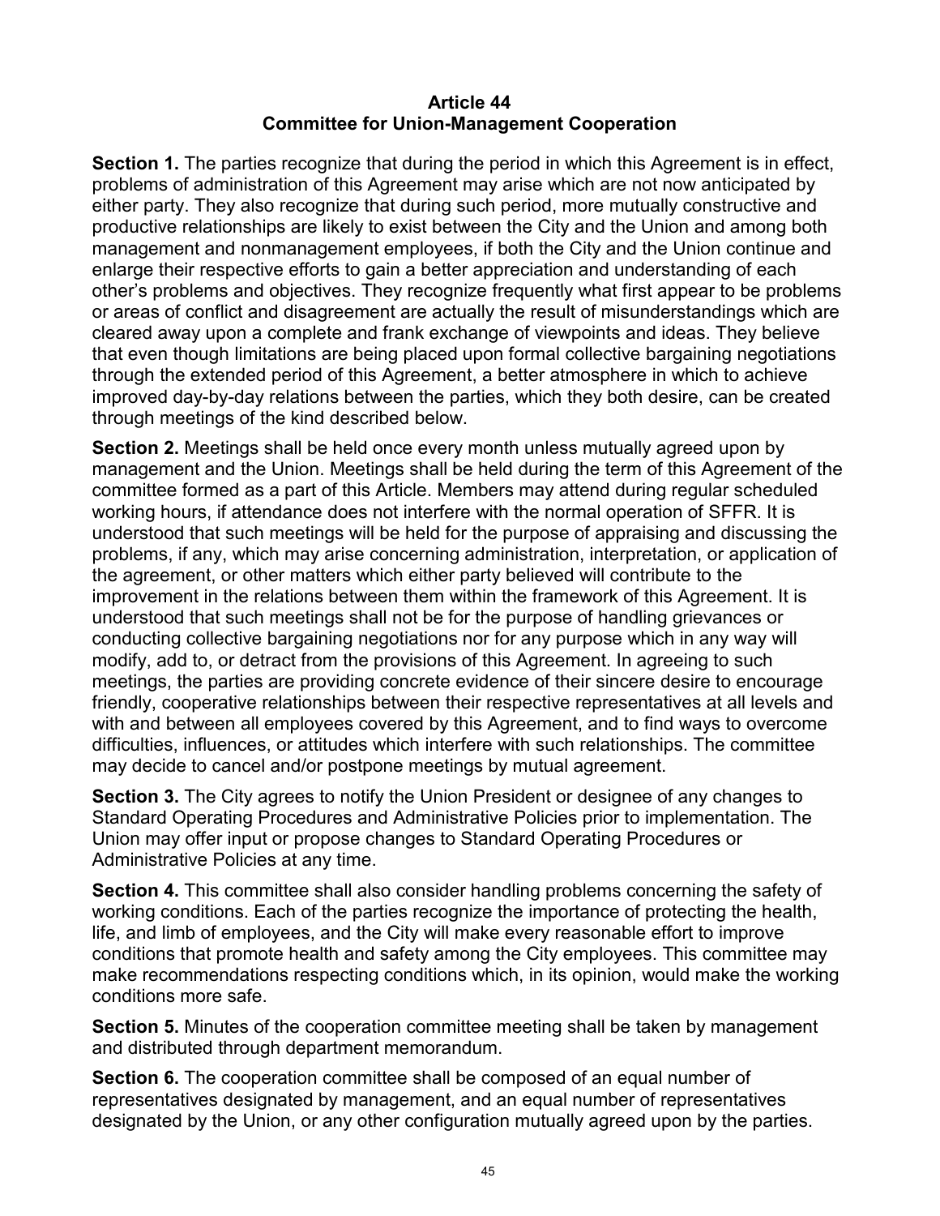## Article 44
## Committee for Union-Management Cooperation

**Section 1.** The parties recognize that during the period in which this Agreement is in effect, problems of administration of this Agreement may arise which are not now anticipated by either party. They also recognize that during such period, more mutually constructive and productive relationships are likely to exist between the City and the Union and among both management and nonmanagement employees, if both the City and the Union continue and enlarge their respective efforts to gain a better appreciation and understanding of each other's problems and objectives. They recognize frequently what first appear to be problems or areas of conflict and disagreement are actually the result of misunderstandings which are cleared away upon a complete and frank exchange of viewpoints and ideas. They believe that even though limitations are being placed upon formal collective bargaining negotiations through the extended period of this Agreement, a better atmosphere in which to achieve improved day-by-day relations between the parties, which they both desire, can be created through meetings of the kind described below.

**Section 2.** Meetings shall be held once every month unless mutually agreed upon by management and the Union. Meetings shall be held during the term of this Agreement of the committee formed as a part of this Article. Members may attend during regular scheduled working hours, if attendance does not interfere with the normal operation of SFFR. It is understood that such meetings will be held for the purpose of appraising and discussing the problems, if any, which may arise concerning administration, interpretation, or application of the agreement, or other matters which either party believed will contribute to the improvement in the relations between them within the framework of this Agreement. It is understood that such meetings shall not be for the purpose of handling grievances or conducting collective bargaining negotiations nor for any purpose which in any way will modify, add to, or detract from the provisions of this Agreement. In agreeing to such meetings, the parties are providing concrete evidence of their sincere desire to encourage friendly, cooperative relationships between their respective representatives at all levels and with and between all employees covered by this Agreement, and to find ways to overcome difficulties, influences, or attitudes which interfere with such relationships. The committee may decide to cancel and/or postpone meetings by mutual agreement.

**Section 3.** The City agrees to notify the Union President or designee of any changes to Standard Operating Procedures and Administrative Policies prior to implementation. The Union may offer input or propose changes to Standard Operating Procedures or Administrative Policies at any time.

**Section 4.** This committee shall also consider handling problems concerning the safety of working conditions. Each of the parties recognize the importance of protecting the health, life, and limb of employees, and the City will make every reasonable effort to improve conditions that promote health and safety among the City employees. This committee may make recommendations respecting conditions which, in its opinion, would make the working conditions more safe.

**Section 5.** Minutes of the cooperation committee meeting shall be taken by management and distributed through department memorandum.

**Section 6.** The cooperation committee shall be composed of an equal number of representatives designated by management, and an equal number of representatives designated by the Union, or any other configuration mutually agreed upon by the parties.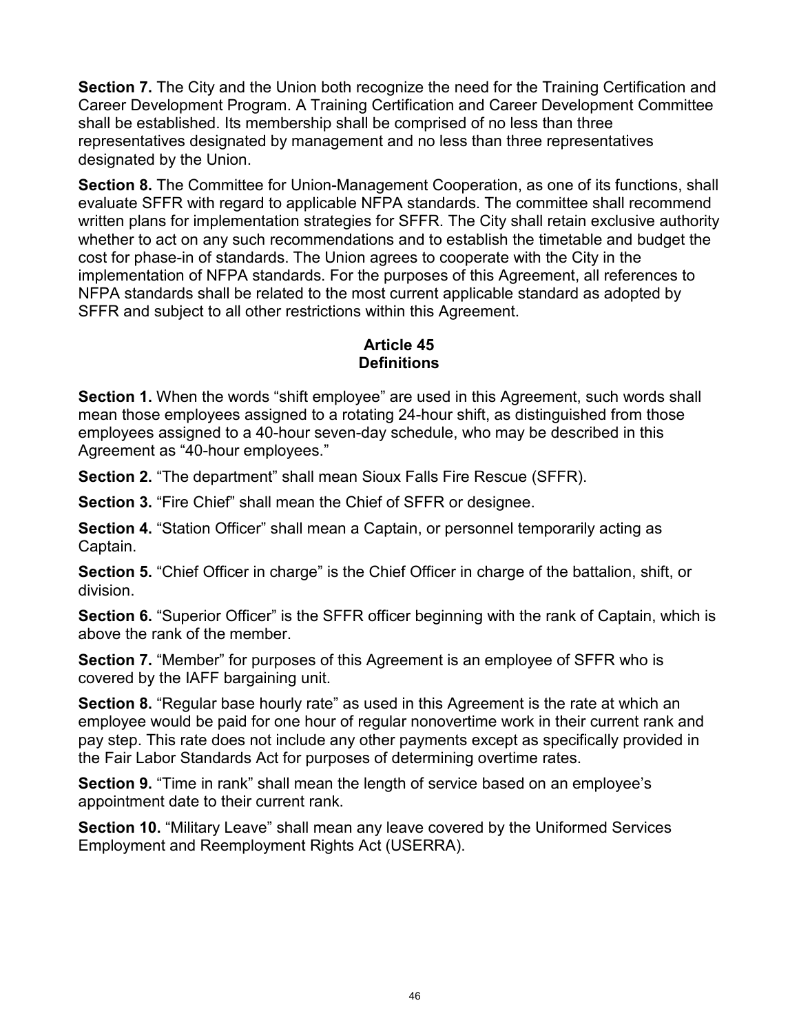**Section 7.** The City and the Union both recognize the need for the Training Certification and Career Development Program. A Training Certification and Career Development Committee shall be established. Its membership shall be comprised of no less than three representatives designated by management and no less than three representatives designated by the Union.

**Section 8.** The Committee for Union-Management Cooperation, as one of its functions, shall evaluate SFFR with regard to applicable NFPA standards. The committee shall recommend written plans for implementation strategies for SFFR. The City shall retain exclusive authority whether to act on any such recommendations and to establish the timetable and budget the cost for phase-in of standards. The Union agrees to cooperate with the City in the implementation of NFPA standards. For the purposes of this Agreement, all references to NFPA standards shall be related to the most current applicable standard as adopted by SFFR and subject to all other restrictions within this Agreement.

## Article 45
## Definitions

**Section 1.** When the words “shift employee” are used in this Agreement, such words shall mean those employees assigned to a rotating 24-hour shift, as distinguished from those employees assigned to a 40-hour seven-day schedule, who may be described in this Agreement as “40-hour employees.”

**Section 2.** “The department” shall mean Sioux Falls Fire Rescue (SFFR).

**Section 3.** “Fire Chief” shall mean the Chief of SFFR or designee.

**Section 4.** “Station Officer” shall mean a Captain, or personnel temporarily acting as Captain.

**Section 5.** “Chief Officer in charge” is the Chief Officer in charge of the battalion, shift, or division.

**Section 6.** “Superior Officer” is the SFFR officer beginning with the rank of Captain, which is above the rank of the member.

**Section 7.** “Member” for purposes of this Agreement is an employee of SFFR who is covered by the IAFF bargaining unit.

**Section 8.** “Regular base hourly rate” as used in this Agreement is the rate at which an employee would be paid for one hour of regular nonovertime work in their current rank and pay step. This rate does not include any other payments except as specifically provided in the Fair Labor Standards Act for purposes of determining overtime rates.

**Section 9.** “Time in rank” shall mean the length of service based on an employee’s appointment date to their current rank.

**Section 10.** “Military Leave” shall mean any leave covered by the Uniformed Services Employment and Reemployment Rights Act (USERRA).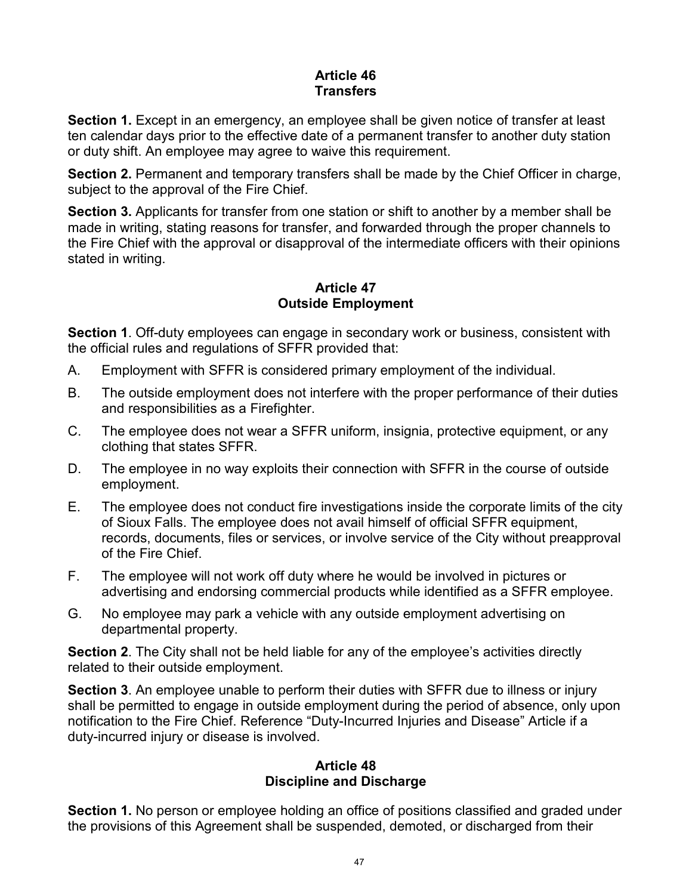## Article 46
## Transfers

**Section 1.** Except in an emergency, an employee shall be given notice of transfer at least ten calendar days prior to the effective date of a permanent transfer to another duty station or duty shift. An employee may agree to waive this requirement.

**Section 2.** Permanent and temporary transfers shall be made by the Chief Officer in charge, subject to the approval of the Fire Chief.

**Section 3.** Applicants for transfer from one station or shift to another by a member shall be made in writing, stating reasons for transfer, and forwarded through the proper channels to the Fire Chief with the approval or disapproval of the intermediate officers with their opinions stated in writing.

## Article 47
## Outside Employment

**Section 1**. Off-duty employees can engage in secondary work or business, consistent with the official rules and regulations of SFFR provided that:

A. Employment with SFFR is considered primary employment of the individual.

B. The outside employment does not interfere with the proper performance of their duties and responsibilities as a Firefighter.

C. The employee does not wear a SFFR uniform, insignia, protective equipment, or any clothing that states SFFR.

D. The employee in no way exploits their connection with SFFR in the course of outside employment.

E. The employee does not conduct fire investigations inside the corporate limits of the city of Sioux Falls. The employee does not avail himself of official SFFR equipment, records, documents, files or services, or involve service of the City without preapproval of the Fire Chief.

F. The employee will not work off duty where he would be involved in pictures or advertising and endorsing commercial products while identified as a SFFR employee.

G. No employee may park a vehicle with any outside employment advertising on departmental property.

**Section 2**. The City shall not be held liable for any of the employee's activities directly related to their outside employment.

**Section 3**. An employee unable to perform their duties with SFFR due to illness or injury shall be permitted to engage in outside employment during the period of absence, only upon notification to the Fire Chief. Reference "Duty-Incurred Injuries and Disease" Article if a duty-incurred injury or disease is involved.

## Article 48
## Discipline and Discharge

**Section 1.** No person or employee holding an office of positions classified and graded under the provisions of this Agreement shall be suspended, demoted, or discharged from their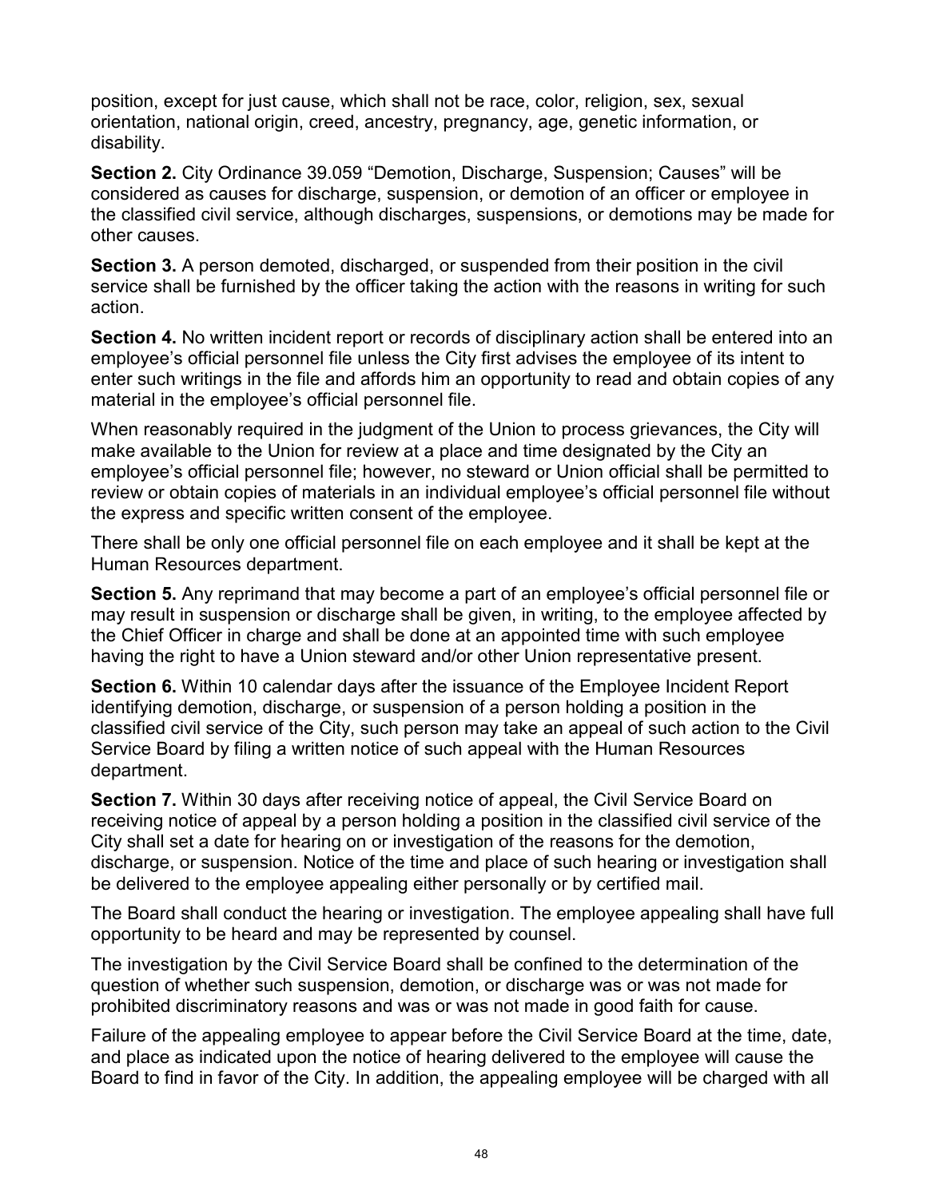position, except for just cause, which shall not be race, color, religion, sex, sexual orientation, national origin, creed, ancestry, pregnancy, age, genetic information, or disability.

**Section 2.** City Ordinance 39.059 "Demotion, Discharge, Suspension; Causes" will be considered as causes for discharge, suspension, or demotion of an officer or employee in the classified civil service, although discharges, suspensions, or demotions may be made for other causes.

**Section 3.** A person demoted, discharged, or suspended from their position in the civil service shall be furnished by the officer taking the action with the reasons in writing for such action.

**Section 4.** No written incident report or records of disciplinary action shall be entered into an employee's official personnel file unless the City first advises the employee of its intent to enter such writings in the file and affords him an opportunity to read and obtain copies of any material in the employee's official personnel file.

When reasonably required in the judgment of the Union to process grievances, the City will make available to the Union for review at a place and time designated by the City an employee's official personnel file; however, no steward or Union official shall be permitted to review or obtain copies of materials in an individual employee's official personnel file without the express and specific written consent of the employee.

There shall be only one official personnel file on each employee and it shall be kept at the Human Resources department.

**Section 5.** Any reprimand that may become a part of an employee's official personnel file or may result in suspension or discharge shall be given, in writing, to the employee affected by the Chief Officer in charge and shall be done at an appointed time with such employee having the right to have a Union steward and/or other Union representative present.

**Section 6.** Within 10 calendar days after the issuance of the Employee Incident Report identifying demotion, discharge, or suspension of a person holding a position in the classified civil service of the City, such person may take an appeal of such action to the Civil Service Board by filing a written notice of such appeal with the Human Resources department.

**Section 7.** Within 30 days after receiving notice of appeal, the Civil Service Board on receiving notice of appeal by a person holding a position in the classified civil service of the City shall set a date for hearing on or investigation of the reasons for the demotion, discharge, or suspension. Notice of the time and place of such hearing or investigation shall be delivered to the employee appealing either personally or by certified mail.

The Board shall conduct the hearing or investigation. The employee appealing shall have full opportunity to be heard and may be represented by counsel.

The investigation by the Civil Service Board shall be confined to the determination of the question of whether such suspension, demotion, or discharge was or was not made for prohibited discriminatory reasons and was or was not made in good faith for cause.

Failure of the appealing employee to appear before the Civil Service Board at the time, date, and place as indicated upon the notice of hearing delivered to the employee will cause the Board to find in favor of the City. In addition, the appealing employee will be charged with all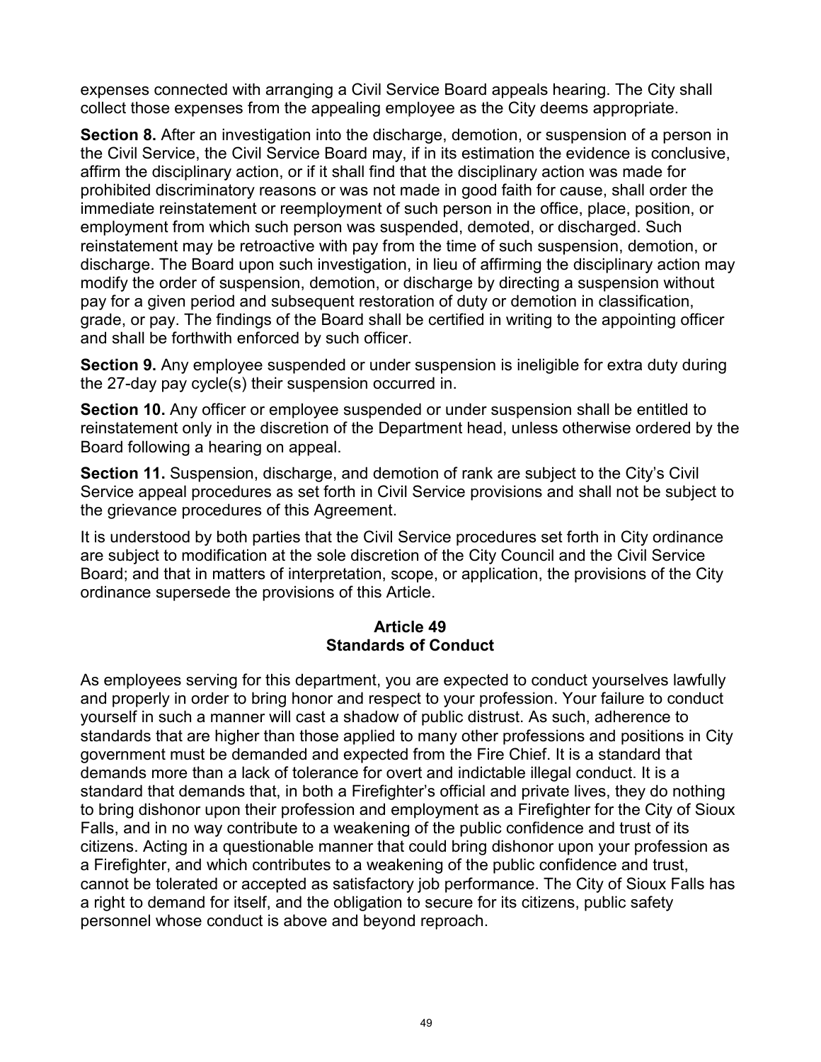expenses connected with arranging a Civil Service Board appeals hearing. The City shall collect those expenses from the appealing employee as the City deems appropriate.

**Section 8.** After an investigation into the discharge, demotion, or suspension of a person in the Civil Service, the Civil Service Board may, if in its estimation the evidence is conclusive, affirm the disciplinary action, or if it shall find that the disciplinary action was made for prohibited discriminatory reasons or was not made in good faith for cause, shall order the immediate reinstatement or reemployment of such person in the office, place, position, or employment from which such person was suspended, demoted, or discharged. Such reinstatement may be retroactive with pay from the time of such suspension, demotion, or discharge. The Board upon such investigation, in lieu of affirming the disciplinary action may modify the order of suspension, demotion, or discharge by directing a suspension without pay for a given period and subsequent restoration of duty or demotion in classification, grade, or pay. The findings of the Board shall be certified in writing to the appointing officer and shall be forthwith enforced by such officer.

**Section 9.** Any employee suspended or under suspension is ineligible for extra duty during the 27-day pay cycle(s) their suspension occurred in.

**Section 10.** Any officer or employee suspended or under suspension shall be entitled to reinstatement only in the discretion of the Department head, unless otherwise ordered by the Board following a hearing on appeal.

**Section 11.** Suspension, discharge, and demotion of rank are subject to the City's Civil Service appeal procedures as set forth in Civil Service provisions and shall not be subject to the grievance procedures of this Agreement.

It is understood by both parties that the Civil Service procedures set forth in City ordinance are subject to modification at the sole discretion of the City Council and the Civil Service Board; and that in matters of interpretation, scope, or application, the provisions of the City ordinance supersede the provisions of this Article.

## Article 49
## Standards of Conduct

As employees serving for this department, you are expected to conduct yourselves lawfully and properly in order to bring honor and respect to your profession. Your failure to conduct yourself in such a manner will cast a shadow of public distrust. As such, adherence to standards that are higher than those applied to many other professions and positions in City government must be demanded and expected from the Fire Chief. It is a standard that demands more than a lack of tolerance for overt and indictable illegal conduct. It is a standard that demands that, in both a Firefighter's official and private lives, they do nothing to bring dishonor upon their profession and employment as a Firefighter for the City of Sioux Falls, and in no way contribute to a weakening of the public confidence and trust of its citizens. Acting in a questionable manner that could bring dishonor upon your profession as a Firefighter, and which contributes to a weakening of the public confidence and trust, cannot be tolerated or accepted as satisfactory job performance. The City of Sioux Falls has a right to demand for itself, and the obligation to secure for its citizens, public safety personnel whose conduct is above and beyond reproach.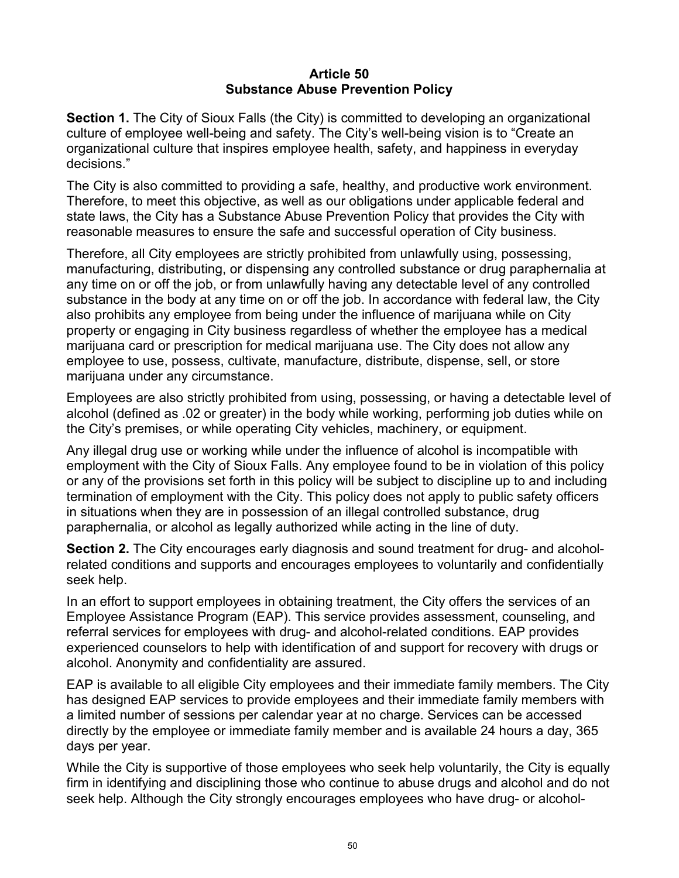# Article 50
## Substance Abuse Prevention Policy

**Section 1.** The City of Sioux Falls (the City) is committed to developing an organizational culture of employee well-being and safety. The City's well-being vision is to "Create an organizational culture that inspires employee health, safety, and happiness in everyday decisions."

The City is also committed to providing a safe, healthy, and productive work environment. Therefore, to meet this objective, as well as our obligations under applicable federal and state laws, the City has a Substance Abuse Prevention Policy that provides the City with reasonable measures to ensure the safe and successful operation of City business.

Therefore, all City employees are strictly prohibited from unlawfully using, possessing, manufacturing, distributing, or dispensing any controlled substance or drug paraphernalia at any time on or off the job, or from unlawfully having any detectable level of any controlled substance in the body at any time on or off the job. In accordance with federal law, the City also prohibits any employee from being under the influence of marijuana while on City property or engaging in City business regardless of whether the employee has a medical marijuana card or prescription for medical marijuana use. The City does not allow any employee to use, possess, cultivate, manufacture, distribute, dispense, sell, or store marijuana under any circumstance.

Employees are also strictly prohibited from using, possessing, or having a detectable level of alcohol (defined as .02 or greater) in the body while working, performing job duties while on the City's premises, or while operating City vehicles, machinery, or equipment.

Any illegal drug use or working while under the influence of alcohol is incompatible with employment with the City of Sioux Falls. Any employee found to be in violation of this policy or any of the provisions set forth in this policy will be subject to discipline up to and including termination of employment with the City. This policy does not apply to public safety officers in situations when they are in possession of an illegal controlled substance, drug paraphernalia, or alcohol as legally authorized while acting in the line of duty.

**Section 2.** The City encourages early diagnosis and sound treatment for drug- and alcohol-related conditions and supports and encourages employees to voluntarily and confidentially seek help.

In an effort to support employees in obtaining treatment, the City offers the services of an Employee Assistance Program (EAP). This service provides assessment, counseling, and referral services for employees with drug- and alcohol-related conditions. EAP provides experienced counselors to help with identification of and support for recovery with drugs or alcohol. Anonymity and confidentiality are assured.

EAP is available to all eligible City employees and their immediate family members. The City has designed EAP services to provide employees and their immediate family members with a limited number of sessions per calendar year at no charge. Services can be accessed directly by the employee or immediate family member and is available 24 hours a day, 365 days per year.

While the City is supportive of those employees who seek help voluntarily, the City is equally firm in identifying and disciplining those who continue to abuse drugs and alcohol and do not seek help. Although the City strongly encourages employees who have drug- or alcohol-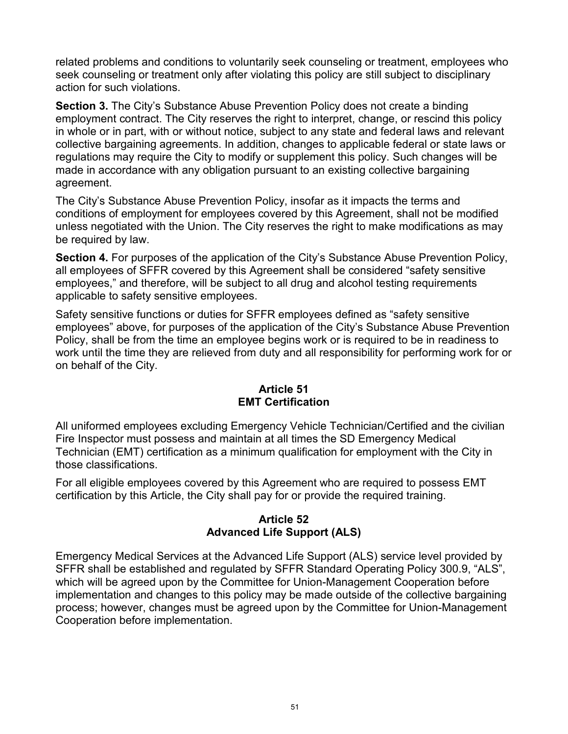related problems and conditions to voluntarily seek counseling or treatment, employees who seek counseling or treatment only after violating this policy are still subject to disciplinary action for such violations.

**Section 3.** The City's Substance Abuse Prevention Policy does not create a binding employment contract. The City reserves the right to interpret, change, or rescind this policy in whole or in part, with or without notice, subject to any state and federal laws and relevant collective bargaining agreements. In addition, changes to applicable federal or state laws or regulations may require the City to modify or supplement this policy. Such changes will be made in accordance with any obligation pursuant to an existing collective bargaining agreement.

The City's Substance Abuse Prevention Policy, insofar as it impacts the terms and conditions of employment for employees covered by this Agreement, shall not be modified unless negotiated with the Union. The City reserves the right to make modifications as may be required by law.

**Section 4.** For purposes of the application of the City's Substance Abuse Prevention Policy, all employees of SFFR covered by this Agreement shall be considered "safety sensitive employees," and therefore, will be subject to all drug and alcohol testing requirements applicable to safety sensitive employees.

Safety sensitive functions or duties for SFFR employees defined as "safety sensitive employees" above, for purposes of the application of the City's Substance Abuse Prevention Policy, shall be from the time an employee begins work or is required to be in readiness to work until the time they are relieved from duty and all responsibility for performing work for or on behalf of the City.

## Article 51
## EMT Certification

All uniformed employees excluding Emergency Vehicle Technician/Certified and the civilian Fire Inspector must possess and maintain at all times the SD Emergency Medical Technician (EMT) certification as a minimum qualification for employment with the City in those classifications.

For all eligible employees covered by this Agreement who are required to possess EMT certification by this Article, the City shall pay for or provide the required training.

## Article 52
## Advanced Life Support (ALS)

Emergency Medical Services at the Advanced Life Support (ALS) service level provided by SFFR shall be established and regulated by SFFR Standard Operating Policy 300.9, "ALS", which will be agreed upon by the Committee for Union-Management Cooperation before implementation and changes to this policy may be made outside of the collective bargaining process; however, changes must be agreed upon by the Committee for Union-Management Cooperation before implementation.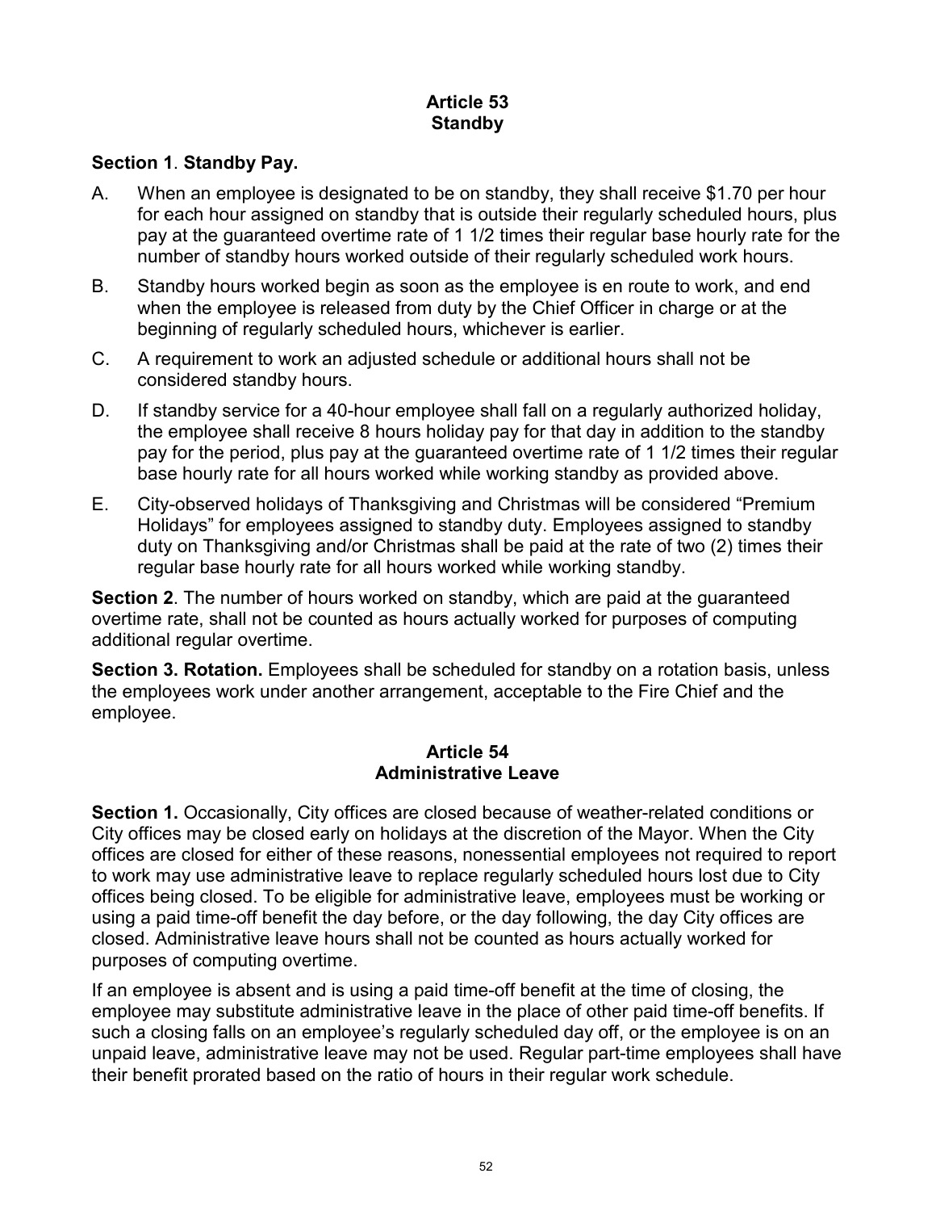## Article 53
## Standby

**Section 1**. **Standby Pay.**

A. When an employee is designated to be on standby, they shall receive $1.70 per hour for each hour assigned on standby that is outside their regularly scheduled hours, plus pay at the guaranteed overtime rate of 1 1/2 times their regular base hourly rate for the number of standby hours worked outside of their regularly scheduled work hours.

B. Standby hours worked begin as soon as the employee is en route to work, and end when the employee is released from duty by the Chief Officer in charge or at the beginning of regularly scheduled hours, whichever is earlier.

C. A requirement to work an adjusted schedule or additional hours shall not be considered standby hours.

D. If standby service for a 40-hour employee shall fall on a regularly authorized holiday, the employee shall receive 8 hours holiday pay for that day in addition to the standby pay for the period, plus pay at the guaranteed overtime rate of 1 1/2 times their regular base hourly rate for all hours worked while working standby as provided above.

E. City-observed holidays of Thanksgiving and Christmas will be considered "Premium Holidays" for employees assigned to standby duty. Employees assigned to standby duty on Thanksgiving and/or Christmas shall be paid at the rate of two (2) times their regular base hourly rate for all hours worked while working standby.

**Section 2**. The number of hours worked on standby, which are paid at the guaranteed overtime rate, shall not be counted as hours actually worked for purposes of computing additional regular overtime.

**Section 3. Rotation.** Employees shall be scheduled for standby on a rotation basis, unless the employees work under another arrangement, acceptable to the Fire Chief and the employee.

## Article 54
## Administrative Leave

**Section 1.** Occasionally, City offices are closed because of weather-related conditions or City offices may be closed early on holidays at the discretion of the Mayor. When the City offices are closed for either of these reasons, nonessential employees not required to report to work may use administrative leave to replace regularly scheduled hours lost due to City offices being closed. To be eligible for administrative leave, employees must be working or using a paid time-off benefit the day before, or the day following, the day City offices are closed. Administrative leave hours shall not be counted as hours actually worked for purposes of computing overtime.

If an employee is absent and is using a paid time-off benefit at the time of closing, the employee may substitute administrative leave in the place of other paid time-off benefits. If such a closing falls on an employee's regularly scheduled day off, or the employee is on an unpaid leave, administrative leave may not be used. Regular part-time employees shall have their benefit prorated based on the ratio of hours in their regular work schedule.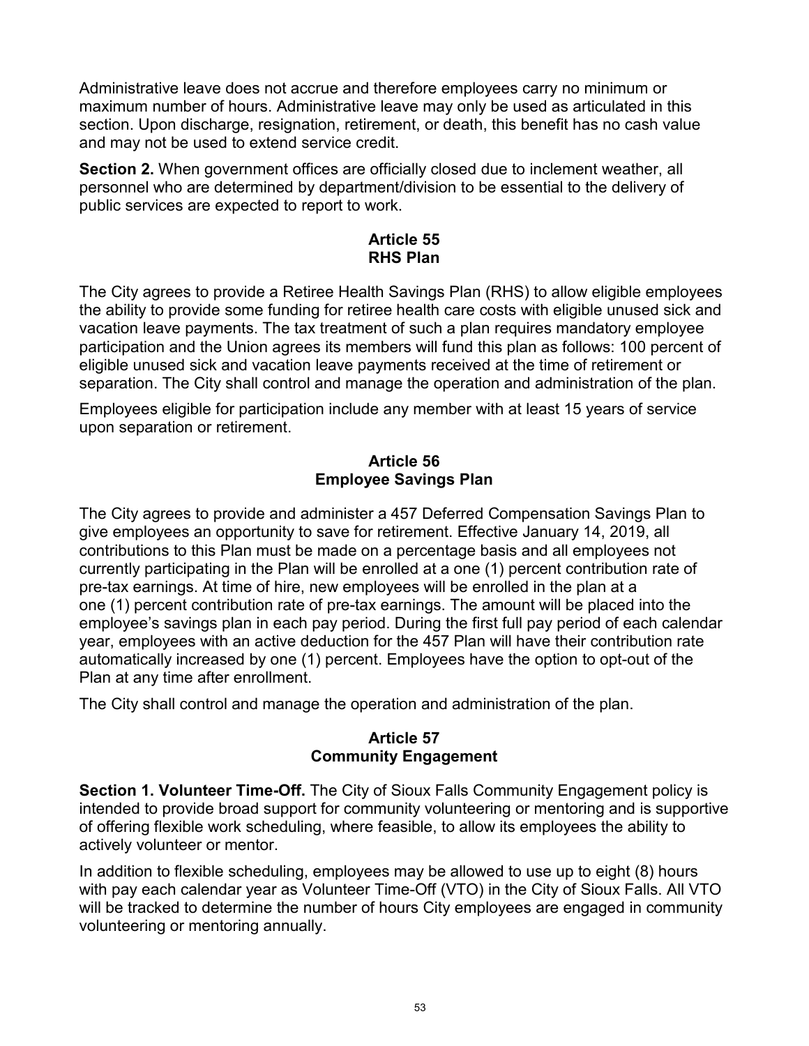Administrative leave does not accrue and therefore employees carry no minimum or maximum number of hours. Administrative leave may only be used as articulated in this section. Upon discharge, resignation, retirement, or death, this benefit has no cash value and may not be used to extend service credit.

**Section 2.** When government offices are officially closed due to inclement weather, all personnel who are determined by department/division to be essential to the delivery of public services are expected to report to work.

## Article 55
## RHS Plan

The City agrees to provide a Retiree Health Savings Plan (RHS) to allow eligible employees the ability to provide some funding for retiree health care costs with eligible unused sick and vacation leave payments. The tax treatment of such a plan requires mandatory employee participation and the Union agrees its members will fund this plan as follows: 100 percent of eligible unused sick and vacation leave payments received at the time of retirement or separation. The City shall control and manage the operation and administration of the plan.

Employees eligible for participation include any member with at least 15 years of service upon separation or retirement.

## Article 56
## Employee Savings Plan

The City agrees to provide and administer a 457 Deferred Compensation Savings Plan to give employees an opportunity to save for retirement. Effective January 14, 2019, all contributions to this Plan must be made on a percentage basis and all employees not currently participating in the Plan will be enrolled at a one (1) percent contribution rate of pre-tax earnings. At time of hire, new employees will be enrolled in the plan at a one (1) percent contribution rate of pre-tax earnings. The amount will be placed into the employee's savings plan in each pay period. During the first full pay period of each calendar year, employees with an active deduction for the 457 Plan will have their contribution rate automatically increased by one (1) percent. Employees have the option to opt-out of the Plan at any time after enrollment.

The City shall control and manage the operation and administration of the plan.

## Article 57
## Community Engagement

**Section 1. Volunteer Time-Off.** The City of Sioux Falls Community Engagement policy is intended to provide broad support for community volunteering or mentoring and is supportive of offering flexible work scheduling, where feasible, to allow its employees the ability to actively volunteer or mentor.

In addition to flexible scheduling, employees may be allowed to use up to eight (8) hours with pay each calendar year as Volunteer Time-Off (VTO) in the City of Sioux Falls. All VTO will be tracked to determine the number of hours City employees are engaged in community volunteering or mentoring annually.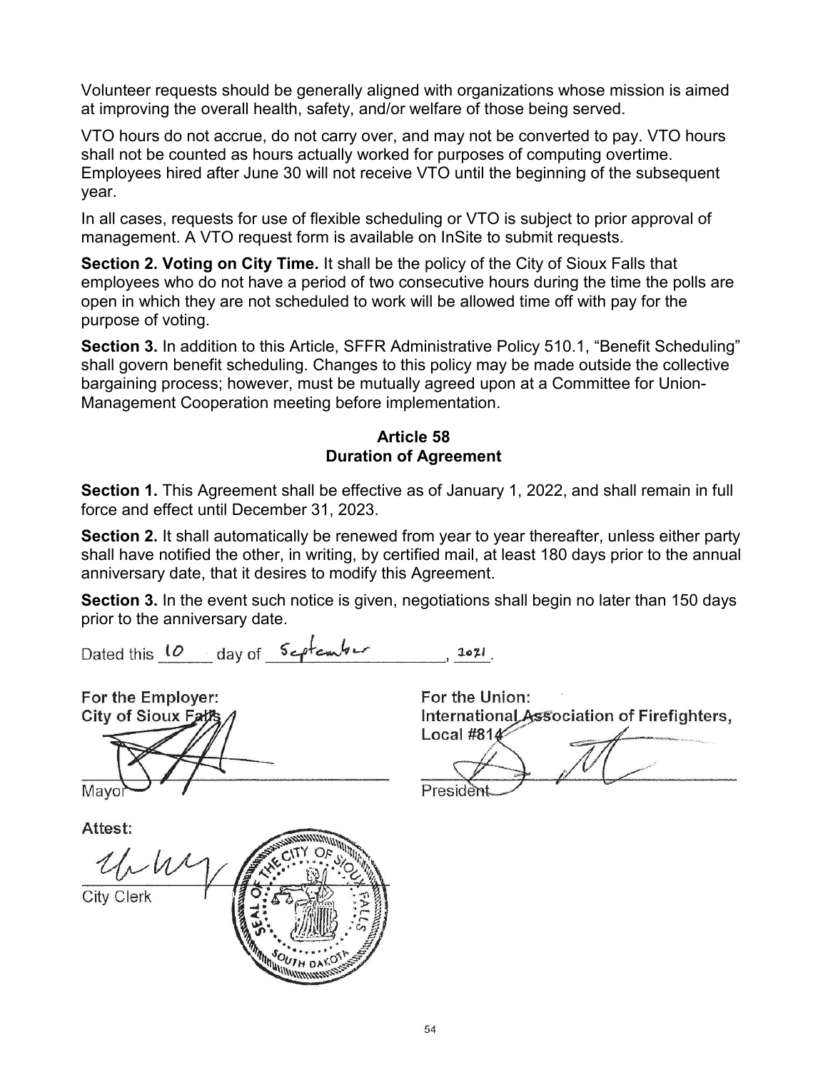Volunteer requests should be generally aligned with organizations whose mission is aimed at improving the overall health, safety, and/or welfare of those being served.

VTO hours do not accrue, do not carry over, and may not be converted to pay. VTO hours shall not be counted as hours actually worked for purposes of computing overtime. Employees hired after June 30 will not receive VTO until the beginning of the subsequent year.

In all cases, requests for use of flexible scheduling or VTO is subject to prior approval of management. A VTO request form is available on InSite to submit requests.

**Section 2. Voting on City Time.** It shall be the policy of the City of Sioux Falls that employees who do not have a period of two consecutive hours during the time the polls are open in which they are not scheduled to work will be allowed time off with pay for the purpose of voting.

**Section 3.** In addition to this Article, SFFR Administrative Policy 510.1, "Benefit Scheduling" shall govern benefit scheduling. Changes to this policy may be made outside the collective bargaining process; however, must be mutually agreed upon at a Committee for Union-Management Cooperation meeting before implementation.

## Article 58
## Duration of Agreement

**Section 1.** This Agreement shall be effective as of January 1, 2022, and shall remain in full force and effect until December 31, 2023.

**Section 2.** It shall automatically be renewed from year to year thereafter, unless either party shall have notified the other, in writing, by certified mail, at least 180 days prior to the annual anniversary date, that it desires to modify this Agreement.

**Section 3.** In the event such notice is given, negotiations shall begin no later than 150 days prior to the anniversary date.

Dated this 10 day of September, 2021.

**For the Employer:**
**City of Sioux Falls**

Mayor

**For the Union:**
**International Association of Firefighters, Local #814**

President

**Attest:**

City Clerk

SEAL OF THE CITY OF SIOUX FALLS SOUTH DAKOTA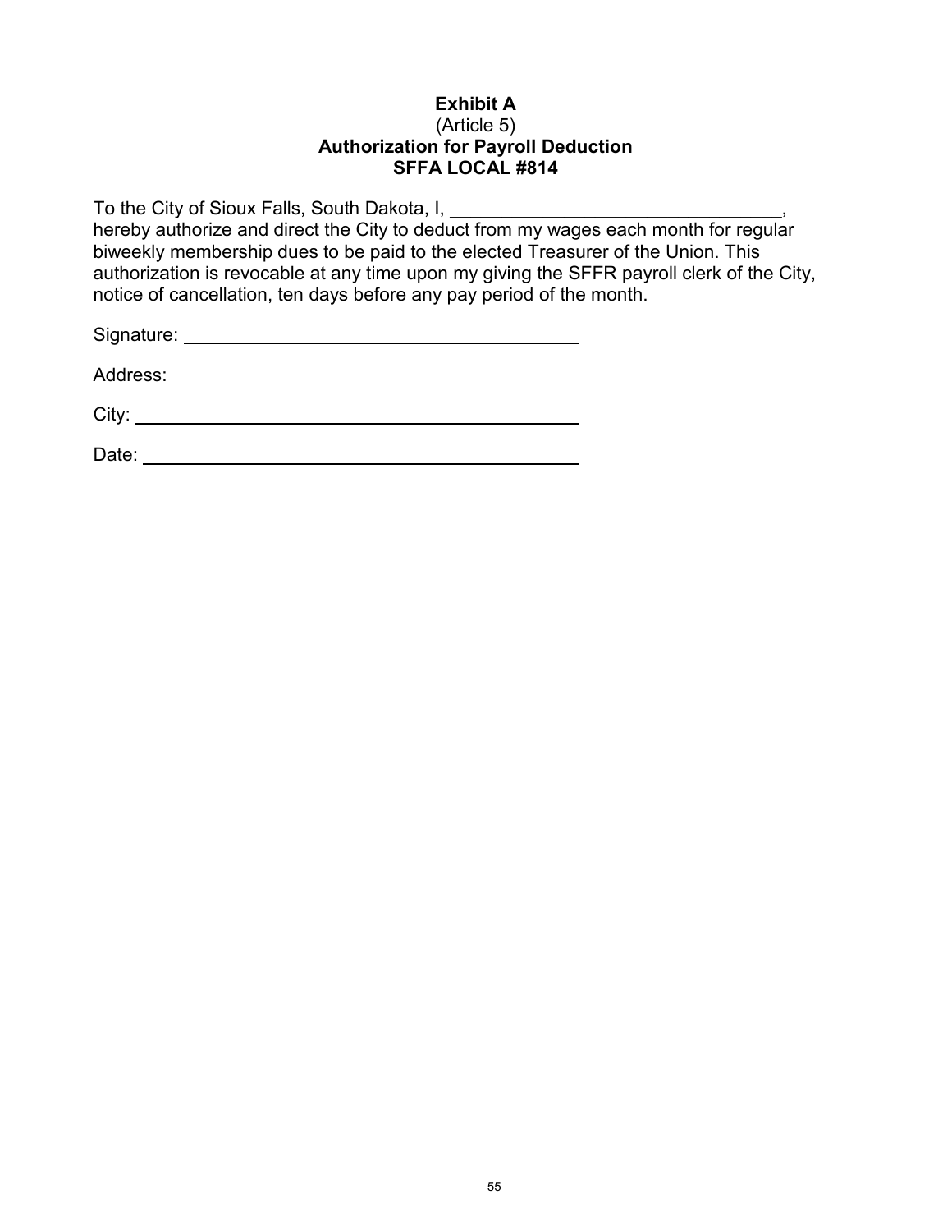**Exhibit A**
(Article 5)
**Authorization for Payroll Deduction**
**SFFA LOCAL #814**

To the City of Sioux Falls, South Dakota, I, ________________________________, hereby authorize and direct the City to deduct from my wages each month for regular biweekly membership dues to be paid to the elected Treasurer of the Union. This authorization is revocable at any time upon my giving the SFFR payroll clerk of the City, notice of cancellation, ten days before any pay period of the month.

Signature: ________________________________

Address: ________________________________

City: ________________________________

Date: ________________________________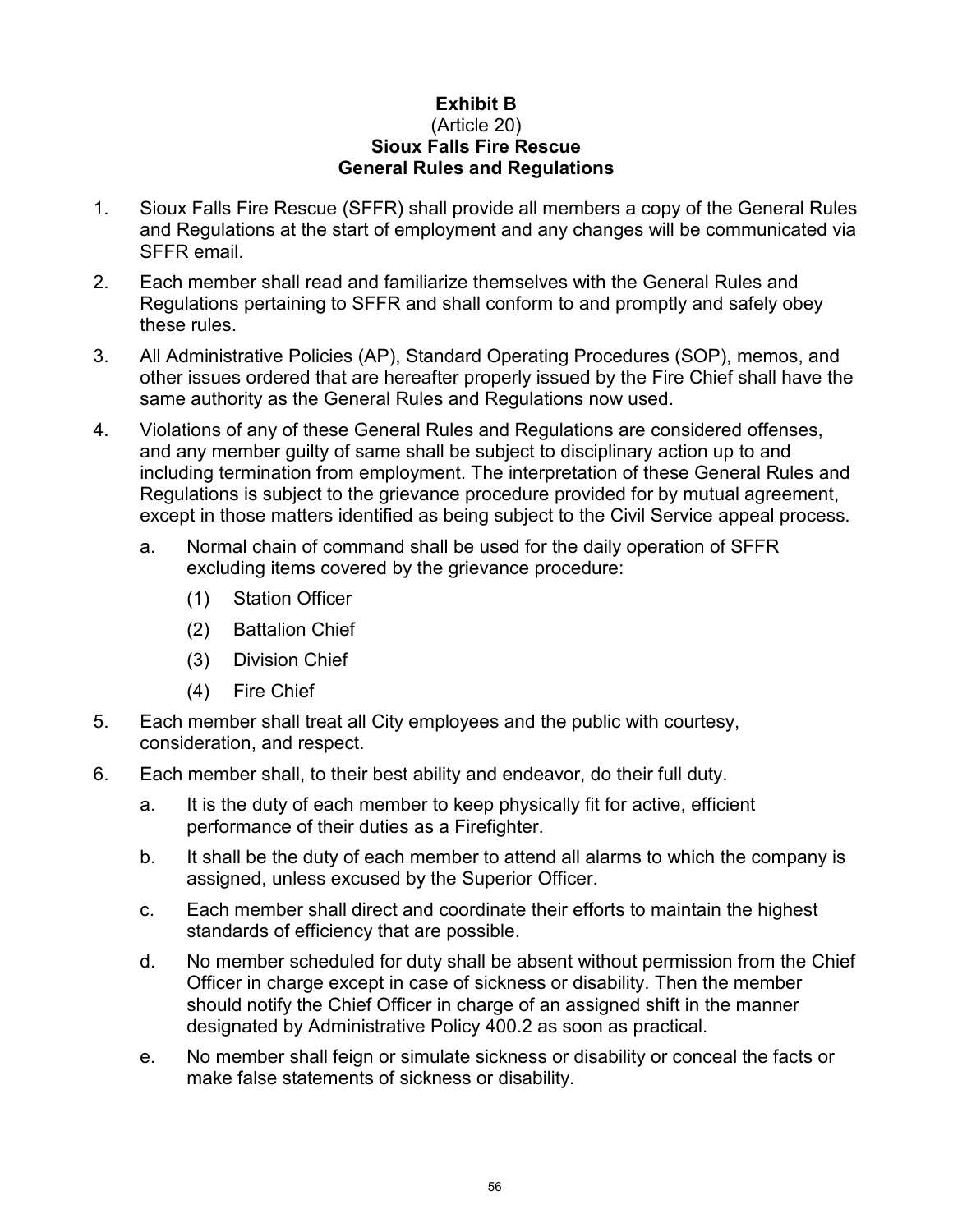**Exhibit B**
(Article 20)
**Sioux Falls Fire Rescue**
**General Rules and Regulations**

1. Sioux Falls Fire Rescue (SFFR) shall provide all members a copy of the General Rules and Regulations at the start of employment and any changes will be communicated via SFFR email.

2. Each member shall read and familiarize themselves with the General Rules and Regulations pertaining to SFFR and shall conform to and promptly and safely obey these rules.

3. All Administrative Policies (AP), Standard Operating Procedures (SOP), memos, and other issues ordered that are hereafter properly issued by the Fire Chief shall have the same authority as the General Rules and Regulations now used.

4. Violations of any of these General Rules and Regulations are considered offenses, and any member guilty of same shall be subject to disciplinary action up to and including termination from employment. The interpretation of these General Rules and Regulations is subject to the grievance procedure provided for by mutual agreement, except in those matters identified as being subject to the Civil Service appeal process.

   a. Normal chain of command shall be used for the daily operation of SFFR excluding items covered by the grievance procedure:

      (1) Station Officer

      (2) Battalion Chief

      (3) Division Chief

      (4) Fire Chief

5. Each member shall treat all City employees and the public with courtesy, consideration, and respect.

6. Each member shall, to their best ability and endeavor, do their full duty.

   a. It is the duty of each member to keep physically fit for active, efficient performance of their duties as a Firefighter.

   b. It shall be the duty of each member to attend all alarms to which the company is assigned, unless excused by the Superior Officer.

   c. Each member shall direct and coordinate their efforts to maintain the highest standards of efficiency that are possible.

   d. No member scheduled for duty shall be absent without permission from the Chief Officer in charge except in case of sickness or disability. Then the member should notify the Chief Officer in charge of an assigned shift in the manner designated by Administrative Policy 400.2 as soon as practical.

   e. No member shall feign or simulate sickness or disability or conceal the facts or make false statements of sickness or disability.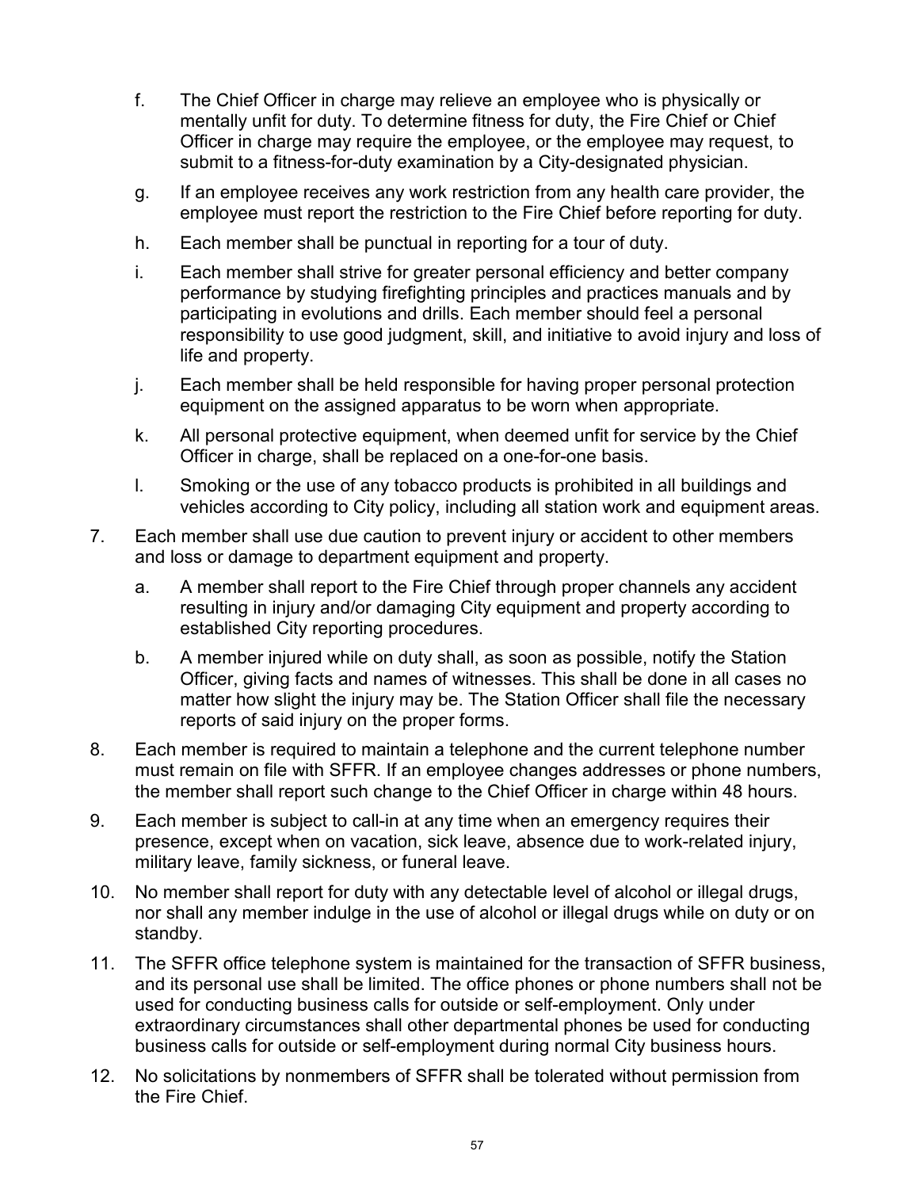f. The Chief Officer in charge may relieve an employee who is physically or mentally unfit for duty. To determine fitness for duty, the Fire Chief or Chief Officer in charge may require the employee, or the employee may request, to submit to a fitness-for-duty examination by a City-designated physician.

g. If an employee receives any work restriction from any health care provider, the employee must report the restriction to the Fire Chief before reporting for duty.

h. Each member shall be punctual in reporting for a tour of duty.

i. Each member shall strive for greater personal efficiency and better company performance by studying firefighting principles and practices manuals and by participating in evolutions and drills. Each member should feel a personal responsibility to use good judgment, skill, and initiative to avoid injury and loss of life and property.

j. Each member shall be held responsible for having proper personal protection equipment on the assigned apparatus to be worn when appropriate.

k. All personal protective equipment, when deemed unfit for service by the Chief Officer in charge, shall be replaced on a one-for-one basis.

l. Smoking or the use of any tobacco products is prohibited in all buildings and vehicles according to City policy, including all station work and equipment areas.

7. Each member shall use due caution to prevent injury or accident to other members and loss or damage to department equipment and property.

   a. A member shall report to the Fire Chief through proper channels any accident resulting in injury and/or damaging City equipment and property according to established City reporting procedures.

   b. A member injured while on duty shall, as soon as possible, notify the Station Officer, giving facts and names of witnesses. This shall be done in all cases no matter how slight the injury may be. The Station Officer shall file the necessary reports of said injury on the proper forms.

8. Each member is required to maintain a telephone and the current telephone number must remain on file with SFFR. If an employee changes addresses or phone numbers, the member shall report such change to the Chief Officer in charge within 48 hours.

9. Each member is subject to call-in at any time when an emergency requires their presence, except when on vacation, sick leave, absence due to work-related injury, military leave, family sickness, or funeral leave.

10. No member shall report for duty with any detectable level of alcohol or illegal drugs, nor shall any member indulge in the use of alcohol or illegal drugs while on duty or on standby.

11. The SFFR office telephone system is maintained for the transaction of SFFR business, and its personal use shall be limited. The office phones or phone numbers shall not be used for conducting business calls for outside or self-employment. Only under extraordinary circumstances shall other departmental phones be used for conducting business calls for outside or self-employment during normal City business hours.

12. No solicitations by nonmembers of SFFR shall be tolerated without permission from the Fire Chief.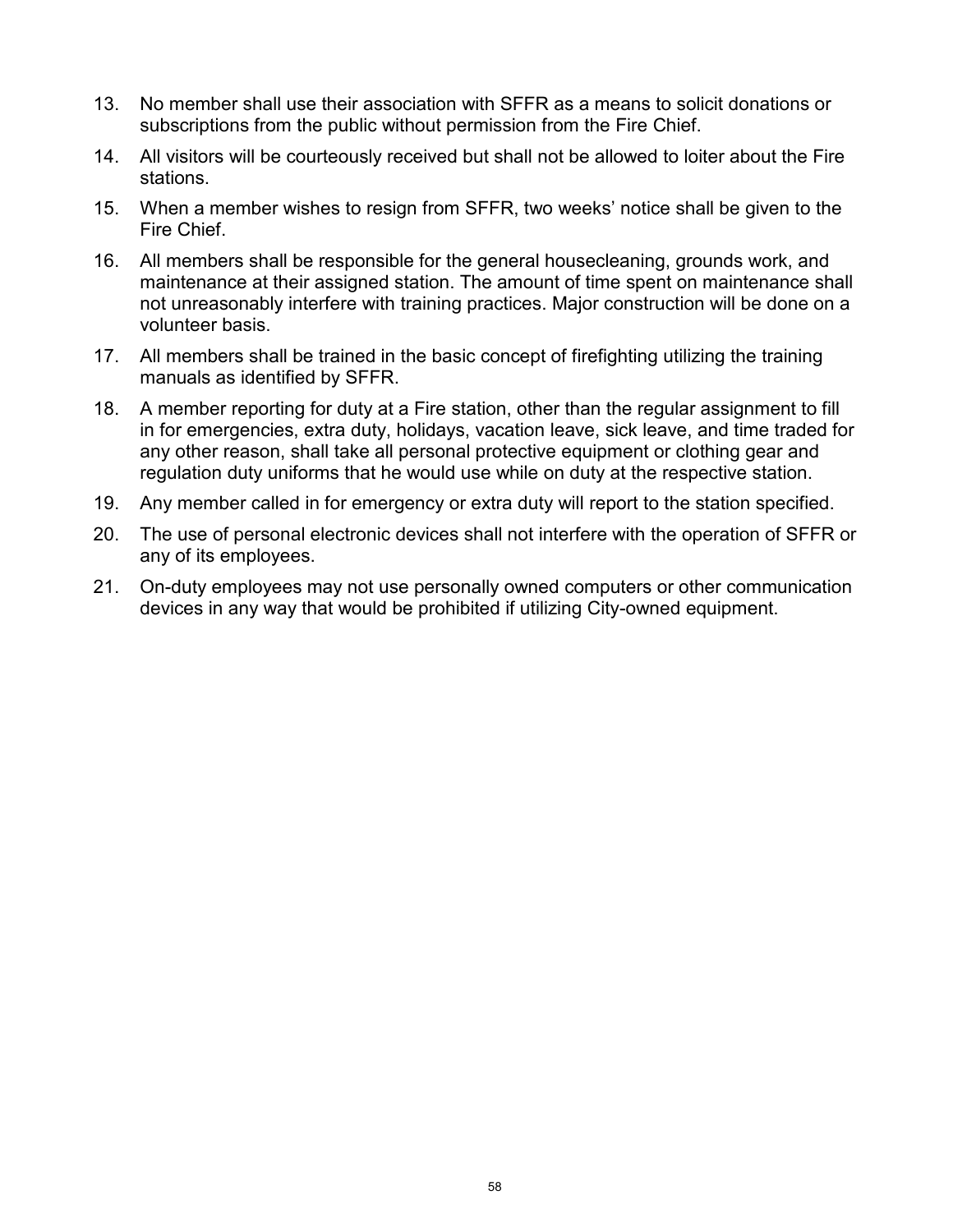13. No member shall use their association with SFFR as a means to solicit donations or subscriptions from the public without permission from the Fire Chief.
14. All visitors will be courteously received but shall not be allowed to loiter about the Fire stations.
15. When a member wishes to resign from SFFR, two weeks' notice shall be given to the Fire Chief.
16. All members shall be responsible for the general housecleaning, grounds work, and maintenance at their assigned station. The amount of time spent on maintenance shall not unreasonably interfere with training practices. Major construction will be done on a volunteer basis.
17. All members shall be trained in the basic concept of firefighting utilizing the training manuals as identified by SFFR.
18. A member reporting for duty at a Fire station, other than the regular assignment to fill in for emergencies, extra duty, holidays, vacation leave, sick leave, and time traded for any other reason, shall take all personal protective equipment or clothing gear and regulation duty uniforms that he would use while on duty at the respective station.
19. Any member called in for emergency or extra duty will report to the station specified.
20. The use of personal electronic devices shall not interfere with the operation of SFFR or any of its employees.
21. On-duty employees may not use personally owned computers or other communication devices in any way that would be prohibited if utilizing City-owned equipment.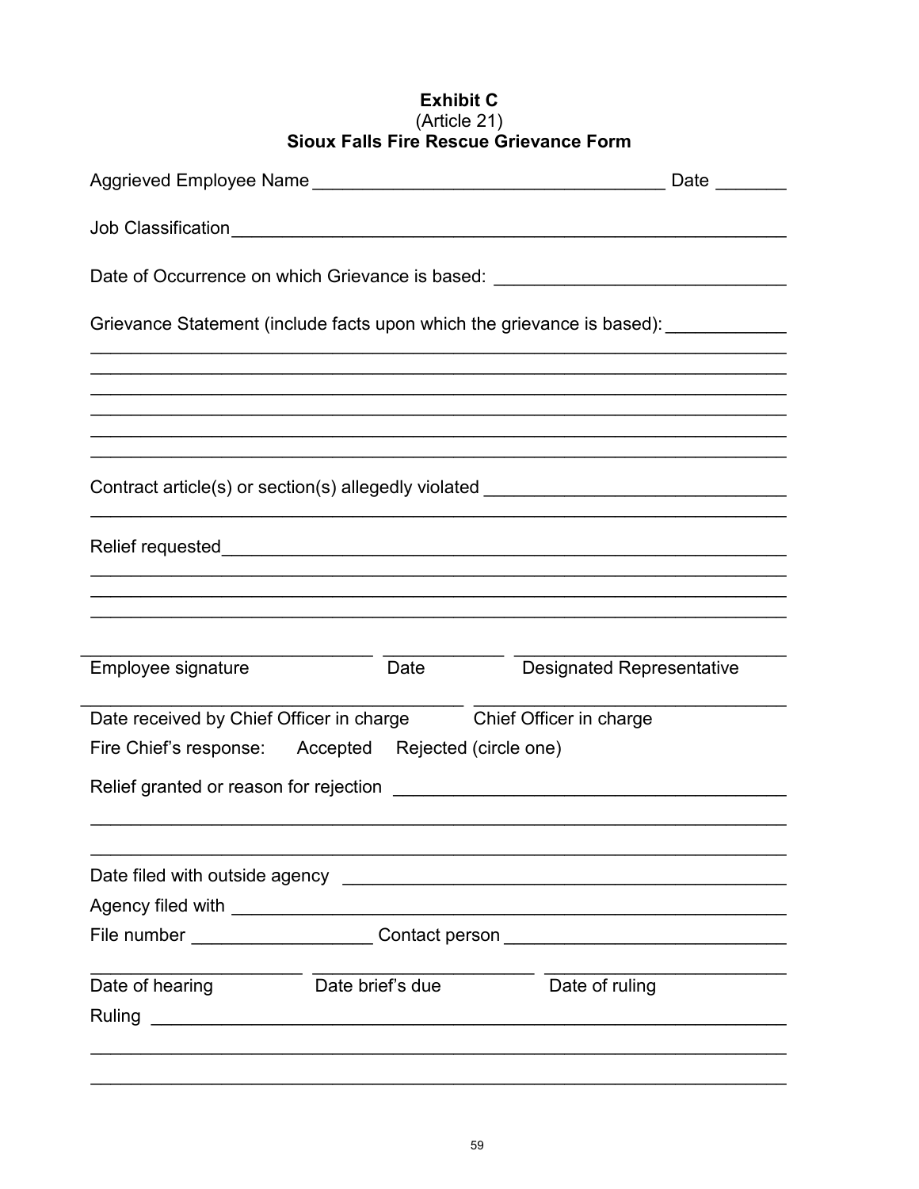**Exhibit C**
(Article 21)
**Sioux Falls Fire Rescue Grievance Form**

Aggrieved Employee Name ___________________________________ Date _______

Job Classification_________________________________________________________

Date of Occurrence on which Grievance is based: ____________________________

Grievance Statement (include facts upon which the grievance is based): ____________
_____________________________________________________________________
_____________________________________________________________________
_____________________________________________________________________
_____________________________________________________________________
_____________________________________________________________________
_____________________________________________________________________

Contract article(s) or section(s) allegedly violated ______________________________
_____________________________________________________________________

Relief requested__________________________________________________________
_____________________________________________________________________
_____________________________________________________________________
_____________________________________________________________________

_____________________________ ____________ ___________________________
Employee signature Date Designated Representative

_____________________________________ ________________________________
Date received by Chief Officer in charge Chief Officer in charge

Fire Chief's response: Accepted Rejected (circle one)

Relief granted or reason for rejection ______________________________________
_____________________________________________________________________
_____________________________________________________________________

Date filed with outside agency ____________________________________________

Agency filed with _________________________________________________________

File number __________________ Contact person ___________________________

_____________________ ______________________ _______________________
Date of hearing Date brief's due Date of ruling

Ruling _____________________________________________________________
_____________________________________________________________________
_____________________________________________________________________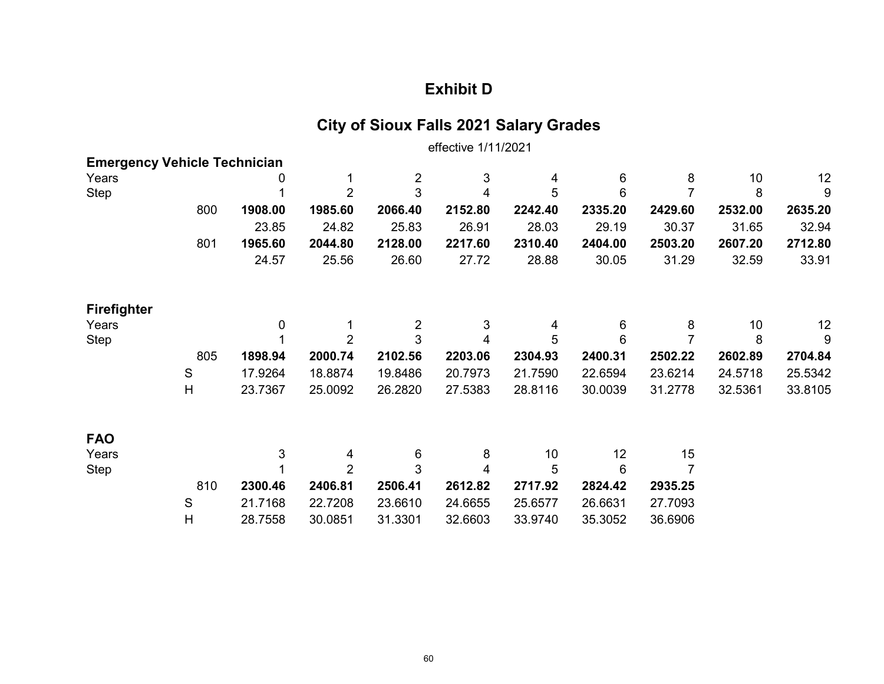# Exhibit D

## City of Sioux Falls 2021 Salary Grades

effective 1/11/2021

**Emergency Vehicle Technician**

| Years | | 0 | 1 | 2 | 3 | 4 | 6 | 8 | 10 | 12 |
|---|---|---|---|---|---|---|---|---|---|---|
| Step | | 1 | 2 | 3 | 4 | 5 | 6 | 7 | 8 | 9 |
| | 800 | **1908.00** | **1985.60** | **2066.40** | **2152.80** | **2242.40** | **2335.20** | **2429.60** | **2532.00** | **2635.20** |
| | | 23.85 | 24.82 | 25.83 | 26.91 | 28.03 | 29.19 | 30.37 | 31.65 | 32.94 |
| | 801 | **1965.60** | **2044.80** | **2128.00** | **2217.60** | **2310.40** | **2404.00** | **2503.20** | **2607.20** | **2712.80** |
| | | 24.57 | 25.56 | 26.60 | 27.72 | 28.88 | 30.05 | 31.29 | 32.59 | 33.91 |

**Firefighter**

| Years | | 0 | 1 | 2 | 3 | 4 | 6 | 8 | 10 | 12 |
|---|---|---|---|---|---|---|---|---|---|---|
| Step | | 1 | 2 | 3 | 4 | 5 | 6 | 7 | 8 | 9 |
| | 805 | **1898.94** | **2000.74** | **2102.56** | **2203.06** | **2304.93** | **2400.31** | **2502.22** | **2602.89** | **2704.84** |
| | S | 17.9264 | 18.8874 | 19.8486 | 20.7973 | 21.7590 | 22.6594 | 23.6214 | 24.5718 | 25.5342 |
| | H | 23.7367 | 25.0092 | 26.2820 | 27.5383 | 28.8116 | 30.0039 | 31.2778 | 32.5361 | 33.8105 |

**FAO**

| Years | | 3 | 4 | 6 | 8 | 10 | 12 | 15 |
|---|---|---|---|---|---|---|---|---|
| Step | | 1 | 2 | 3 | 4 | 5 | 6 | 7 |
| | 810 | **2300.46** | **2406.81** | **2506.41** | **2612.82** | **2717.92** | **2824.42** | **2935.25** |
| | S | 21.7168 | 22.7208 | 23.6610 | 24.6655 | 25.6577 | 26.6631 | 27.7093 |
| | H | 28.7558 | 30.0851 | 31.3301 | 32.6603 | 33.9740 | 35.3052 | 36.6906 |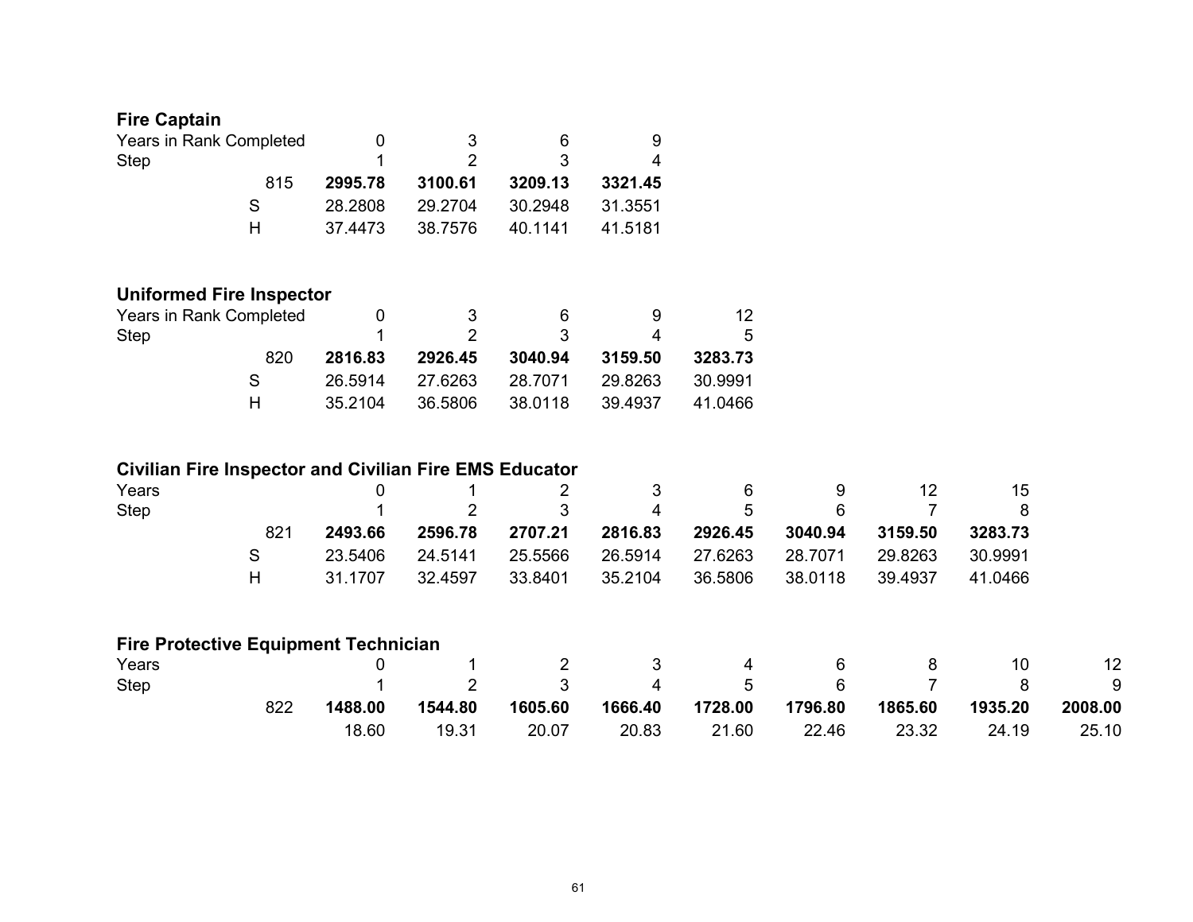**Fire Captain**

| Years in Rank Completed | | 0 | 3 | 6 | 9 |
|---|---|---|---|---|---|
| Step | | 1 | 2 | 3 | 4 |
| | 815 | **2995.78** | **3100.61** | **3209.13** | **3321.45** |
| | S | 28.2808 | 29.2704 | 30.2948 | 31.3551 |
| | H | 37.4473 | 38.7576 | 40.1141 | 41.5181 |

**Uniformed Fire Inspector**

| Years in Rank Completed | | 0 | 3 | 6 | 9 | 12 |
|---|---|---|---|---|---|---|
| Step | | 1 | 2 | 3 | 4 | 5 |
| | 820 | **2816.83** | **2926.45** | **3040.94** | **3159.50** | **3283.73** |
| | S | 26.5914 | 27.6263 | 28.7071 | 29.8263 | 30.9991 |
| | H | 35.2104 | 36.5806 | 38.0118 | 39.4937 | 41.0466 |

**Civilian Fire Inspector and Civilian Fire EMS Educator**

| Years | | 0 | 1 | 2 | 3 | 6 | 9 | 12 | 15 |
|---|---|---|---|---|---|---|---|---|---|
| Step | | 1 | 2 | 3 | 4 | 5 | 6 | 7 | 8 |
| | 821 | **2493.66** | **2596.78** | **2707.21** | **2816.83** | **2926.45** | **3040.94** | **3159.50** | **3283.73** |
| | S | 23.5406 | 24.5141 | 25.5566 | 26.5914 | 27.6263 | 28.7071 | 29.8263 | 30.9991 |
| | H | 31.1707 | 32.4597 | 33.8401 | 35.2104 | 36.5806 | 38.0118 | 39.4937 | 41.0466 |

**Fire Protective Equipment Technician**

| Years | | 0 | 1 | 2 | 3 | 4 | 6 | 8 | 10 | 12 |
|---|---|---|---|---|---|---|---|---|---|---|
| Step | | 1 | 2 | 3 | 4 | 5 | 6 | 7 | 8 | 9 |
| | 822 | **1488.00** | **1544.80** | **1605.60** | **1666.40** | **1728.00** | **1796.80** | **1865.60** | **1935.20** | **2008.00** |
| | | 18.60 | 19.31 | 20.07 | 20.83 | 21.60 | 22.46 | 23.32 | 24.19 | 25.10 |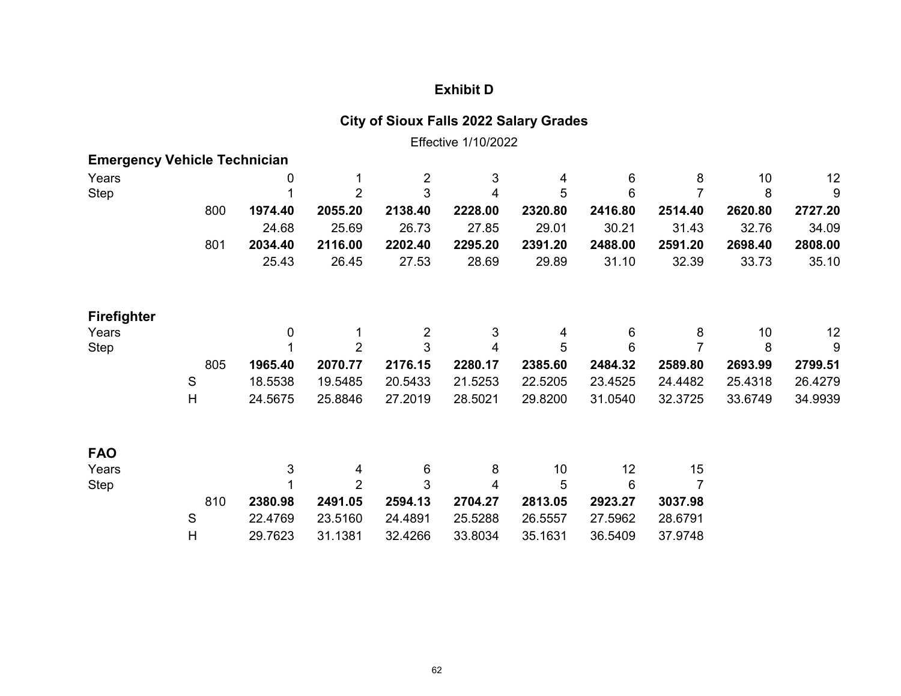# Exhibit D

## City of Sioux Falls 2022 Salary Grades

Effective 1/10/2022

### Emergency Vehicle Technician

| Years | | 0 | 1 | 2 | 3 | 4 | 6 | 8 | 10 | 12 |
|---|---|---|---|---|---|---|---|---|---|---|
| Step | | 1 | 2 | 3 | 4 | 5 | 6 | 7 | 8 | 9 |
| | 800 | **1974.40** | **2055.20** | **2138.40** | **2228.00** | **2320.80** | **2416.80** | **2514.40** | **2620.80** | **2727.20** |
| | | 24.68 | 25.69 | 26.73 | 27.85 | 29.01 | 30.21 | 31.43 | 32.76 | 34.09 |
| | 801 | **2034.40** | **2116.00** | **2202.40** | **2295.20** | **2391.20** | **2488.00** | **2591.20** | **2698.40** | **2808.00** |
| | | 25.43 | 26.45 | 27.53 | 28.69 | 29.89 | 31.10 | 32.39 | 33.73 | 35.10 |

### Firefighter

| Years | | | 0 | 1 | 2 | 3 | 4 | 6 | 8 | 10 | 12 |
|---|---|---|---|---|---|---|---|---|---|---|---|
| Step | | | 1 | 2 | 3 | 4 | 5 | 6 | 7 | 8 | 9 |
| | | 805 | **1965.40** | **2070.77** | **2176.15** | **2280.17** | **2385.60** | **2484.32** | **2589.80** | **2693.99** | **2799.51** |
| | S | | 18.5538 | 19.5485 | 20.5433 | 21.5253 | 22.5205 | 23.4525 | 24.4482 | 25.4318 | 26.4279 |
| | H | | 24.5675 | 25.8846 | 27.2019 | 28.5021 | 29.8200 | 31.0540 | 32.3725 | 33.6749 | 34.9939 |

### FAO

| Years | | | 3 | 4 | 6 | 8 | 10 | 12 | 15 |
|---|---|---|---|---|---|---|---|---|---|
| Step | | | 1 | 2 | 3 | 4 | 5 | 6 | 7 |
| | | 810 | **2380.98** | **2491.05** | **2594.13** | **2704.27** | **2813.05** | **2923.27** | **3037.98** |
| | S | | 22.4769 | 23.5160 | 24.4891 | 25.5288 | 26.5557 | 27.5962 | 28.6791 |
| | H | | 29.7623 | 31.1381 | 32.4266 | 33.8034 | 35.1631 | 36.5409 | 37.9748 |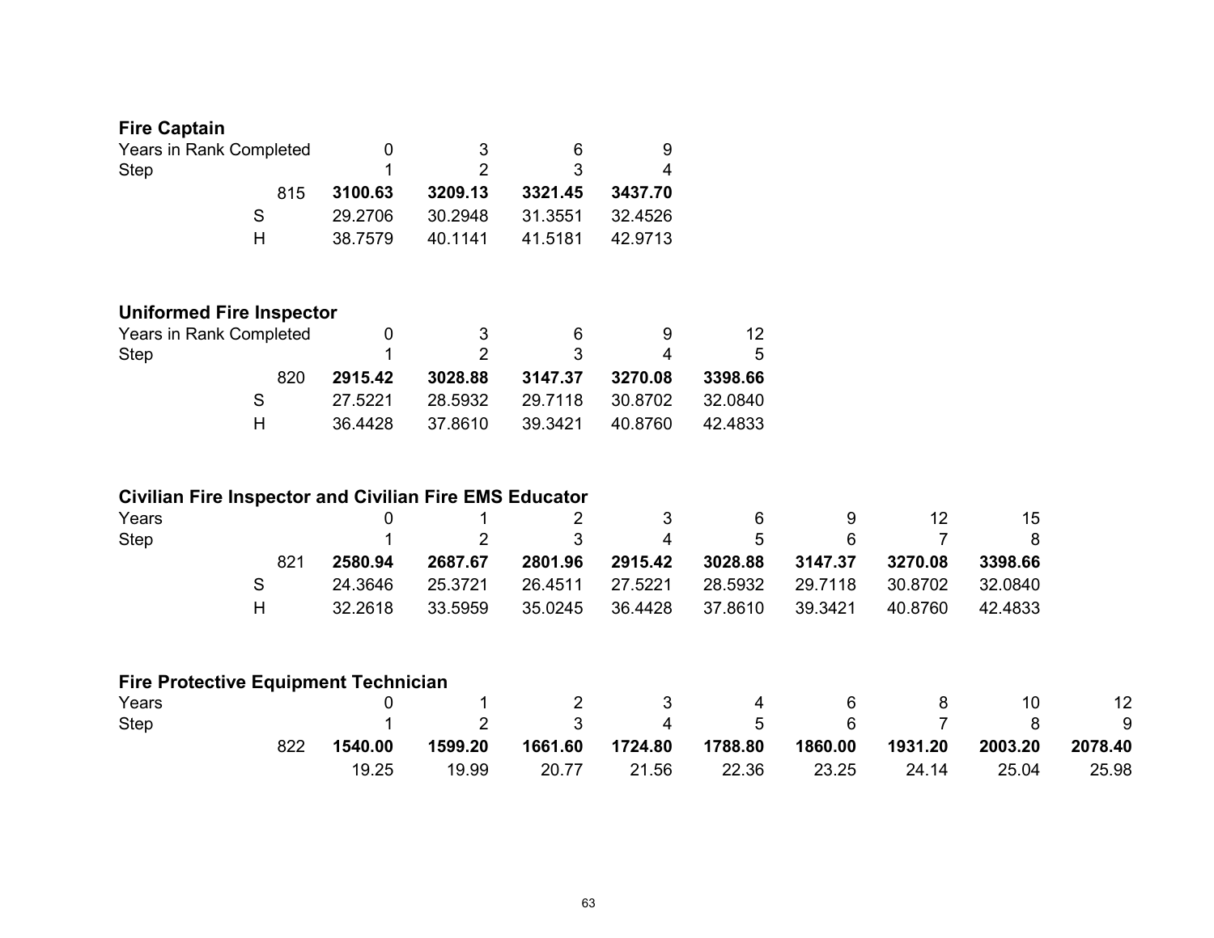**Fire Captain**

| Years in Rank Completed | | 0 | 3 | 6 | 9 |
|---|---|---|---|---|---|
| Step | | 1 | 2 | 3 | 4 |
| | 815 | **3100.63** | **3209.13** | **3321.45** | **3437.70** |
| | S | 29.2706 | 30.2948 | 31.3551 | 32.4526 |
| | H | 38.7579 | 40.1141 | 41.5181 | 42.9713 |

**Uniformed Fire Inspector**

| Years in Rank Completed | | 0 | 3 | 6 | 9 | 12 |
|---|---|---|---|---|---|---|
| Step | | 1 | 2 | 3 | 4 | 5 |
| | 820 | **2915.42** | **3028.88** | **3147.37** | **3270.08** | **3398.66** |
| | S | 27.5221 | 28.5932 | 29.7118 | 30.8702 | 32.0840 |
| | H | 36.4428 | 37.8610 | 39.3421 | 40.8760 | 42.4833 |

**Civilian Fire Inspector and Civilian Fire EMS Educator**

| Years | | 0 | 1 | 2 | 3 | 6 | 9 | 12 | 15 |
|---|---|---|---|---|---|---|---|---|---|
| Step | | 1 | 2 | 3 | 4 | 5 | 6 | 7 | 8 |
| | 821 | **2580.94** | **2687.67** | **2801.96** | **2915.42** | **3028.88** | **3147.37** | **3270.08** | **3398.66** |
| | S | 24.3646 | 25.3721 | 26.4511 | 27.5221 | 28.5932 | 29.7118 | 30.8702 | 32.0840 |
| | H | 32.2618 | 33.5959 | 35.0245 | 36.4428 | 37.8610 | 39.3421 | 40.8760 | 42.4833 |

**Fire Protective Equipment Technician**

| Years | | 0 | 1 | 2 | 3 | 4 | 6 | 8 | 10 | 12 |
|---|---|---|---|---|---|---|---|---|---|---|
| Step | | 1 | 2 | 3 | 4 | 5 | 6 | 7 | 8 | 9 |
| | 822 | **1540.00** | **1599.20** | **1661.60** | **1724.80** | **1788.80** | **1860.00** | **1931.20** | **2003.20** | **2078.40** |
| | | 19.25 | 19.99 | 20.77 | 21.56 | 22.36 | 23.25 | 24.14 | 25.04 | 25.98 |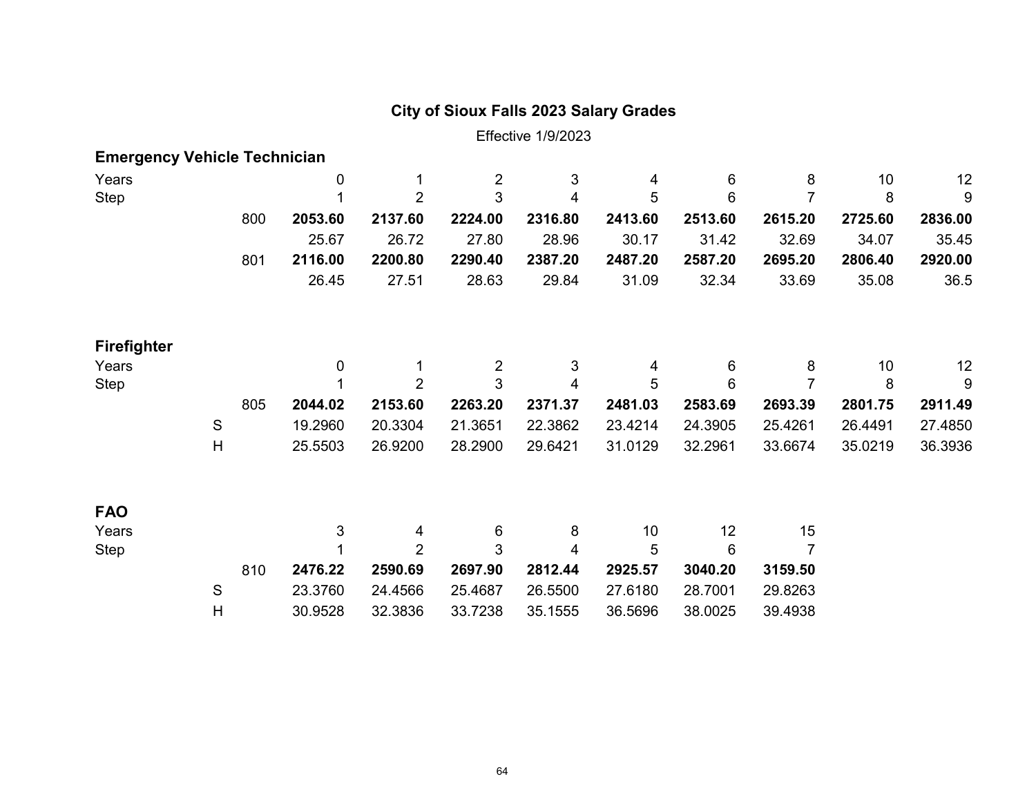## City of Sioux Falls 2023 Salary Grades

Effective 1/9/2023

### Emergency Vehicle Technician

| Years | | | 0 | 1 | 2 | 3 | 4 | 6 | 8 | 10 | 12 |
|---|---|---|---|---|---|---|---|---|---|---|---|
| Step | | | 1 | 2 | 3 | 4 | 5 | 6 | 7 | 8 | 9 |
| | | 800 | **2053.60** | **2137.60** | **2224.00** | **2316.80** | **2413.60** | **2513.60** | **2615.20** | **2725.60** | **2836.00** |
| | | | 25.67 | 26.72 | 27.80 | 28.96 | 30.17 | 31.42 | 32.69 | 34.07 | 35.45 |
| | | 801 | **2116.00** | **2200.80** | **2290.40** | **2387.20** | **2487.20** | **2587.20** | **2695.20** | **2806.40** | **2920.00** |
| | | | 26.45 | 27.51 | 28.63 | 29.84 | 31.09 | 32.34 | 33.69 | 35.08 | 36.5 |

### Firefighter

| Years | | | 0 | 1 | 2 | 3 | 4 | 6 | 8 | 10 | 12 |
|---|---|---|---|---|---|---|---|---|---|---|---|
| Step | | | 1 | 2 | 3 | 4 | 5 | 6 | 7 | 8 | 9 |
| | | 805 | **2044.02** | **2153.60** | **2263.20** | **2371.37** | **2481.03** | **2583.69** | **2693.39** | **2801.75** | **2911.49** |
| | S | | 19.2960 | 20.3304 | 21.3651 | 22.3862 | 23.4214 | 24.3905 | 25.4261 | 26.4491 | 27.4850 |
| | H | | 25.5503 | 26.9200 | 28.2900 | 29.6421 | 31.0129 | 32.2961 | 33.6674 | 35.0219 | 36.3936 |

### FAO

| Years | | | 3 | 4 | 6 | 8 | 10 | 12 | 15 |
|---|---|---|---|---|---|---|---|---|---|
| Step | | | 1 | 2 | 3 | 4 | 5 | 6 | 7 |
| | | 810 | **2476.22** | **2590.69** | **2697.90** | **2812.44** | **2925.57** | **3040.20** | **3159.50** |
| | S | | 23.3760 | 24.4566 | 25.4687 | 26.5500 | 27.6180 | 28.7001 | 29.8263 |
| | H | | 30.9528 | 32.3836 | 33.7238 | 35.1555 | 36.5696 | 38.0025 | 39.4938 |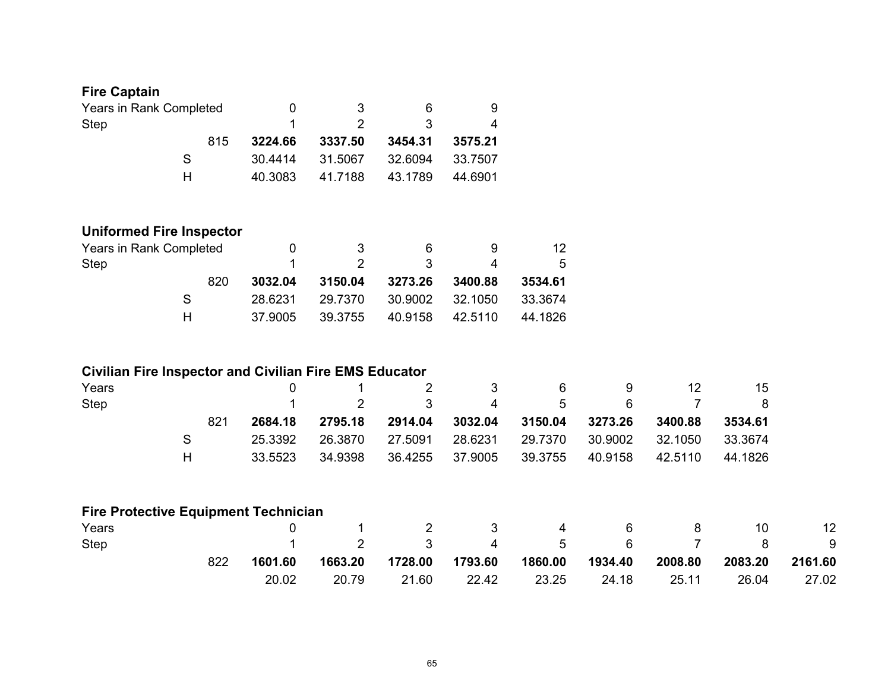## Fire Captain

| Years in Rank Completed | | 0 | 3 | 6 | 9 |
|---|---|---|---|---|---|
| Step | | 1 | 2 | 3 | 4 |
| | 815 | **3224.66** | **3337.50** | **3454.31** | **3575.21** |
| | S | 30.4414 | 31.5067 | 32.6094 | 33.7507 |
| | H | 40.3083 | 41.7188 | 43.1789 | 44.6901 |

## Uniformed Fire Inspector

| Years in Rank Completed | | 0 | 3 | 6 | 9 | 12 |
|---|---|---|---|---|---|---|
| Step | | 1 | 2 | 3 | 4 | 5 |
| | 820 | **3032.04** | **3150.04** | **3273.26** | **3400.88** | **3534.61** |
| | S | 28.6231 | 29.7370 | 30.9002 | 32.1050 | 33.3674 |
| | H | 37.9005 | 39.3755 | 40.9158 | 42.5110 | 44.1826 |

## Civilian Fire Inspector and Civilian Fire EMS Educator

| Years | | 0 | 1 | 2 | 3 | 6 | 9 | 12 | 15 |
|---|---|---|---|---|---|---|---|---|---|
| Step | | 1 | 2 | 3 | 4 | 5 | 6 | 7 | 8 |
| | 821 | **2684.18** | **2795.18** | **2914.04** | **3032.04** | **3150.04** | **3273.26** | **3400.88** | **3534.61** |
| | S | 25.3392 | 26.3870 | 27.5091 | 28.6231 | 29.7370 | 30.9002 | 32.1050 | 33.3674 |
| | H | 33.5523 | 34.9398 | 36.4255 | 37.9005 | 39.3755 | 40.9158 | 42.5110 | 44.1826 |

## Fire Protective Equipment Technician

| Years | | 0 | 1 | 2 | 3 | 4 | 6 | 8 | 10 | 12 |
|---|---|---|---|---|---|---|---|---|---|---|
| Step | | 1 | 2 | 3 | 4 | 5 | 6 | 7 | 8 | 9 |
| | 822 | **1601.60** | **1663.20** | **1728.00** | **1793.60** | **1860.00** | **1934.40** | **2008.80** | **2083.20** | **2161.60** |
| | | 20.02 | 20.79 | 21.60 | 22.42 | 23.25 | 24.18 | 25.11 | 26.04 | 27.02 |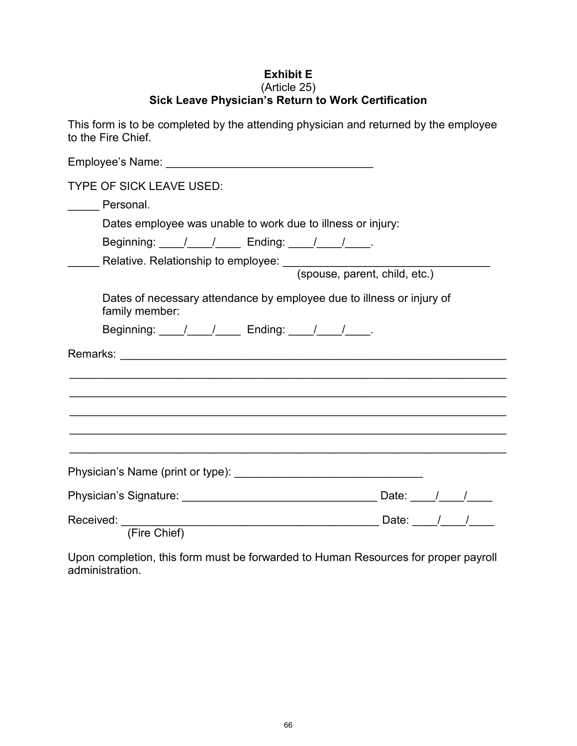**Exhibit E**
(Article 25)
**Sick Leave Physician's Return to Work Certification**

This form is to be completed by the attending physician and returned by the employee to the Fire Chief.

Employee's Name: ________________________________

TYPE OF SICK LEAVE USED:

_____ Personal.

Dates employee was unable to work due to illness or injury:

Beginning: ____/____/____ Ending: ____/____/____.

_____ Relative. Relationship to employee: ________________________________
(spouse, parent, child, etc.)

Dates of necessary attendance by employee due to illness or injury of family member:

Beginning: ____/____/____ Ending: ____/____/____.

Remarks: ____________________________________________________________
______________________________________________________________________
______________________________________________________________________
______________________________________________________________________
______________________________________________________________________
______________________________________________________________________

Physician's Name (print or type): ______________________________

Physician's Signature: ______________________________ Date: ____/____/____

Received: ________________________________________ Date: ____/____/____
(Fire Chief)

Upon completion, this form must be forwarded to Human Resources for proper payroll administration.